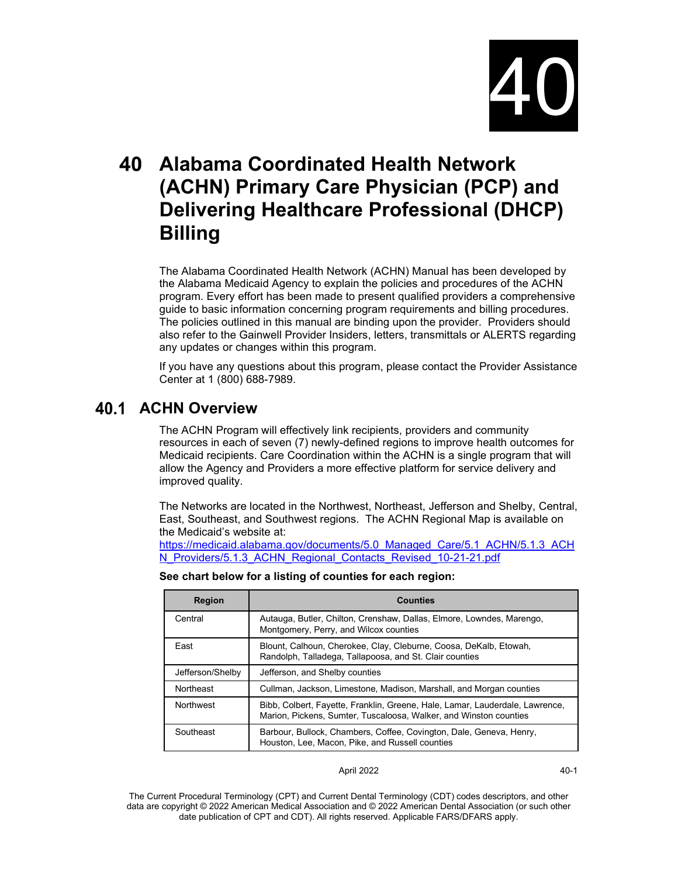# 40 Alabama Coordinated Health Network (ACHN) Primary Care Physician (PCP) and Delivering Healthcare Professional (DHCP) Billing

The Alabama Coordinated Health Network (ACHN) Manual has been developed by the Alabama Medicaid Agency to explain the policies and procedures of the ACHN program. Every effort has been made to present qualified providers a comprehensive guide to basic information concerning program requirements and billing procedures. The policies outlined in this manual are binding upon the provider. Providers should also refer to the Gainwell Provider Insiders, letters, transmittals or ALERTS regarding any updates or changes within this program.

If you have any questions about this program, please contact the Provider Assistance Center at 1 (800) 688-7989.

## 40.1 ACHN Overview

The ACHN Program will effectively link recipients, providers and community resources in each of seven (7) newly-defined regions to improve health outcomes for Medicaid recipients. Care Coordination within the ACHN is a single program that will allow the Agency and Providers a more effective platform for service delivery and improved quality.

The Networks are located in the Northwest, Northeast, Jefferson and Shelby, Central, East, Southeast, and Southwest regions. The ACHN Regional Map is available on the Medicaid's website at: [https://medicaid.alabama.gov/documents/5.0_Managed_Care/5.1_ACHN/5.1.3_ACHN_Providers/5.1.3_ACHN_Regional_Contacts_Revised_10-21-21.pdf](https://medicaid.alabama.gov/documents/5.0_Managed_Care/5.1_ACHN/5.1.3_ACHN_Providers/5.1.3_ACHN_Regional_Contacts_Revised_10-21-21.pdf)

**See chart below for a listing of counties for each region:**

| Region | Counties |
|---|---|
| Central | Autauga, Butler, Chilton, Crenshaw, Dallas, Elmore, Lowndes, Marengo, Montgomery, Perry, and Wilcox counties |
| East | Blount, Calhoun, Cherokee, Clay, Cleburne, Coosa, DeKalb, Etowah, Randolph, Talladega, Tallapoosa, and St. Clair counties |
| Jefferson/Shelby | Jefferson, and Shelby counties |
| Northeast | Cullman, Jackson, Limestone, Madison, Marshall, and Morgan counties |
| Northwest | Bibb, Colbert, Fayette, Franklin, Greene, Hale, Lamar, Lauderdale, Lawrence, Marion, Pickens, Sumter, Tuscaloosa, Walker, and Winston counties |
| Southeast | Barbour, Bullock, Chambers, Coffee, Covington, Dale, Geneva, Henry, Houston, Lee, Macon, Pike, and Russell counties |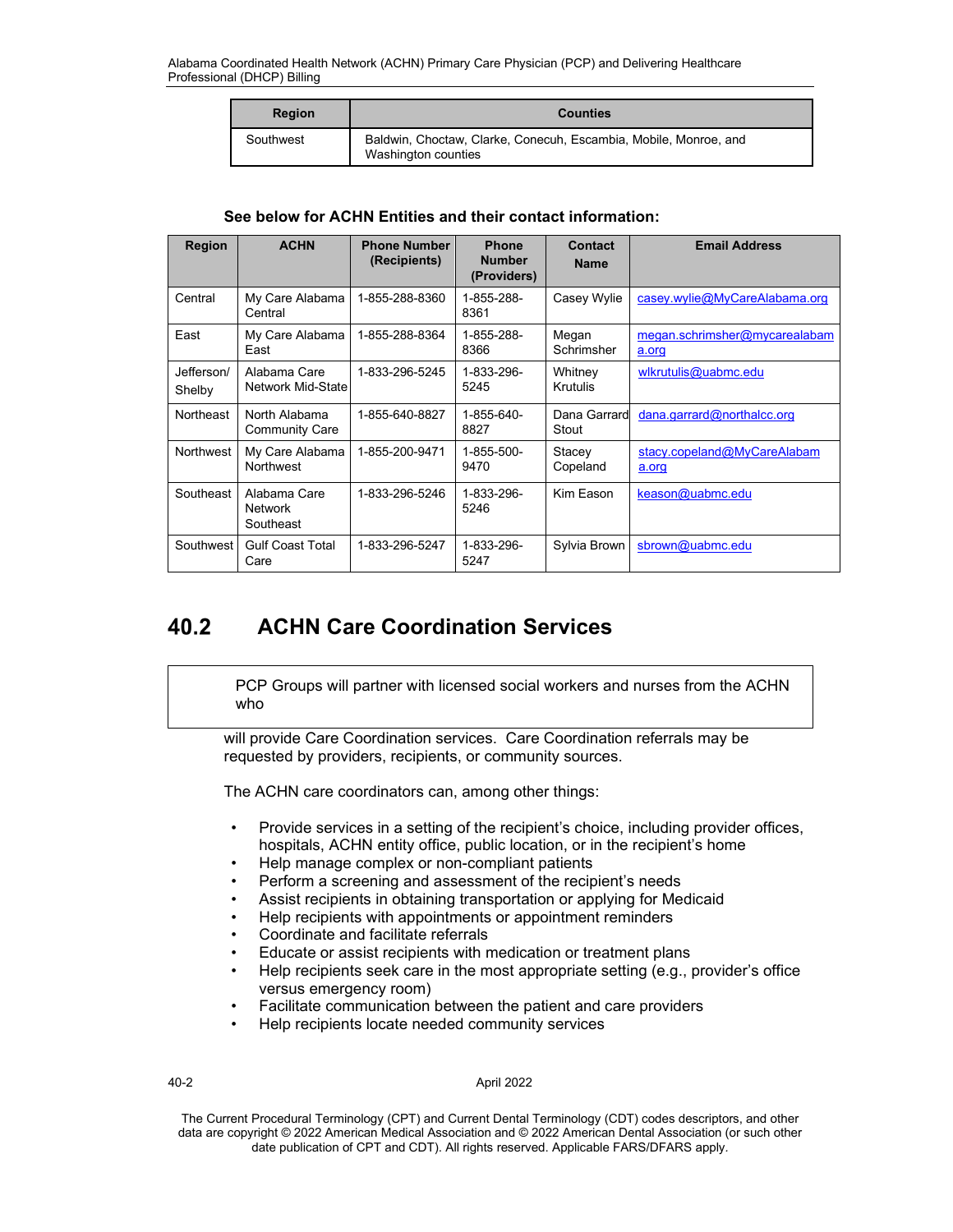| Region | Counties |
|---|---|
| Southwest | Baldwin, Choctaw, Clarke, Conecuh, Escambia, Mobile, Monroe, and Washington counties |

**See below for ACHN Entities and their contact information:**

| Region | ACHN | Phone Number (Recipients) | Phone Number (Providers) | Contact Name | Email Address |
|---|---|---|---|---|---|
| Central | My Care Alabama Central | 1-855-288-8360 | 1-855-288-8361 | Casey Wylie | casey.wylie@MyCareAlabama.org |
| East | My Care Alabama East | 1-855-288-8364 | 1-855-288-8366 | Megan Schrimsher | megan.schrimsher@mycarealabama.org |
| Jefferson/ Shelby | Alabama Care Network Mid-State | 1-833-296-5245 | 1-833-296-5245 | Whitney Krutulis | wlkrutulis@uabmc.edu |
| Northeast | North Alabama Community Care | 1-855-640-8827 | 1-855-640-8827 | Dana Garrard Stout | dana.garrard@northalcc.org |
| Northwest | My Care Alabama Northwest | 1-855-200-9471 | 1-855-500-9470 | Stacey Copeland | stacy.copeland@MyCareAlabama.org |
| Southeast | Alabama Care Network Southeast | 1-833-296-5246 | 1-833-296-5246 | Kim Eason | keason@uabmc.edu |
| Southwest | Gulf Coast Total Care | 1-833-296-5247 | 1-833-296-5247 | Sylvia Brown | sbrown@uabmc.edu |

## 40.2 ACHN Care Coordination Services

PCP Groups will partner with licensed social workers and nurses from the ACHN who will provide Care Coordination services. Care Coordination referrals may be requested by providers, recipients, or community sources.

The ACHN care coordinators can, among other things:

- Provide services in a setting of the recipient's choice, including provider offices, hospitals, ACHN entity office, public location, or in the recipient's home
- Help manage complex or non-compliant patients
- Perform a screening and assessment of the recipient's needs
- Assist recipients in obtaining transportation or applying for Medicaid
- Help recipients with appointments or appointment reminders
- Coordinate and facilitate referrals
- Educate or assist recipients with medication or treatment plans
- Help recipients seek care in the most appropriate setting (e.g., provider's office versus emergency room)
- Facilitate communication between the patient and care providers
- Help recipients locate needed community services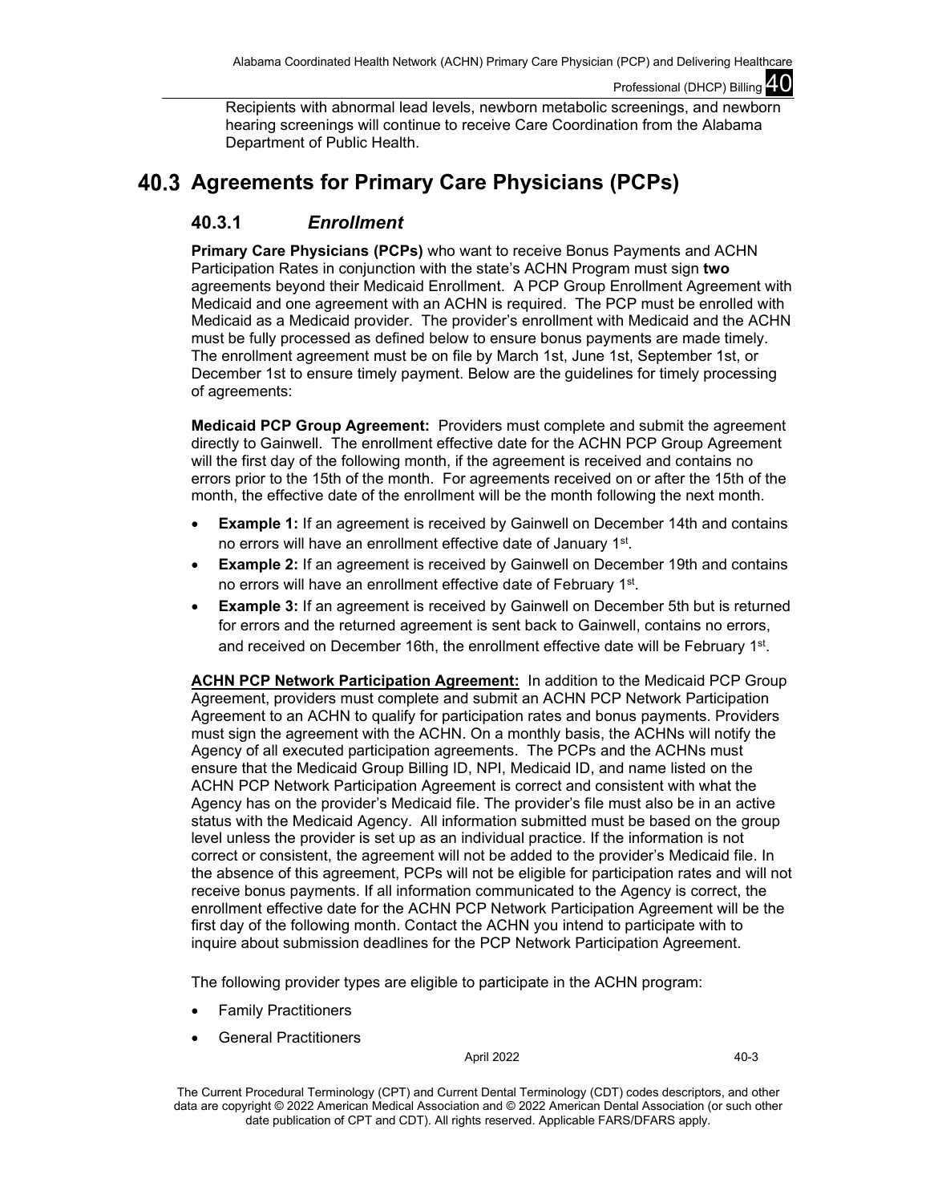Recipients with abnormal lead levels, newborn metabolic screenings, and newborn hearing screenings will continue to receive Care Coordination from the Alabama Department of Public Health.

## 40.3 Agreements for Primary Care Physicians (PCPs)

### 40.3.1 *Enrollment*

**Primary Care Physicians (PCPs)** who want to receive Bonus Payments and ACHN Participation Rates in conjunction with the state's ACHN Program must sign **two** agreements beyond their Medicaid Enrollment. A PCP Group Enrollment Agreement with Medicaid and one agreement with an ACHN is required. The PCP must be enrolled with Medicaid as a Medicaid provider. The provider's enrollment with Medicaid and the ACHN must be fully processed as defined below to ensure bonus payments are made timely. The enrollment agreement must be on file by March 1st, June 1st, September 1st, or December 1st to ensure timely payment. Below are the guidelines for timely processing of agreements:

**Medicaid PCP Group Agreement:** Providers must complete and submit the agreement directly to Gainwell. The enrollment effective date for the ACHN PCP Group Agreement will the first day of the following month, if the agreement is received and contains no errors prior to the 15th of the month. For agreements received on or after the 15th of the month, the effective date of the enrollment will be the month following the next month.

- **Example 1:** If an agreement is received by Gainwell on December 14th and contains no errors will have an enrollment effective date of January 1st.
- **Example 2:** If an agreement is received by Gainwell on December 19th and contains no errors will have an enrollment effective date of February 1st.
- **Example 3:** If an agreement is received by Gainwell on December 5th but is returned for errors and the returned agreement is sent back to Gainwell, contains no errors, and received on December 16th, the enrollment effective date will be February 1st.

**ACHN PCP Network Participation Agreement:** In addition to the Medicaid PCP Group Agreement, providers must complete and submit an ACHN PCP Network Participation Agreement to an ACHN to qualify for participation rates and bonus payments. Providers must sign the agreement with the ACHN. On a monthly basis, the ACHNs will notify the Agency of all executed participation agreements. The PCPs and the ACHNs must ensure that the Medicaid Group Billing ID, NPI, Medicaid ID, and name listed on the ACHN PCP Network Participation Agreement is correct and consistent with what the Agency has on the provider's Medicaid file. The provider's file must also be in an active status with the Medicaid Agency. All information submitted must be based on the group level unless the provider is set up as an individual practice. If the information is not correct or consistent, the agreement will not be added to the provider's Medicaid file. In the absence of this agreement, PCPs will not be eligible for participation rates and will not receive bonus payments. If all information communicated to the Agency is correct, the enrollment effective date for the ACHN PCP Network Participation Agreement will be the first day of the following month. Contact the ACHN you intend to participate with to inquire about submission deadlines for the PCP Network Participation Agreement.

The following provider types are eligible to participate in the ACHN program:

- Family Practitioners
- General Practitioners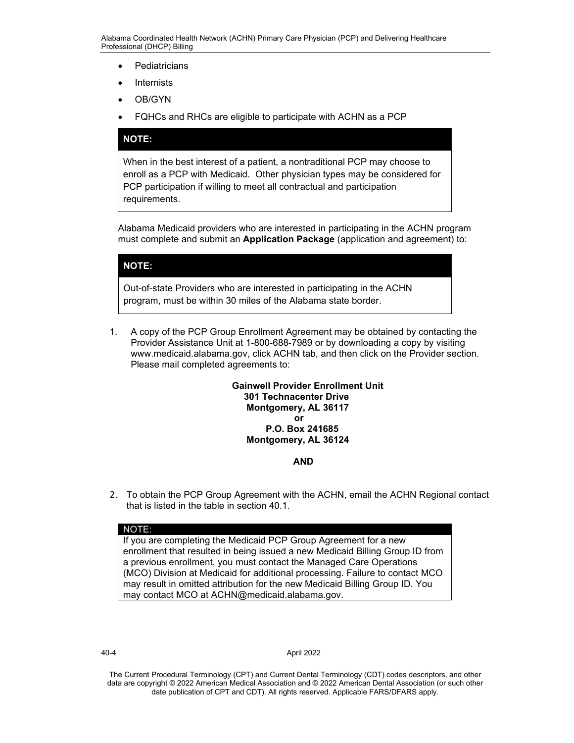- Pediatricians
- Internists
- OB/GYN
- FQHCs and RHCs are eligible to participate with ACHN as a PCP

> **NOTE:**
>
> When in the best interest of a patient, a nontraditional PCP may choose to enroll as a PCP with Medicaid. Other physician types may be considered for PCP participation if willing to meet all contractual and participation requirements.

Alabama Medicaid providers who are interested in participating in the ACHN program must complete and submit an **Application Package** (application and agreement) to:

> **NOTE:**
>
> Out-of-state Providers who are interested in participating in the ACHN program, must be within 30 miles of the Alabama state border.

1. A copy of the PCP Group Enrollment Agreement may be obtained by contacting the Provider Assistance Unit at 1-800-688-7989 or by downloading a copy by visiting www.medicaid.alabama.gov, click ACHN tab, and then click on the Provider section. Please mail completed agreements to:

   **Gainwell Provider Enrollment Unit**
   **301 Technacenter Drive**
   **Montgomery, AL 36117**
   **or**
   **P.O. Box 241685**
   **Montgomery, AL 36124**

   **AND**

2. To obtain the PCP Group Agreement with the ACHN, email the ACHN Regional contact that is listed in the table in section 40.1.

> NOTE:
>
> If you are completing the Medicaid PCP Group Agreement for a new enrollment that resulted in being issued a new Medicaid Billing Group ID from a previous enrollment, you must contact the Managed Care Operations (MCO) Division at Medicaid for additional processing. Failure to contact MCO may result in omitted attribution for the new Medicaid Billing Group ID. You may contact MCO at ACHN@medicaid.alabama.gov.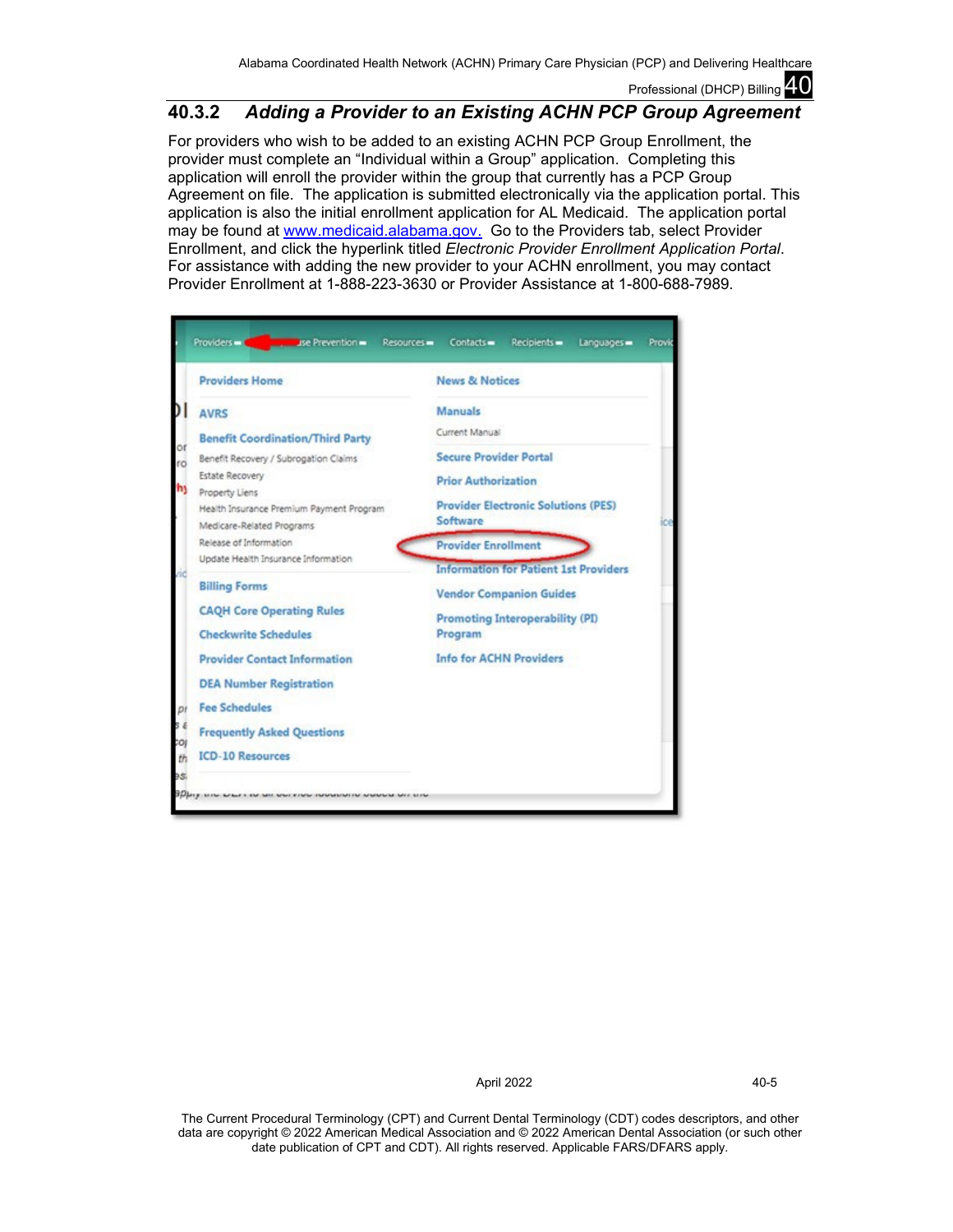### 40.3.2 Adding a Provider to an Existing ACHN PCP Group Agreement

For providers who wish to be added to an existing ACHN PCP Group Enrollment, the provider must complete an "Individual within a Group" application. Completing this application will enroll the provider within the group that currently has a PCP Group Agreement on file. The application is submitted electronically via the application portal. This application is also the initial enrollment application for AL Medicaid. The application portal may be found at [www.medicaid.alabama.gov.](http://www.medicaid.alabama.gov) Go to the Providers tab, select Provider Enrollment, and click the hyperlink titled *Electronic Provider Enrollment Application Portal*. For assistance with adding the new provider to your ACHN enrollment, you may contact Provider Enrollment at 1-888-223-3630 or Provider Assistance at 1-800-688-7989.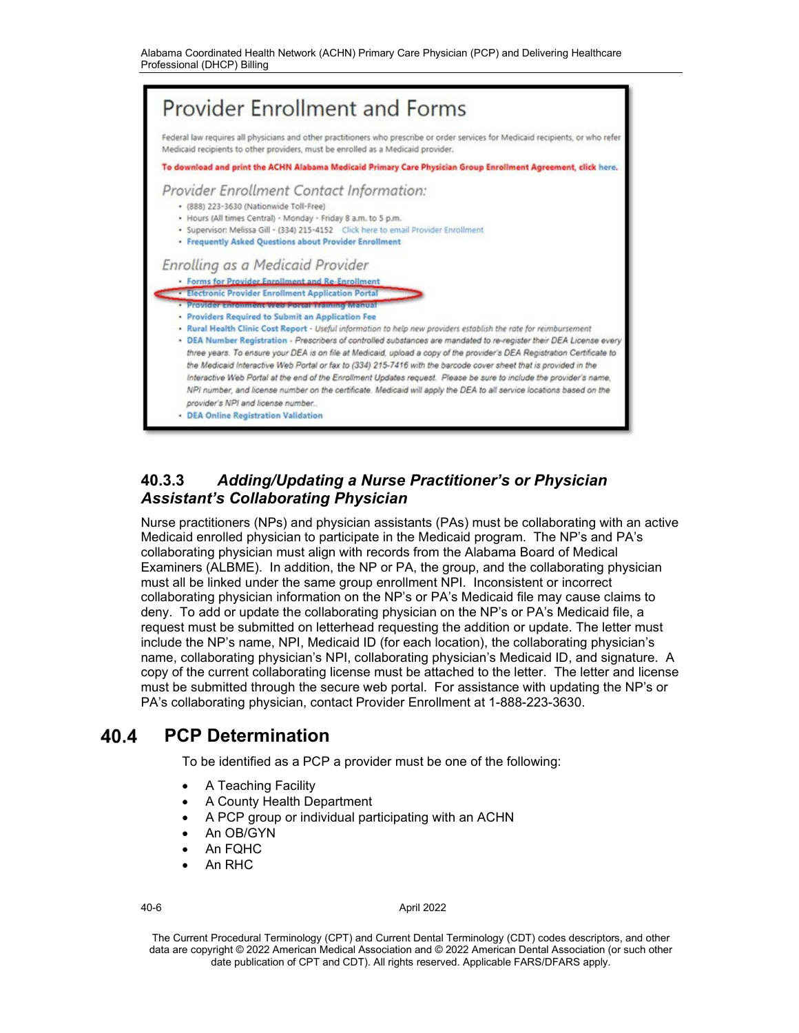# Provider Enrollment and Forms

Federal law requires all physicians and other practitioners who prescribe or order services for Medicaid recipients, or who refer Medicaid recipients to other providers, must be enrolled as a Medicaid provider.

**To download and print the ACHN Alabama Medicaid Primary Care Physician Group Enrollment Agreement, click here.**

*Provider Enrollment Contact Information:*

- (888) 223-3630 (Nationwide Toll-Free)
- Hours (All times Central) - Monday - Friday 8 a.m. to 5 p.m.
- Supervisor: Melissa Gill - (334) 215-4152 Click here to email Provider Enrollment
- **Frequently Asked Questions about Provider Enrollment**

*Enrolling as a Medicaid Provider*

- **Forms for Provider Enrollment and Re-Enrollment**
- **Electronic Provider Enrollment Application Portal**
- **Provider Enrollment Web Portal Training Manual**
- **Providers Required to Submit an Application Fee**
- **Rural Health Clinic Cost Report** - *Useful information to help new providers establish the rate for reimbursement*
- **DEA Number Registration** - *Prescribers of controlled substances are mandated to re-register their DEA License every three years. To ensure your DEA is on file at Medicaid, upload a copy of the provider's DEA Registration Certificate to the Medicaid Interactive Web Portal or fax to (334) 215-7416 with the barcode cover sheet that is provided in the Interactive Web Portal at the end of the Enrollment Updates request. Please be sure to include the provider's name, NPI number, and license number on the certificate. Medicaid will apply the DEA to all service locations based on the provider's NPI and license number.*
- **DEA Online Registration Validation**

### 40.3.3 *Adding/Updating a Nurse Practitioner's or Physician Assistant's Collaborating Physician*

Nurse practitioners (NPs) and physician assistants (PAs) must be collaborating with an active Medicaid enrolled physician to participate in the Medicaid program. The NP's and PA's collaborating physician must align with records from the Alabama Board of Medical Examiners (ALBME). In addition, the NP or PA, the group, and the collaborating physician must all be linked under the same group enrollment NPI. Inconsistent or incorrect collaborating physician information on the NP's or PA's Medicaid file may cause claims to deny. To add or update the collaborating physician on the NP's or PA's Medicaid file, a request must be submitted on letterhead requesting the addition or update. The letter must include the NP's name, NPI, Medicaid ID (for each location), the collaborating physician's name, collaborating physician's NPI, collaborating physician's Medicaid ID, and signature. A copy of the current collaborating license must be attached to the letter. The letter and license must be submitted through the secure web portal. For assistance with updating the NP's or PA's collaborating physician, contact Provider Enrollment at 1-888-223-3630.

## 40.4 PCP Determination

To be identified as a PCP a provider must be one of the following:

- A Teaching Facility
- A County Health Department
- A PCP group or individual participating with an ACHN
- An OB/GYN
- An FQHC
- An RHC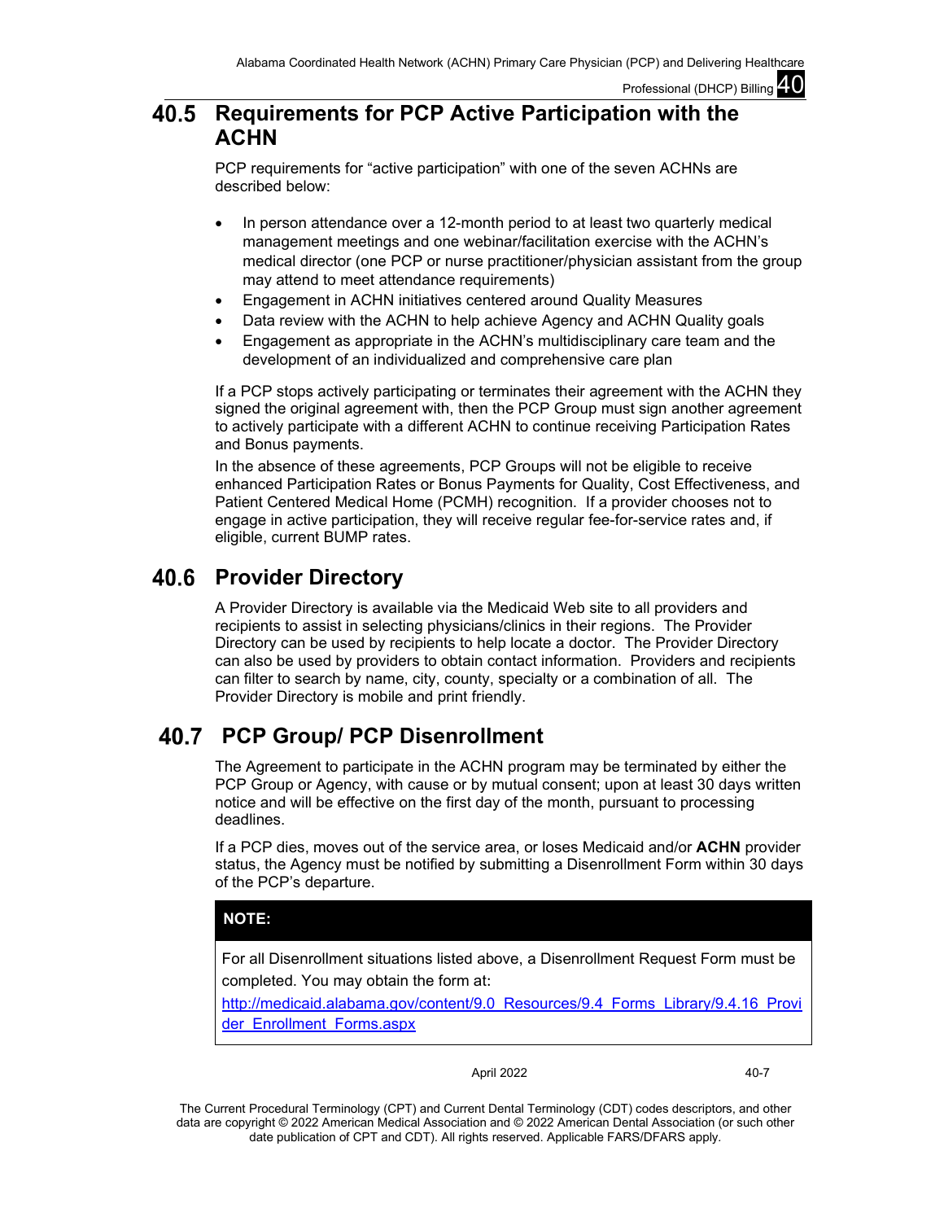## 40.5 Requirements for PCP Active Participation with the ACHN

PCP requirements for "active participation" with one of the seven ACHNs are described below:

- In person attendance over a 12-month period to at least two quarterly medical management meetings and one webinar/facilitation exercise with the ACHN's medical director (one PCP or nurse practitioner/physician assistant from the group may attend to meet attendance requirements)
- Engagement in ACHN initiatives centered around Quality Measures
- Data review with the ACHN to help achieve Agency and ACHN Quality goals
- Engagement as appropriate in the ACHN's multidisciplinary care team and the development of an individualized and comprehensive care plan

If a PCP stops actively participating or terminates their agreement with the ACHN they signed the original agreement with, then the PCP Group must sign another agreement to actively participate with a different ACHN to continue receiving Participation Rates and Bonus payments.

In the absence of these agreements, PCP Groups will not be eligible to receive enhanced Participation Rates or Bonus Payments for Quality, Cost Effectiveness, and Patient Centered Medical Home (PCMH) recognition. If a provider chooses not to engage in active participation, they will receive regular fee-for-service rates and, if eligible, current BUMP rates.

## 40.6 Provider Directory

A Provider Directory is available via the Medicaid Web site to all providers and recipients to assist in selecting physicians/clinics in their regions. The Provider Directory can be used by recipients to help locate a doctor. The Provider Directory can also be used by providers to obtain contact information. Providers and recipients can filter to search by name, city, county, specialty or a combination of all. The Provider Directory is mobile and print friendly.

## 40.7 PCP Group/ PCP Disenrollment

The Agreement to participate in the ACHN program may be terminated by either the PCP Group or Agency, with cause or by mutual consent; upon at least 30 days written notice and will be effective on the first day of the month, pursuant to processing deadlines.

If a PCP dies, moves out of the service area, or loses Medicaid and/or **ACHN** provider status, the Agency must be notified by submitting a Disenrollment Form within 30 days of the PCP's departure.

> **NOTE:**
>
> For all Disenrollment situations listed above, a Disenrollment Request Form must be completed. You may obtain the form at:
> http://medicaid.alabama.gov/content/9.0_Resources/9.4_Forms_Library/9.4.16_Provider_Enrollment_Forms.aspx

The Current Procedural Terminology (CPT) and Current Dental Terminology (CDT) codes descriptors, and other data are copyright © 2022 American Medical Association and © 2022 American Dental Association (or such other date publication of CPT and CDT). All rights reserved. Applicable FARS/DFARS apply.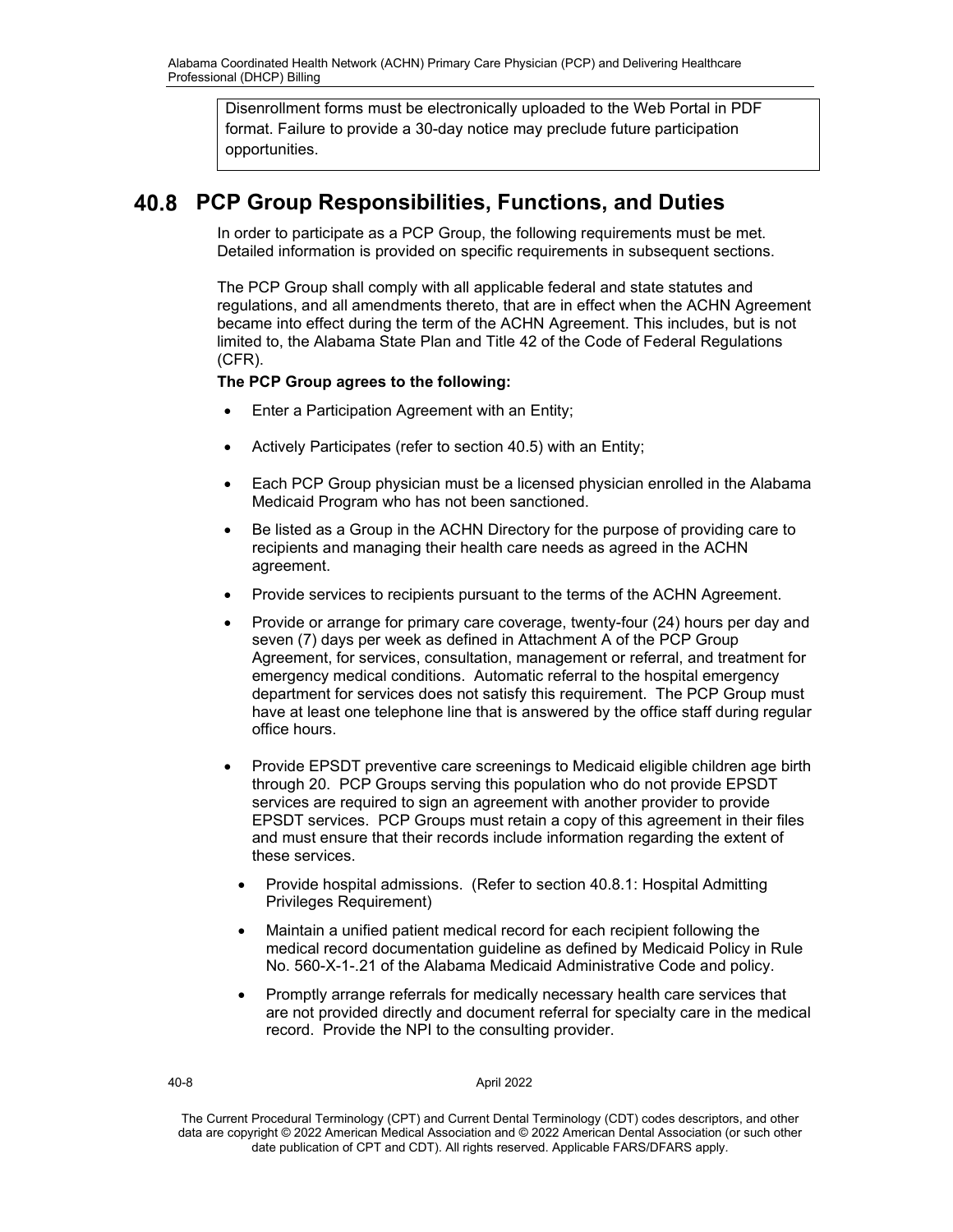Disenrollment forms must be electronically uploaded to the Web Portal in PDF format. Failure to provide a 30-day notice may preclude future participation opportunities.

## 40.8 PCP Group Responsibilities, Functions, and Duties

In order to participate as a PCP Group, the following requirements must be met. Detailed information is provided on specific requirements in subsequent sections.

The PCP Group shall comply with all applicable federal and state statutes and regulations, and all amendments thereto, that are in effect when the ACHN Agreement became into effect during the term of the ACHN Agreement. This includes, but is not limited to, the Alabama State Plan and Title 42 of the Code of Federal Regulations (CFR).

**The PCP Group agrees to the following:**

- Enter a Participation Agreement with an Entity;
- Actively Participates (refer to section 40.5) with an Entity;
- Each PCP Group physician must be a licensed physician enrolled in the Alabama Medicaid Program who has not been sanctioned.
- Be listed as a Group in the ACHN Directory for the purpose of providing care to recipients and managing their health care needs as agreed in the ACHN agreement.
- Provide services to recipients pursuant to the terms of the ACHN Agreement.
- Provide or arrange for primary care coverage, twenty-four (24) hours per day and seven (7) days per week as defined in Attachment A of the PCP Group Agreement, for services, consultation, management or referral, and treatment for emergency medical conditions. Automatic referral to the hospital emergency department for services does not satisfy this requirement. The PCP Group must have at least one telephone line that is answered by the office staff during regular office hours.
- Provide EPSDT preventive care screenings to Medicaid eligible children age birth through 20. PCP Groups serving this population who do not provide EPSDT services are required to sign an agreement with another provider to provide EPSDT services. PCP Groups must retain a copy of this agreement in their files and must ensure that their records include information regarding the extent of these services.
  - Provide hospital admissions. (Refer to section 40.8.1: Hospital Admitting Privileges Requirement)
  - Maintain a unified patient medical record for each recipient following the medical record documentation guideline as defined by Medicaid Policy in Rule No. 560-X-1-.21 of the Alabama Medicaid Administrative Code and policy.
  - Promptly arrange referrals for medically necessary health care services that are not provided directly and document referral for specialty care in the medical record. Provide the NPI to the consulting provider.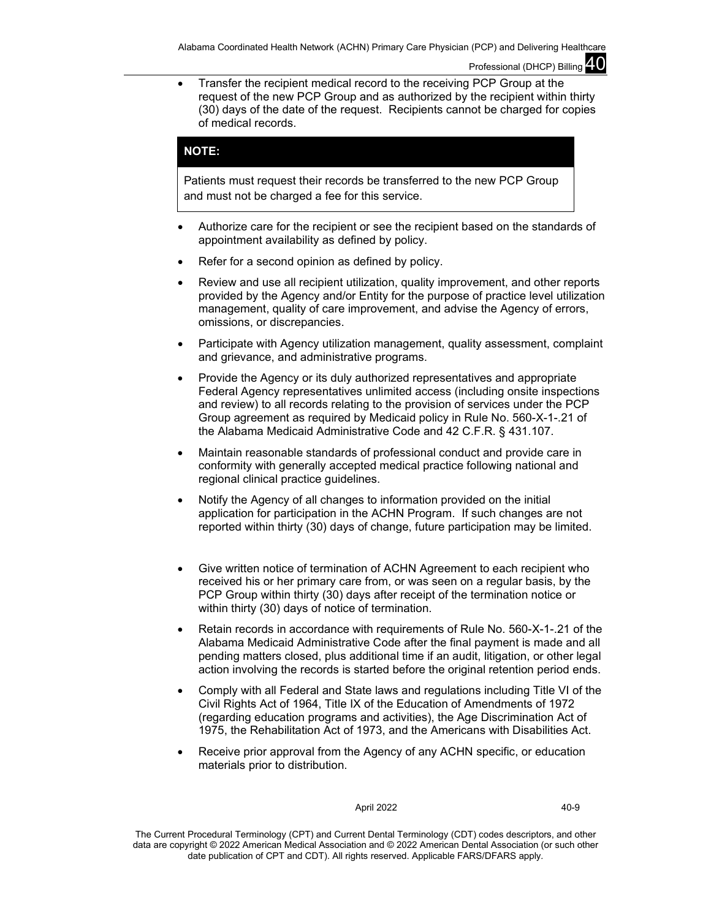- Transfer the recipient medical record to the receiving PCP Group at the request of the new PCP Group and as authorized by the recipient within thirty (30) days of the date of the request. Recipients cannot be charged for copies of medical records.

| **NOTE:** |
|---|
| Patients must request their records be transferred to the new PCP Group and must not be charged a fee for this service. |

- Authorize care for the recipient or see the recipient based on the standards of appointment availability as defined by policy.
- Refer for a second opinion as defined by policy.
- Review and use all recipient utilization, quality improvement, and other reports provided by the Agency and/or Entity for the purpose of practice level utilization management, quality of care improvement, and advise the Agency of errors, omissions, or discrepancies.
- Participate with Agency utilization management, quality assessment, complaint and grievance, and administrative programs.
- Provide the Agency or its duly authorized representatives and appropriate Federal Agency representatives unlimited access (including onsite inspections and review) to all records relating to the provision of services under the PCP Group agreement as required by Medicaid policy in Rule No. 560-X-1-.21 of the Alabama Medicaid Administrative Code and 42 C.F.R. § 431.107.
- Maintain reasonable standards of professional conduct and provide care in conformity with generally accepted medical practice following national and regional clinical practice guidelines.
- Notify the Agency of all changes to information provided on the initial application for participation in the ACHN Program. If such changes are not reported within thirty (30) days of change, future participation may be limited.
- Give written notice of termination of ACHN Agreement to each recipient who received his or her primary care from, or was seen on a regular basis, by the PCP Group within thirty (30) days after receipt of the termination notice or within thirty (30) days of notice of termination.
- Retain records in accordance with requirements of Rule No. 560-X-1-.21 of the Alabama Medicaid Administrative Code after the final payment is made and all pending matters closed, plus additional time if an audit, litigation, or other legal action involving the records is started before the original retention period ends.
- Comply with all Federal and State laws and regulations including Title VI of the Civil Rights Act of 1964, Title IX of the Education of Amendments of 1972 (regarding education programs and activities), the Age Discrimination Act of 1975, the Rehabilitation Act of 1973, and the Americans with Disabilities Act.
- Receive prior approval from the Agency of any ACHN specific, or education materials prior to distribution.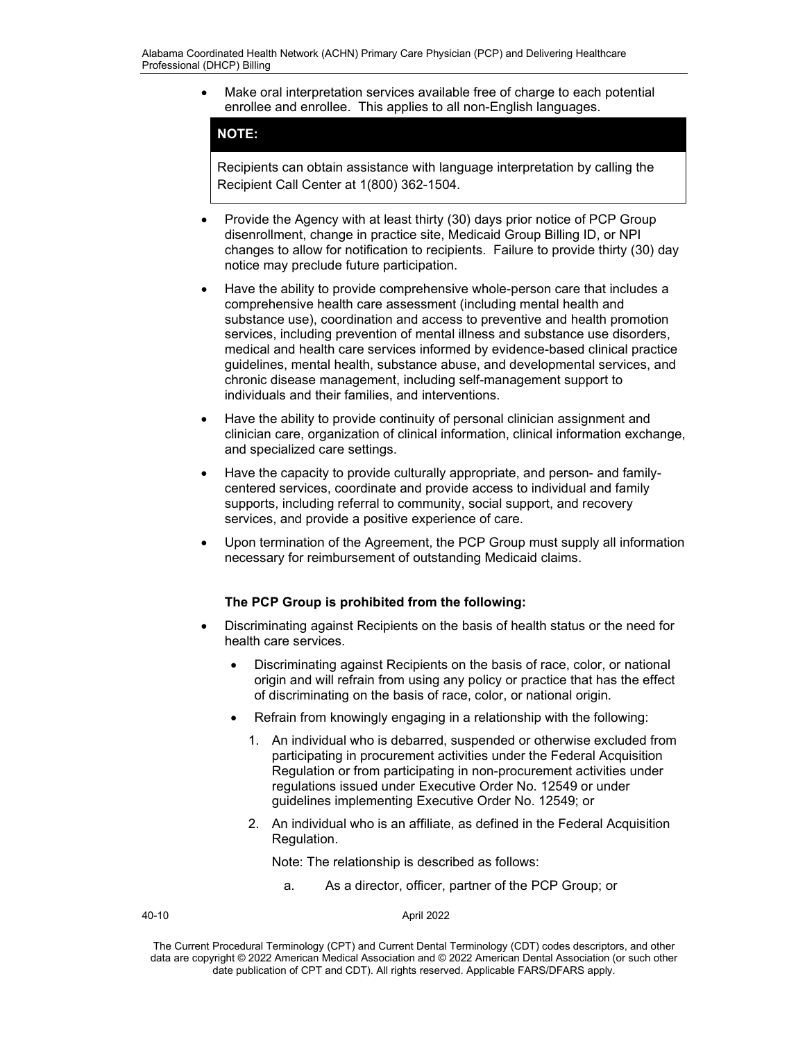- Make oral interpretation services available free of charge to each potential enrollee and enrollee. This applies to all non-English languages.

> **NOTE:**
>
> Recipients can obtain assistance with language interpretation by calling the Recipient Call Center at 1(800) 362-1504.

- Provide the Agency with at least thirty (30) days prior notice of PCP Group disenrollment, change in practice site, Medicaid Group Billing ID, or NPI changes to allow for notification to recipients. Failure to provide thirty (30) day notice may preclude future participation.
- Have the ability to provide comprehensive whole-person care that includes a comprehensive health care assessment (including mental health and substance use), coordination and access to preventive and health promotion services, including prevention of mental illness and substance use disorders, medical and health care services informed by evidence-based clinical practice guidelines, mental health, substance abuse, and developmental services, and chronic disease management, including self-management support to individuals and their families, and interventions.
- Have the ability to provide continuity of personal clinician assignment and clinician care, organization of clinical information, clinical information exchange, and specialized care settings.
- Have the capacity to provide culturally appropriate, and person- and family-centered services, coordinate and provide access to individual and family supports, including referral to community, social support, and recovery services, and provide a positive experience of care.
- Upon termination of the Agreement, the PCP Group must supply all information necessary for reimbursement of outstanding Medicaid claims.

**The PCP Group is prohibited from the following:**

- Discriminating against Recipients on the basis of health status or the need for health care services.
  - Discriminating against Recipients on the basis of race, color, or national origin and will refrain from using any policy or practice that has the effect of discriminating on the basis of race, color, or national origin.
  - Refrain from knowingly engaging in a relationship with the following:
    1. An individual who is debarred, suspended or otherwise excluded from participating in procurement activities under the Federal Acquisition Regulation or from participating in non-procurement activities under regulations issued under Executive Order No. 12549 or under guidelines implementing Executive Order No. 12549; or
    2. An individual who is an affiliate, as defined in the Federal Acquisition Regulation.

       Note: The relationship is described as follows:

       a. As a director, officer, partner of the PCP Group; or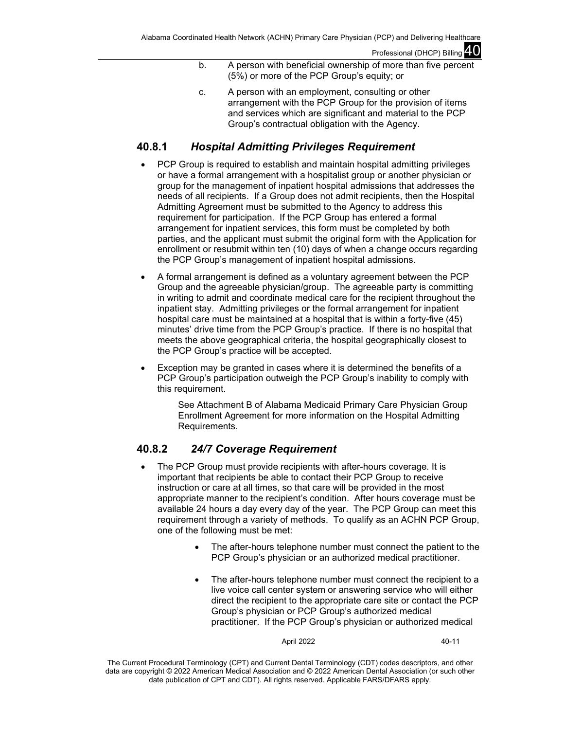b. A person with beneficial ownership of more than five percent (5%) or more of the PCP Group's equity; or

c. A person with an employment, consulting or other arrangement with the PCP Group for the provision of items and services which are significant and material to the PCP Group's contractual obligation with the Agency.

## 40.8.1 *Hospital Admitting Privileges Requirement*

- PCP Group is required to establish and maintain hospital admitting privileges or have a formal arrangement with a hospitalist group or another physician or group for the management of inpatient hospital admissions that addresses the needs of all recipients. If a Group does not admit recipients, then the Hospital Admitting Agreement must be submitted to the Agency to address this requirement for participation. If the PCP Group has entered a formal arrangement for inpatient services, this form must be completed by both parties, and the applicant must submit the original form with the Application for enrollment or resubmit within ten (10) days of when a change occurs regarding the PCP Group's management of inpatient hospital admissions.
- A formal arrangement is defined as a voluntary agreement between the PCP Group and the agreeable physician/group. The agreeable party is committing in writing to admit and coordinate medical care for the recipient throughout the inpatient stay. Admitting privileges or the formal arrangement for inpatient hospital care must be maintained at a hospital that is within a forty-five (45) minutes' drive time from the PCP Group's practice. If there is no hospital that meets the above geographical criteria, the hospital geographically closest to the PCP Group's practice will be accepted.
- Exception may be granted in cases where it is determined the benefits of a PCP Group's participation outweigh the PCP Group's inability to comply with this requirement.

  See Attachment B of Alabama Medicaid Primary Care Physician Group Enrollment Agreement for more information on the Hospital Admitting Requirements.

## 40.8.2 *24/7 Coverage Requirement*

- The PCP Group must provide recipients with after-hours coverage. It is important that recipients be able to contact their PCP Group to receive instruction or care at all times, so that care will be provided in the most appropriate manner to the recipient's condition. After hours coverage must be available 24 hours a day every day of the year. The PCP Group can meet this requirement through a variety of methods. To qualify as an ACHN PCP Group, one of the following must be met:
  - The after-hours telephone number must connect the patient to the PCP Group's physician or an authorized medical practitioner.
  - The after-hours telephone number must connect the recipient to a live voice call center system or answering service who will either direct the recipient to the appropriate care site or contact the PCP Group's physician or PCP Group's authorized medical practitioner. If the PCP Group's physician or authorized medical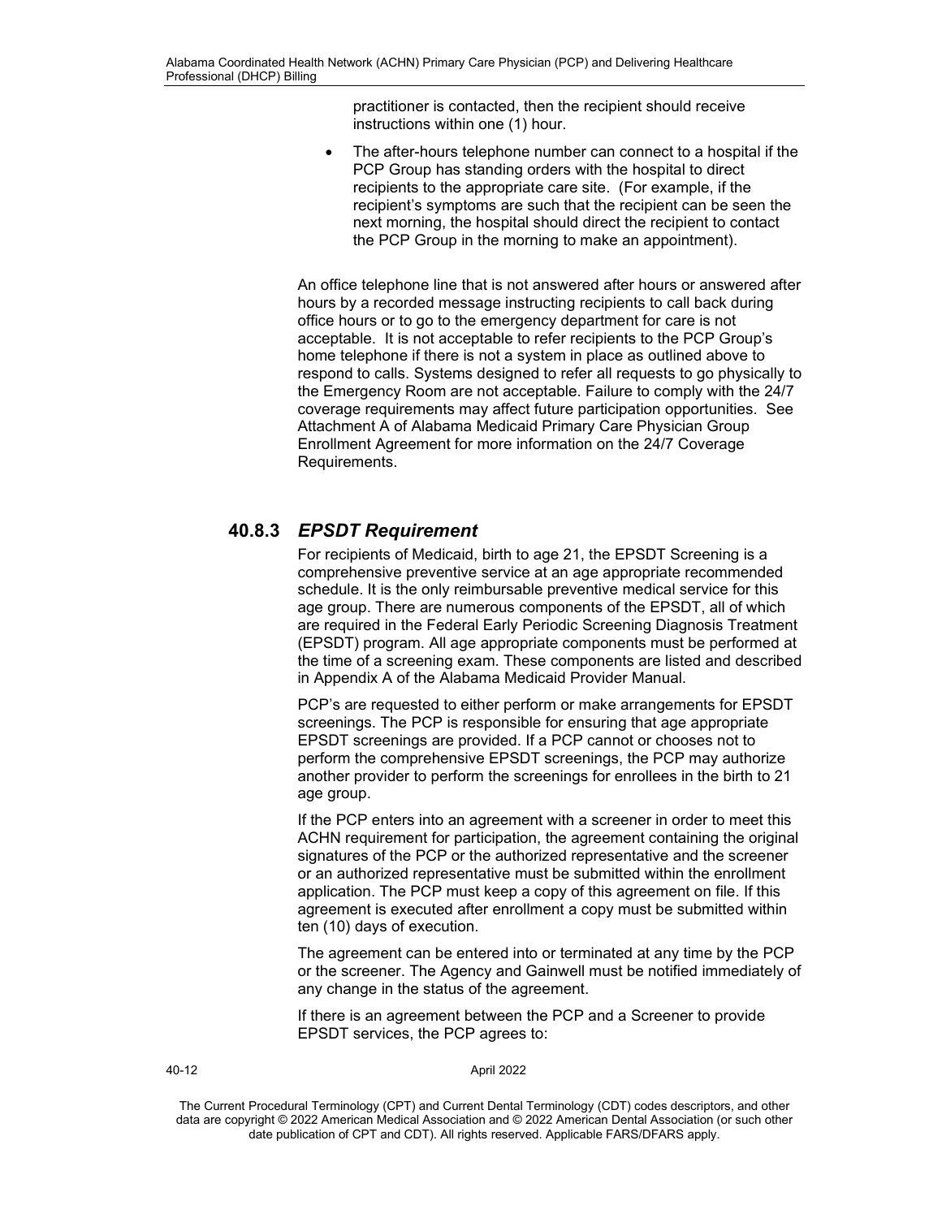practitioner is contacted, then the recipient should receive instructions within one (1) hour.

- The after-hours telephone number can connect to a hospital if the PCP Group has standing orders with the hospital to direct recipients to the appropriate care site. (For example, if the recipient's symptoms are such that the recipient can be seen the next morning, the hospital should direct the recipient to contact the PCP Group in the morning to make an appointment).

An office telephone line that is not answered after hours or answered after hours by a recorded message instructing recipients to call back during office hours or to go to the emergency department for care is not acceptable. It is not acceptable to refer recipients to the PCP Group's home telephone if there is not a system in place as outlined above to respond to calls. Systems designed to refer all requests to go physically to the Emergency Room are not acceptable. Failure to comply with the 24/7 coverage requirements may affect future participation opportunities. See Attachment A of Alabama Medicaid Primary Care Physician Group Enrollment Agreement for more information on the 24/7 Coverage Requirements.

### 40.8.3 *EPSDT Requirement*

For recipients of Medicaid, birth to age 21, the EPSDT Screening is a comprehensive preventive service at an age appropriate recommended schedule. It is the only reimbursable preventive medical service for this age group. There are numerous components of the EPSDT, all of which are required in the Federal Early Periodic Screening Diagnosis Treatment (EPSDT) program. All age appropriate components must be performed at the time of a screening exam. These components are listed and described in Appendix A of the Alabama Medicaid Provider Manual.

PCP's are requested to either perform or make arrangements for EPSDT screenings. The PCP is responsible for ensuring that age appropriate EPSDT screenings are provided. If a PCP cannot or chooses not to perform the comprehensive EPSDT screenings, the PCP may authorize another provider to perform the screenings for enrollees in the birth to 21 age group.

If the PCP enters into an agreement with a screener in order to meet this ACHN requirement for participation, the agreement containing the original signatures of the PCP or the authorized representative and the screener or an authorized representative must be submitted within the enrollment application. The PCP must keep a copy of this agreement on file. If this agreement is executed after enrollment a copy must be submitted within ten (10) days of execution.

The agreement can be entered into or terminated at any time by the PCP or the screener. The Agency and Gainwell must be notified immediately of any change in the status of the agreement.

If there is an agreement between the PCP and a Screener to provide EPSDT services, the PCP agrees to: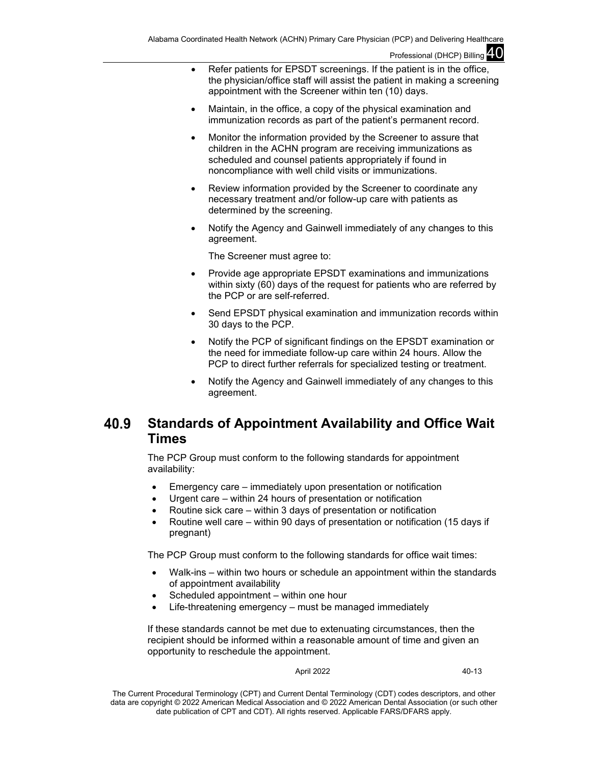- Refer patients for EPSDT screenings. If the patient is in the office, the physician/office staff will assist the patient in making a screening appointment with the Screener within ten (10) days.
- Maintain, in the office, a copy of the physical examination and immunization records as part of the patient's permanent record.
- Monitor the information provided by the Screener to assure that children in the ACHN program are receiving immunizations as scheduled and counsel patients appropriately if found in noncompliance with well child visits or immunizations.
- Review information provided by the Screener to coordinate any necessary treatment and/or follow-up care with patients as determined by the screening.
- Notify the Agency and Gainwell immediately of any changes to this agreement.

  The Screener must agree to:

- Provide age appropriate EPSDT examinations and immunizations within sixty (60) days of the request for patients who are referred by the PCP or are self-referred.
- Send EPSDT physical examination and immunization records within 30 days to the PCP.
- Notify the PCP of significant findings on the EPSDT examination or the need for immediate follow-up care within 24 hours. Allow the PCP to direct further referrals for specialized testing or treatment.
- Notify the Agency and Gainwell immediately of any changes to this agreement.

## 40.9 Standards of Appointment Availability and Office Wait Times

The PCP Group must conform to the following standards for appointment availability:

- Emergency care – immediately upon presentation or notification
- Urgent care – within 24 hours of presentation or notification
- Routine sick care – within 3 days of presentation or notification
- Routine well care – within 90 days of presentation or notification (15 days if pregnant)

The PCP Group must conform to the following standards for office wait times:

- Walk-ins – within two hours or schedule an appointment within the standards of appointment availability
- Scheduled appointment – within one hour
- Life-threatening emergency – must be managed immediately

If these standards cannot be met due to extenuating circumstances, then the recipient should be informed within a reasonable amount of time and given an opportunity to reschedule the appointment.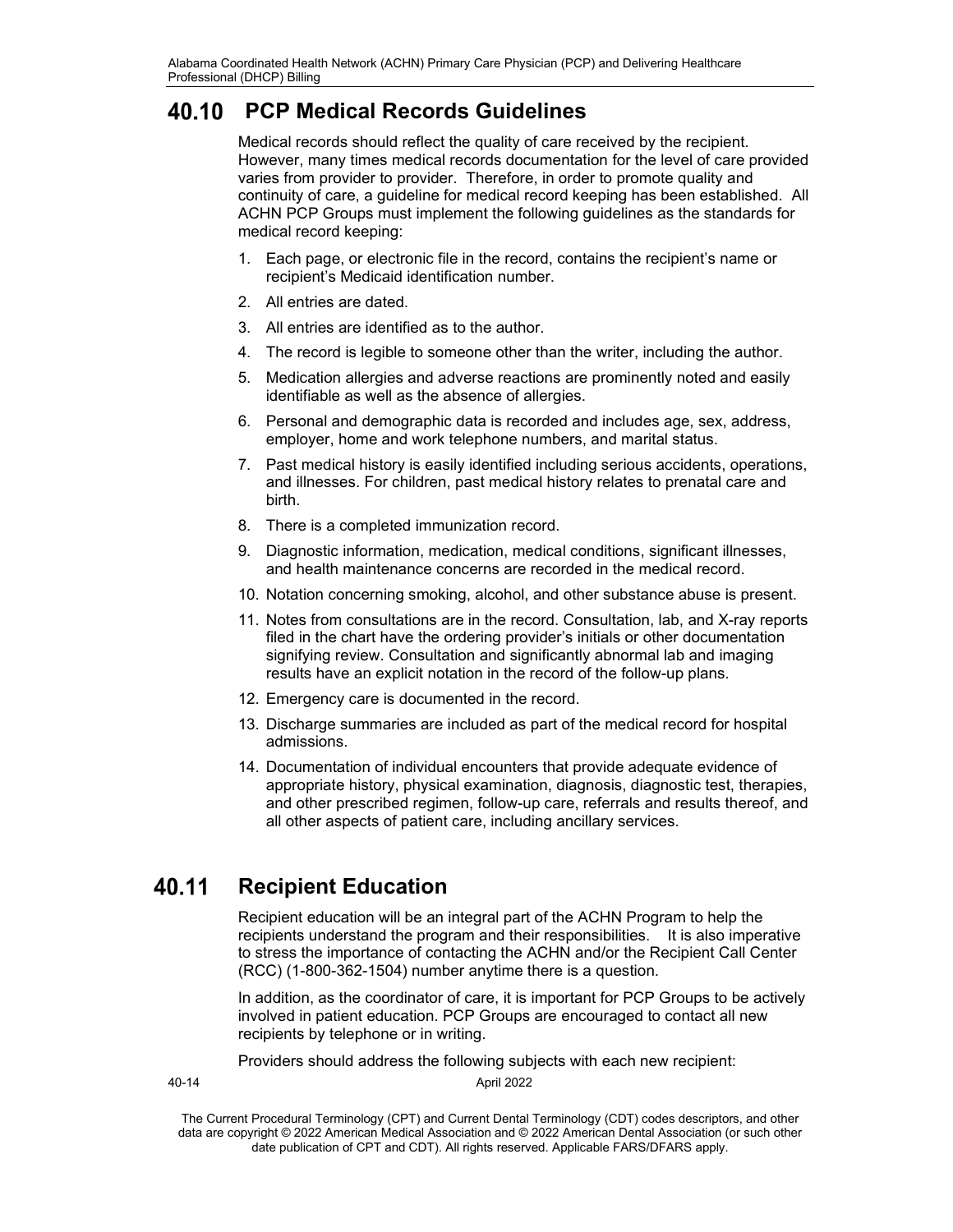## 40.10 PCP Medical Records Guidelines

Medical records should reflect the quality of care received by the recipient. However, many times medical records documentation for the level of care provided varies from provider to provider. Therefore, in order to promote quality and continuity of care, a guideline for medical record keeping has been established. All ACHN PCP Groups must implement the following guidelines as the standards for medical record keeping:

1. Each page, or electronic file in the record, contains the recipient's name or recipient's Medicaid identification number.
2. All entries are dated.
3. All entries are identified as to the author.
4. The record is legible to someone other than the writer, including the author.
5. Medication allergies and adverse reactions are prominently noted and easily identifiable as well as the absence of allergies.
6. Personal and demographic data is recorded and includes age, sex, address, employer, home and work telephone numbers, and marital status.
7. Past medical history is easily identified including serious accidents, operations, and illnesses. For children, past medical history relates to prenatal care and birth.
8. There is a completed immunization record.
9. Diagnostic information, medication, medical conditions, significant illnesses, and health maintenance concerns are recorded in the medical record.
10. Notation concerning smoking, alcohol, and other substance abuse is present.
11. Notes from consultations are in the record. Consultation, lab, and X-ray reports filed in the chart have the ordering provider's initials or other documentation signifying review. Consultation and significantly abnormal lab and imaging results have an explicit notation in the record of the follow-up plans.
12. Emergency care is documented in the record.
13. Discharge summaries are included as part of the medical record for hospital admissions.
14. Documentation of individual encounters that provide adequate evidence of appropriate history, physical examination, diagnosis, diagnostic test, therapies, and other prescribed regimen, follow-up care, referrals and results thereof, and all other aspects of patient care, including ancillary services.

## 40.11 Recipient Education

Recipient education will be an integral part of the ACHN Program to help the recipients understand the program and their responsibilities. It is also imperative to stress the importance of contacting the ACHN and/or the Recipient Call Center (RCC) (1-800-362-1504) number anytime there is a question.

In addition, as the coordinator of care, it is important for PCP Groups to be actively involved in patient education. PCP Groups are encouraged to contact all new recipients by telephone or in writing.

Providers should address the following subjects with each new recipient: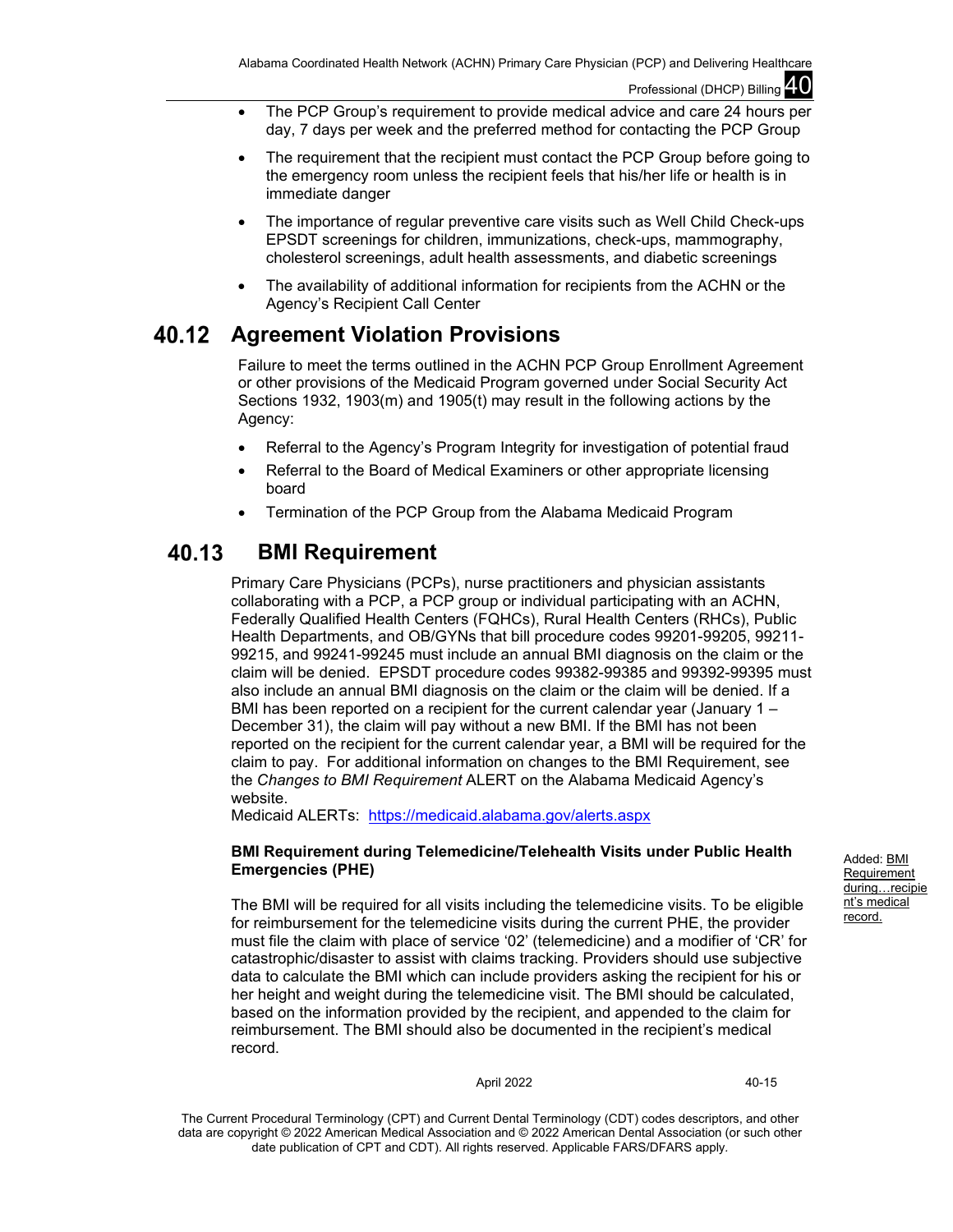- The PCP Group's requirement to provide medical advice and care 24 hours per day, 7 days per week and the preferred method for contacting the PCP Group
- The requirement that the recipient must contact the PCP Group before going to the emergency room unless the recipient feels that his/her life or health is in immediate danger
- The importance of regular preventive care visits such as Well Child Check-ups EPSDT screenings for children, immunizations, check-ups, mammography, cholesterol screenings, adult health assessments, and diabetic screenings
- The availability of additional information for recipients from the ACHN or the Agency's Recipient Call Center

## 40.12 Agreement Violation Provisions

Failure to meet the terms outlined in the ACHN PCP Group Enrollment Agreement or other provisions of the Medicaid Program governed under Social Security Act Sections 1932, 1903(m) and 1905(t) may result in the following actions by the Agency:

- Referral to the Agency's Program Integrity for investigation of potential fraud
- Referral to the Board of Medical Examiners or other appropriate licensing board
- Termination of the PCP Group from the Alabama Medicaid Program

## 40.13 BMI Requirement

Primary Care Physicians (PCPs), nurse practitioners and physician assistants collaborating with a PCP, a PCP group or individual participating with an ACHN, Federally Qualified Health Centers (FQHCs), Rural Health Centers (RHCs), Public Health Departments, and OB/GYNs that bill procedure codes 99201-99205, 99211-99215, and 99241-99245 must include an annual BMI diagnosis on the claim or the claim will be denied. EPSDT procedure codes 99382-99385 and 99392-99395 must also include an annual BMI diagnosis on the claim or the claim will be denied. If a BMI has been reported on a recipient for the current calendar year (January 1 – December 31), the claim will pay without a new BMI. If the BMI has not been reported on the recipient for the current calendar year, a BMI will be required for the claim to pay. For additional information on changes to the BMI Requirement, see the *Changes to BMI Requirement* ALERT on the Alabama Medicaid Agency's website.
Medicaid ALERTs: https://medicaid.alabama.gov/alerts.aspx

**BMI Requirement during Telemedicine/Telehealth Visits under Public Health Emergencies (PHE)**

Added: BMI Requirement during…recipient's medical record.

The BMI will be required for all visits including the telemedicine visits. To be eligible for reimbursement for the telemedicine visits during the current PHE, the provider must file the claim with place of service '02' (telemedicine) and a modifier of 'CR' for catastrophic/disaster to assist with claims tracking. Providers should use subjective data to calculate the BMI which can include providers asking the recipient for his or her height and weight during the telemedicine visit. The BMI should be calculated, based on the information provided by the recipient, and appended to the claim for reimbursement. The BMI should also be documented in the recipient's medical record.

April 2022

The Current Procedural Terminology (CPT) and Current Dental Terminology (CDT) codes descriptors, and other data are copyright © 2022 American Medical Association and © 2022 American Dental Association (or such other date publication of CPT and CDT). All rights reserved. Applicable FARS/DFARS apply.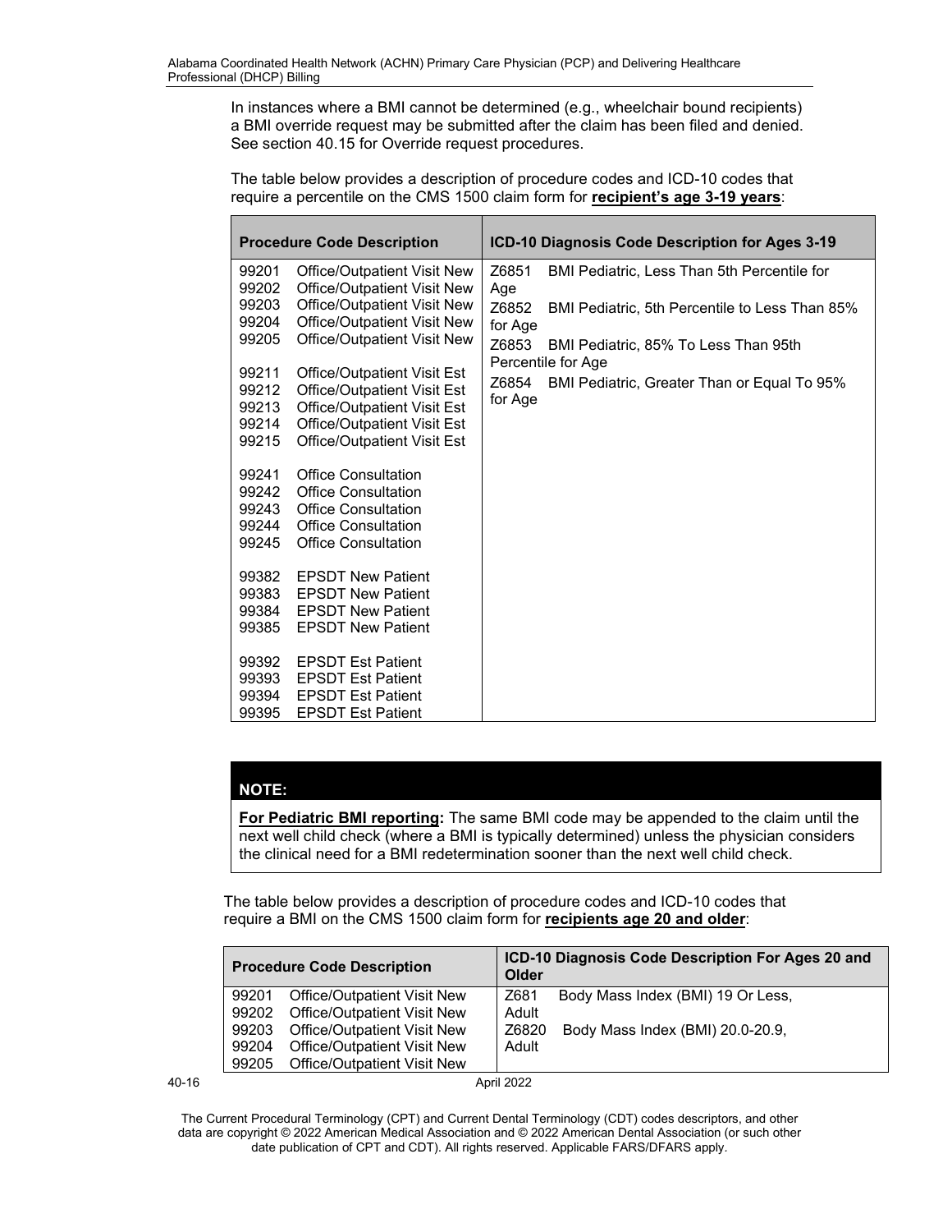In instances where a BMI cannot be determined (e.g., wheelchair bound recipients) a BMI override request may be submitted after the claim has been filed and denied. See section 40.15 for Override request procedures.

The table below provides a description of procedure codes and ICD-10 codes that require a percentile on the CMS 1500 claim form for **recipient's age 3-19 years**:

| Procedure Code Description | ICD-10 Diagnosis Code Description for Ages 3-19 |
|---|---|
| 99201 Office/Outpatient Visit New<br>99202 Office/Outpatient Visit New<br>99203 Office/Outpatient Visit New<br>99204 Office/Outpatient Visit New<br>99205 Office/Outpatient Visit New<br><br>99211 Office/Outpatient Visit Est<br>99212 Office/Outpatient Visit Est<br>99213 Office/Outpatient Visit Est<br>99214 Office/Outpatient Visit Est<br>99215 Office/Outpatient Visit Est<br><br>99241 Office Consultation<br>99242 Office Consultation<br>99243 Office Consultation<br>99244 Office Consultation<br>99245 Office Consultation<br><br>99382 EPSDT New Patient<br>99383 EPSDT New Patient<br>99384 EPSDT New Patient<br>99385 EPSDT New Patient<br><br>99392 EPSDT Est Patient<br>99393 EPSDT Est Patient<br>99394 EPSDT Est Patient<br>99395 EPSDT Est Patient | Z6851 BMI Pediatric, Less Than 5th Percentile for Age<br>Z6852 BMI Pediatric, 5th Percentile to Less Than 85% for Age<br>Z6853 BMI Pediatric, 85% To Less Than 95th Percentile for Age<br>Z6854 BMI Pediatric, Greater Than or Equal To 95% for Age |

**NOTE:**

**For Pediatric BMI reporting:** The same BMI code may be appended to the claim until the next well child check (where a BMI is typically determined) unless the physician considers the clinical need for a BMI redetermination sooner than the next well child check.

The table below provides a description of procedure codes and ICD-10 codes that require a BMI on the CMS 1500 claim form for **recipients age 20 and older**:

| Procedure Code Description | ICD-10 Diagnosis Code Description For Ages 20 and Older |
|---|---|
| 99201 Office/Outpatient Visit New<br>99202 Office/Outpatient Visit New<br>99203 Office/Outpatient Visit New<br>99204 Office/Outpatient Visit New<br>99205 Office/Outpatient Visit New | Z681 Body Mass Index (BMI) 19 Or Less, Adult<br>Z6820 Body Mass Index (BMI) 20.0-20.9, Adult |

The Current Procedural Terminology (CPT) and Current Dental Terminology (CDT) codes descriptors, and other data are copyright © 2022 American Medical Association and © 2022 American Dental Association (or such other date publication of CPT and CDT). All rights reserved. Applicable FARS/DFARS apply.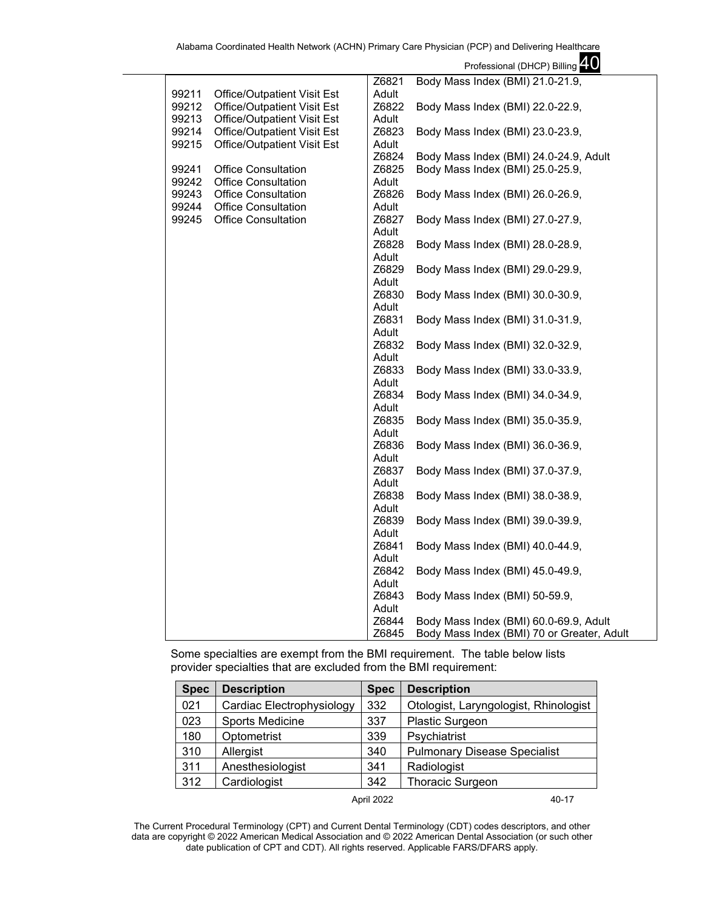| | | | |
|---|---|---|---|
| | | Z6821 | Body Mass Index (BMI) 21.0-21.9, Adult |
| 99211 | Office/Outpatient Visit Est | Z6822 | Body Mass Index (BMI) 22.0-22.9, Adult |
| 99212 | Office/Outpatient Visit Est | Z6823 | Body Mass Index (BMI) 23.0-23.9, Adult |
| 99213 | Office/Outpatient Visit Est | Z6824 | Body Mass Index (BMI) 24.0-24.9, Adult |
| 99214 | Office/Outpatient Visit Est | Z6825 | Body Mass Index (BMI) 25.0-25.9, Adult |
| 99215 | Office/Outpatient Visit Est | Z6826 | Body Mass Index (BMI) 26.0-26.9, Adult |
| 99241 | Office Consultation | Z6827 | Body Mass Index (BMI) 27.0-27.9, Adult |
| 99242 | Office Consultation | Z6828 | Body Mass Index (BMI) 28.0-28.9, Adult |
| 99243 | Office Consultation | Z6829 | Body Mass Index (BMI) 29.0-29.9, Adult |
| 99244 | Office Consultation | Z6830 | Body Mass Index (BMI) 30.0-30.9, Adult |
| 99245 | Office Consultation | Z6831 | Body Mass Index (BMI) 31.0-31.9, Adult |
| | | Z6832 | Body Mass Index (BMI) 32.0-32.9, Adult |
| | | Z6833 | Body Mass Index (BMI) 33.0-33.9, Adult |
| | | Z6834 | Body Mass Index (BMI) 34.0-34.9, Adult |
| | | Z6835 | Body Mass Index (BMI) 35.0-35.9, Adult |
| | | Z6836 | Body Mass Index (BMI) 36.0-36.9, Adult |
| | | Z6837 | Body Mass Index (BMI) 37.0-37.9, Adult |
| | | Z6838 | Body Mass Index (BMI) 38.0-38.9, Adult |
| | | Z6839 | Body Mass Index (BMI) 39.0-39.9, Adult |
| | | Z6841 | Body Mass Index (BMI) 40.0-44.9, Adult |
| | | Z6842 | Body Mass Index (BMI) 45.0-49.9, Adult |
| | | Z6843 | Body Mass Index (BMI) 50-59.9, Adult |
| | | Z6844 | Body Mass Index (BMI) 60.0-69.9, Adult |
| | | Z6845 | Body Mass Index (BMI) 70 or Greater, Adult |

Some specialties are exempt from the BMI requirement. The table below lists provider specialties that are excluded from the BMI requirement:

| Spec | Description | Spec | Description |
|---|---|---|---|
| 021 | Cardiac Electrophysiology | 332 | Otologist, Laryngologist, Rhinologist |
| 023 | Sports Medicine | 337 | Plastic Surgeon |
| 180 | Optometrist | 339 | Psychiatrist |
| 310 | Allergist | 340 | Pulmonary Disease Specialist |
| 311 | Anesthesiologist | 341 | Radiologist |
| 312 | Cardiologist | 342 | Thoracic Surgeon |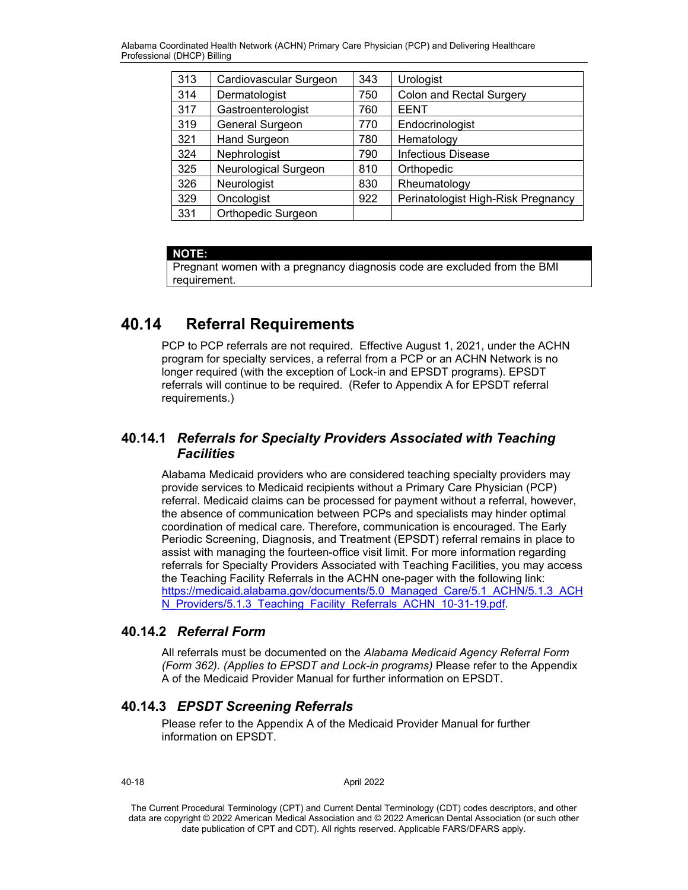| 313 | Cardiovascular Surgeon | 343 | Urologist |
|---|---|---|---|
| 314 | Dermatologist | 750 | Colon and Rectal Surgery |
| 317 | Gastroenterologist | 760 | EENT |
| 319 | General Surgeon | 770 | Endocrinologist |
| 321 | Hand Surgeon | 780 | Hematology |
| 324 | Nephrologist | 790 | Infectious Disease |
| 325 | Neurological Surgeon | 810 | Orthopedic |
| 326 | Neurologist | 830 | Rheumatology |
| 329 | Oncologist | 922 | Perinatologist High-Risk Pregnancy |
| 331 | Orthopedic Surgeon | | |

**NOTE:**
Pregnant women with a pregnancy diagnosis code are excluded from the BMI requirement.

## 40.14 Referral Requirements

PCP to PCP referrals are not required. Effective August 1, 2021, under the ACHN program for specialty services, a referral from a PCP or an ACHN Network is no longer required (with the exception of Lock-in and EPSDT programs). EPSDT referrals will continue to be required. (Refer to Appendix A for EPSDT referral requirements.)

### 40.14.1 *Referrals for Specialty Providers Associated with Teaching Facilities*

Alabama Medicaid providers who are considered teaching specialty providers may provide services to Medicaid recipients without a Primary Care Physician (PCP) referral. Medicaid claims can be processed for payment without a referral, however, the absence of communication between PCPs and specialists may hinder optimal coordination of medical care. Therefore, communication is encouraged. The Early Periodic Screening, Diagnosis, and Treatment (EPSDT) referral remains in place to assist with managing the fourteen-office visit limit. For more information regarding referrals for Specialty Providers Associated with Teaching Facilities, you may access the Teaching Facility Referrals in the ACHN one-pager with the following link: https://medicaid.alabama.gov/documents/5.0_Managed_Care/5.1_ACHN/5.1.3_ACHN_Providers/5.1.3_Teaching_Facility_Referrals_ACHN_10-31-19.pdf.

### 40.14.2 *Referral Form*

All referrals must be documented on the *Alabama Medicaid Agency Referral Form (Form 362). (Applies to EPSDT and Lock-in programs)* Please refer to the Appendix A of the Medicaid Provider Manual for further information on EPSDT.

### 40.14.3 *EPSDT Screening Referrals*

Please refer to the Appendix A of the Medicaid Provider Manual for further information on EPSDT.

The Current Procedural Terminology (CPT) and Current Dental Terminology (CDT) codes descriptors, and other data are copyright © 2022 American Medical Association and © 2022 American Dental Association (or such other date publication of CPT and CDT). All rights reserved. Applicable FARS/DFARS apply.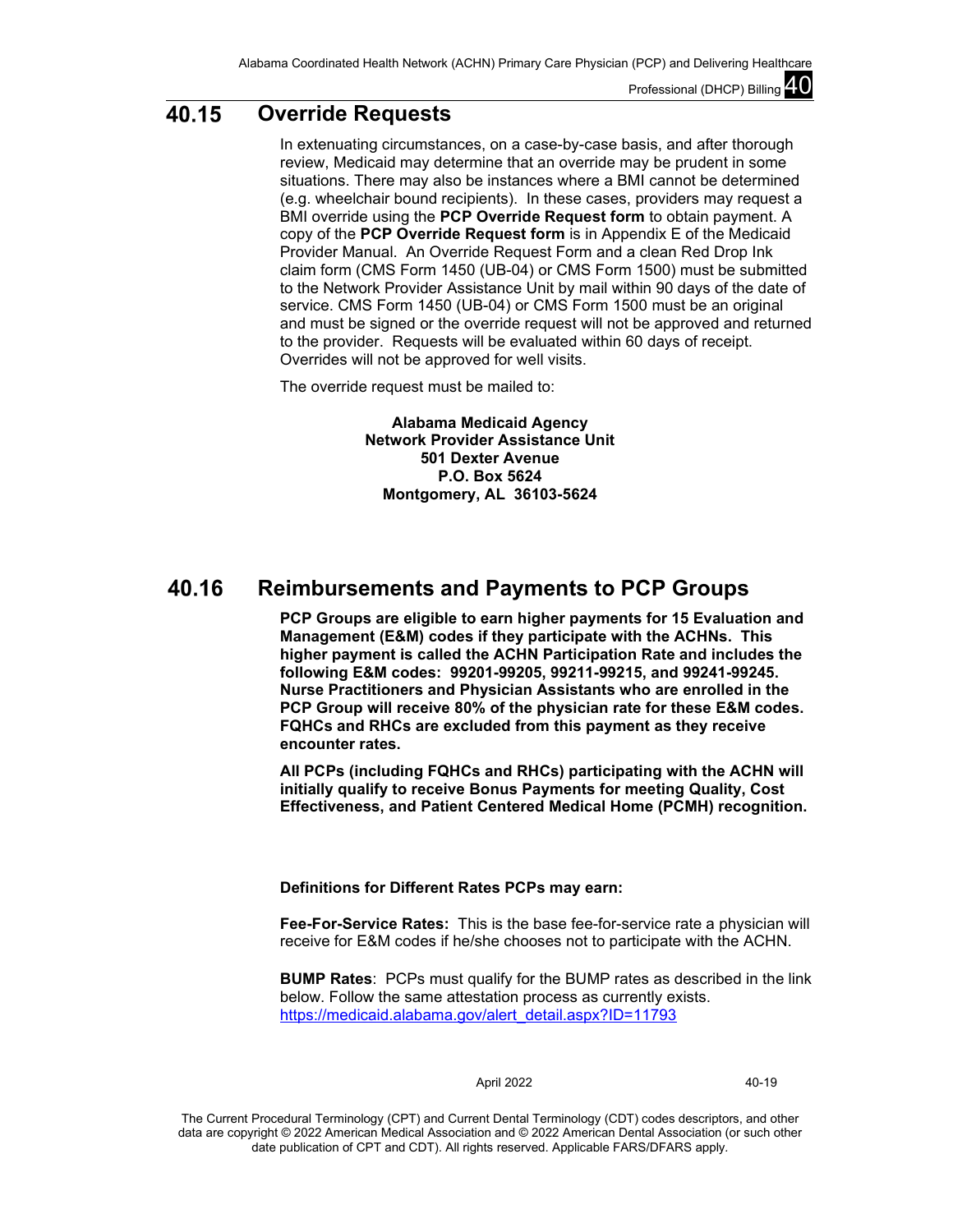## 40.15 Override Requests

In extenuating circumstances, on a case-by-case basis, and after thorough review, Medicaid may determine that an override may be prudent in some situations. There may also be instances where a BMI cannot be determined (e.g. wheelchair bound recipients). In these cases, providers may request a BMI override using the **PCP Override Request form** to obtain payment. A copy of the **PCP Override Request form** is in Appendix E of the Medicaid Provider Manual. An Override Request Form and a clean Red Drop Ink claim form (CMS Form 1450 (UB-04) or CMS Form 1500) must be submitted to the Network Provider Assistance Unit by mail within 90 days of the date of service. CMS Form 1450 (UB-04) or CMS Form 1500 must be an original and must be signed or the override request will not be approved and returned to the provider. Requests will be evaluated within 60 days of receipt. Overrides will not be approved for well visits.

The override request must be mailed to:

**Alabama Medicaid Agency**
**Network Provider Assistance Unit**
**501 Dexter Avenue**
**P.O. Box 5624**
**Montgomery, AL 36103-5624**

## 40.16 Reimbursements and Payments to PCP Groups

**PCP Groups are eligible to earn higher payments for 15 Evaluation and Management (E&M) codes if they participate with the ACHNs. This higher payment is called the ACHN Participation Rate and includes the following E&M codes: 99201-99205, 99211-99215, and 99241-99245. Nurse Practitioners and Physician Assistants who are enrolled in the PCP Group will receive 80% of the physician rate for these E&M codes. FQHCs and RHCs are excluded from this payment as they receive encounter rates.**

**All PCPs (including FQHCs and RHCs) participating with the ACHN will initially qualify to receive Bonus Payments for meeting Quality, Cost Effectiveness, and Patient Centered Medical Home (PCMH) recognition.**

**Definitions for Different Rates PCPs may earn:**

**Fee-For-Service Rates:** This is the base fee-for-service rate a physician will receive for E&M codes if he/she chooses not to participate with the ACHN.

**BUMP Rates**: PCPs must qualify for the BUMP rates as described in the link below. Follow the same attestation process as currently exists. https://medicaid.alabama.gov/alert_detail.aspx?ID=11793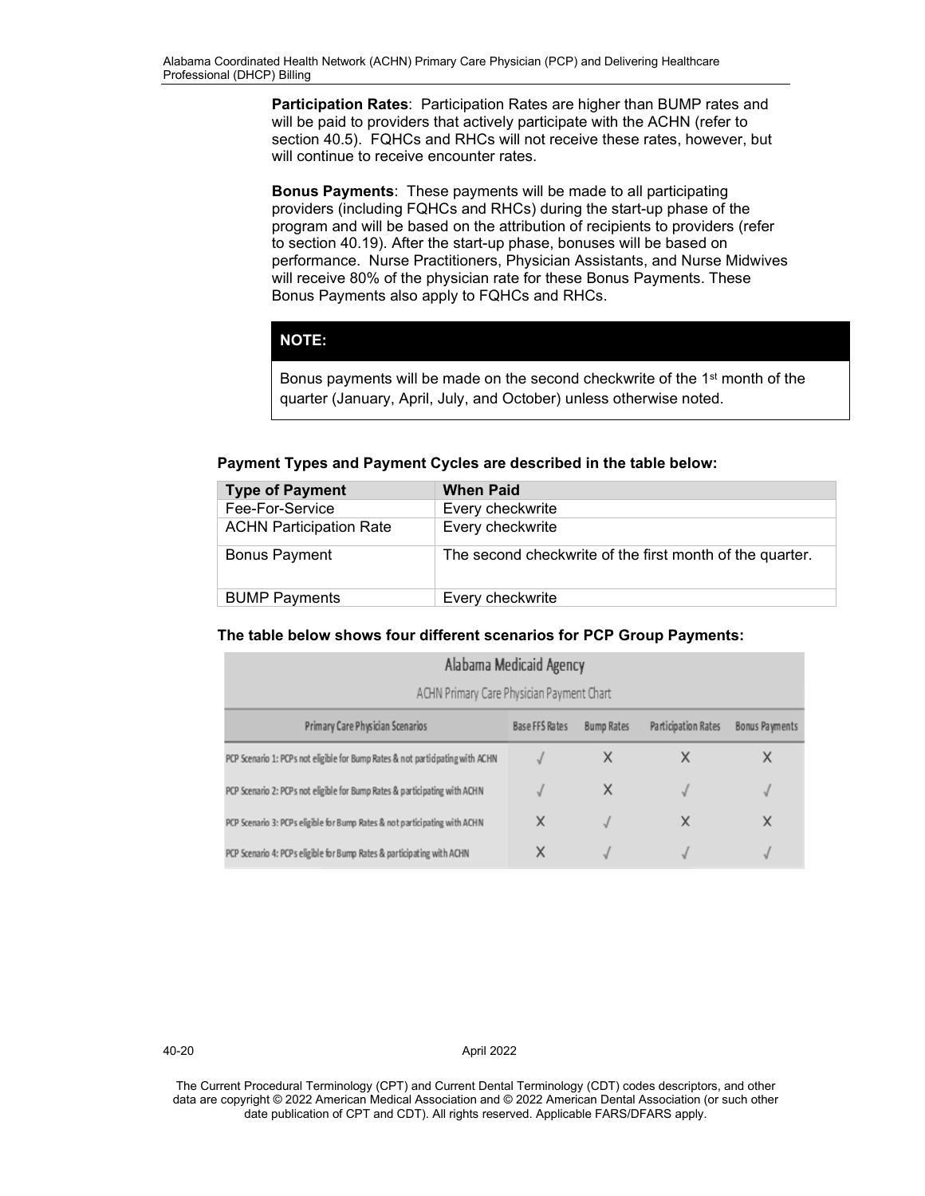**Participation Rates**: Participation Rates are higher than BUMP rates and will be paid to providers that actively participate with the ACHN (refer to section 40.5). FQHCs and RHCs will not receive these rates, however, but will continue to receive encounter rates.

**Bonus Payments**: These payments will be made to all participating providers (including FQHCs and RHCs) during the start-up phase of the program and will be based on the attribution of recipients to providers (refer to section 40.19). After the start-up phase, bonuses will be based on performance. Nurse Practitioners, Physician Assistants, and Nurse Midwives will receive 80% of the physician rate for these Bonus Payments. These Bonus Payments also apply to FQHCs and RHCs.

| **NOTE:** |
|---|
| Bonus payments will be made on the second checkwrite of the 1st month of the quarter (January, April, July, and October) unless otherwise noted. |

**Payment Types and Payment Cycles are described in the table below:**

| Type of Payment | When Paid |
|---|---|
| Fee-For-Service | Every checkwrite |
| ACHN Participation Rate | Every checkwrite |
| Bonus Payment | The second checkwrite of the first month of the quarter. |
| BUMP Payments | Every checkwrite |

**The table below shows four different scenarios for PCP Group Payments:**

| Alabama Medicaid Agency<br>ACHN Primary Care Physician Payment Chart | | | | |
|---|---|---|---|---|
| Primary Care Physician Scenarios | Base FFS Rates | Bump Rates | Participation Rates | Bonus Payments |
| PCP Scenario 1: PCPs not eligible for Bump Rates & not participating with ACHN | √ | X | X | X |
| PCP Scenario 2: PCPs not eligible for Bump Rates & participating with ACHN | √ | X | √ | √ |
| PCP Scenario 3: PCPs eligible for Bump Rates & not participating with ACHN | X | √ | X | X |
| PCP Scenario 4: PCPs eligible for Bump Rates & participating with ACHN | X | √ | √ | √ |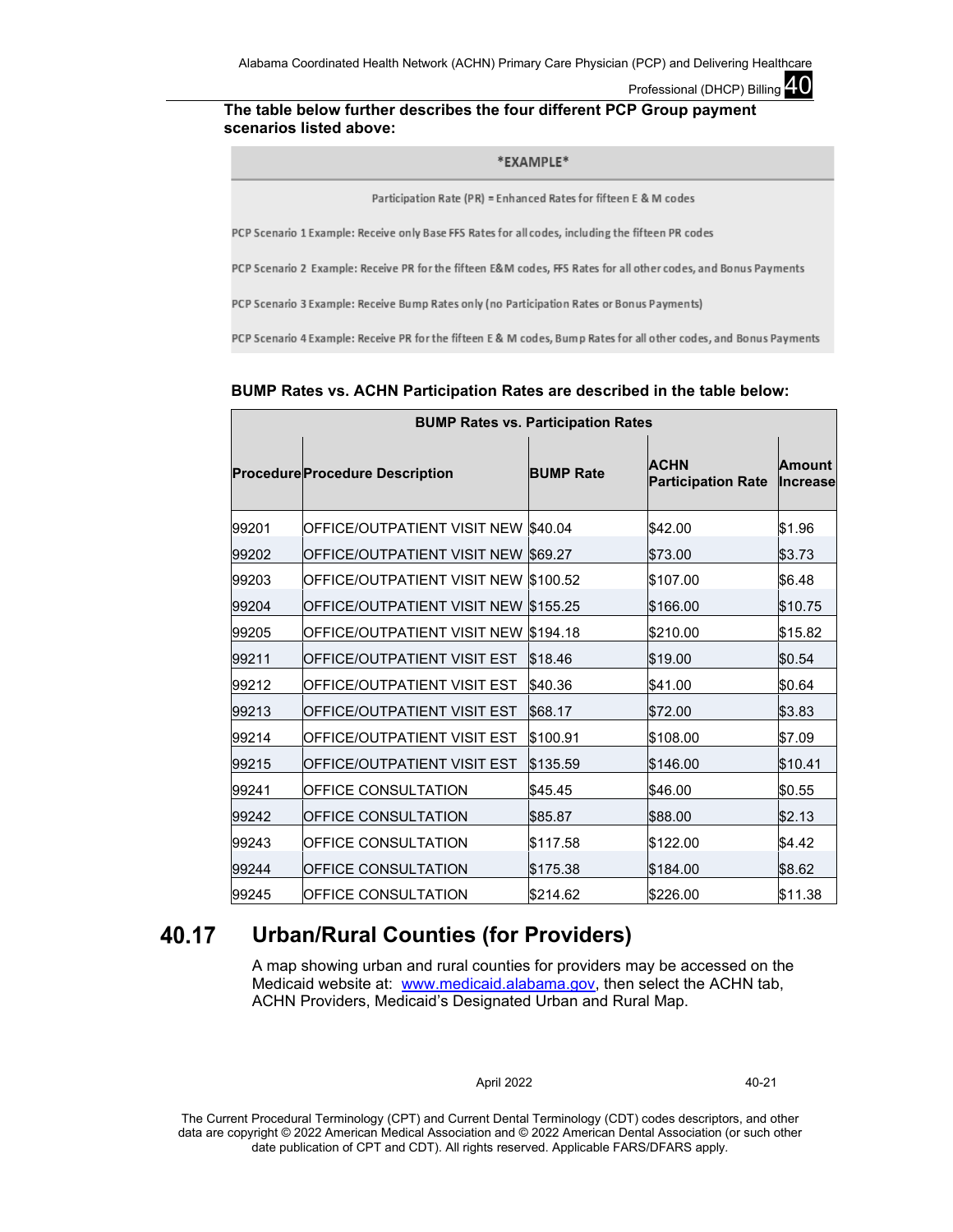**The table below further describes the four different PCP Group payment scenarios listed above:**

| \*EXAMPLE\* |
|---|
| Participation Rate (PR) = Enhanced Rates for fifteen E & M codes |
| PCP Scenario 1 Example: Receive only Base FFS Rates for all codes, including the fifteen PR codes |
| PCP Scenario 2 Example: Receive PR for the fifteen E&M codes, FFS Rates for all other codes, and Bonus Payments |
| PCP Scenario 3 Example: Receive Bump Rates only (no Participation Rates or Bonus Payments) |
| PCP Scenario 4 Example: Receive PR for the fifteen E & M codes, Bump Rates for all other codes, and Bonus Payments |

**BUMP Rates vs. ACHN Participation Rates are described in the table below:**

| BUMP Rates vs. Participation Rates | | | | |
|---|---|---|---|---|
| **Procedure** | **Procedure Description** | **BUMP Rate** | **ACHN Participation Rate** | **Amount Increase** |
| 99201 | OFFICE/OUTPATIENT VISIT NEW | $40.04 | $42.00 | $1.96 |
| 99202 | OFFICE/OUTPATIENT VISIT NEW | $69.27 | $73.00 | $3.73 |
| 99203 | OFFICE/OUTPATIENT VISIT NEW | $100.52 | $107.00 | $6.48 |
| 99204 | OFFICE/OUTPATIENT VISIT NEW | $155.25 | $166.00 | $10.75 |
| 99205 | OFFICE/OUTPATIENT VISIT NEW | $194.18 | $210.00 | $15.82 |
| 99211 | OFFICE/OUTPATIENT VISIT EST | $18.46 | $19.00 | $0.54 |
| 99212 | OFFICE/OUTPATIENT VISIT EST | $40.36 | $41.00 | $0.64 |
| 99213 | OFFICE/OUTPATIENT VISIT EST | $68.17 | $72.00 | $3.83 |
| 99214 | OFFICE/OUTPATIENT VISIT EST | $100.91 | $108.00 | $7.09 |
| 99215 | OFFICE/OUTPATIENT VISIT EST | $135.59 | $146.00 | $10.41 |
| 99241 | OFFICE CONSULTATION | $45.45 | $46.00 | $0.55 |
| 99242 | OFFICE CONSULTATION | $85.87 | $88.00 | $2.13 |
| 99243 | OFFICE CONSULTATION | $117.58 | $122.00 | $4.42 |
| 99244 | OFFICE CONSULTATION | $175.38 | $184.00 | $8.62 |
| 99245 | OFFICE CONSULTATION | $214.62 | $226.00 | $11.38 |

## 40.17 Urban/Rural Counties (for Providers)

A map showing urban and rural counties for providers may be accessed on the Medicaid website at: www.medicaid.alabama.gov, then select the ACHN tab, ACHN Providers, Medicaid's Designated Urban and Rural Map.

The Current Procedural Terminology (CPT) and Current Dental Terminology (CDT) codes descriptors, and other data are copyright © 2022 American Medical Association and © 2022 American Dental Association (or such other date publication of CPT and CDT). All rights reserved. Applicable FARS/DFARS apply.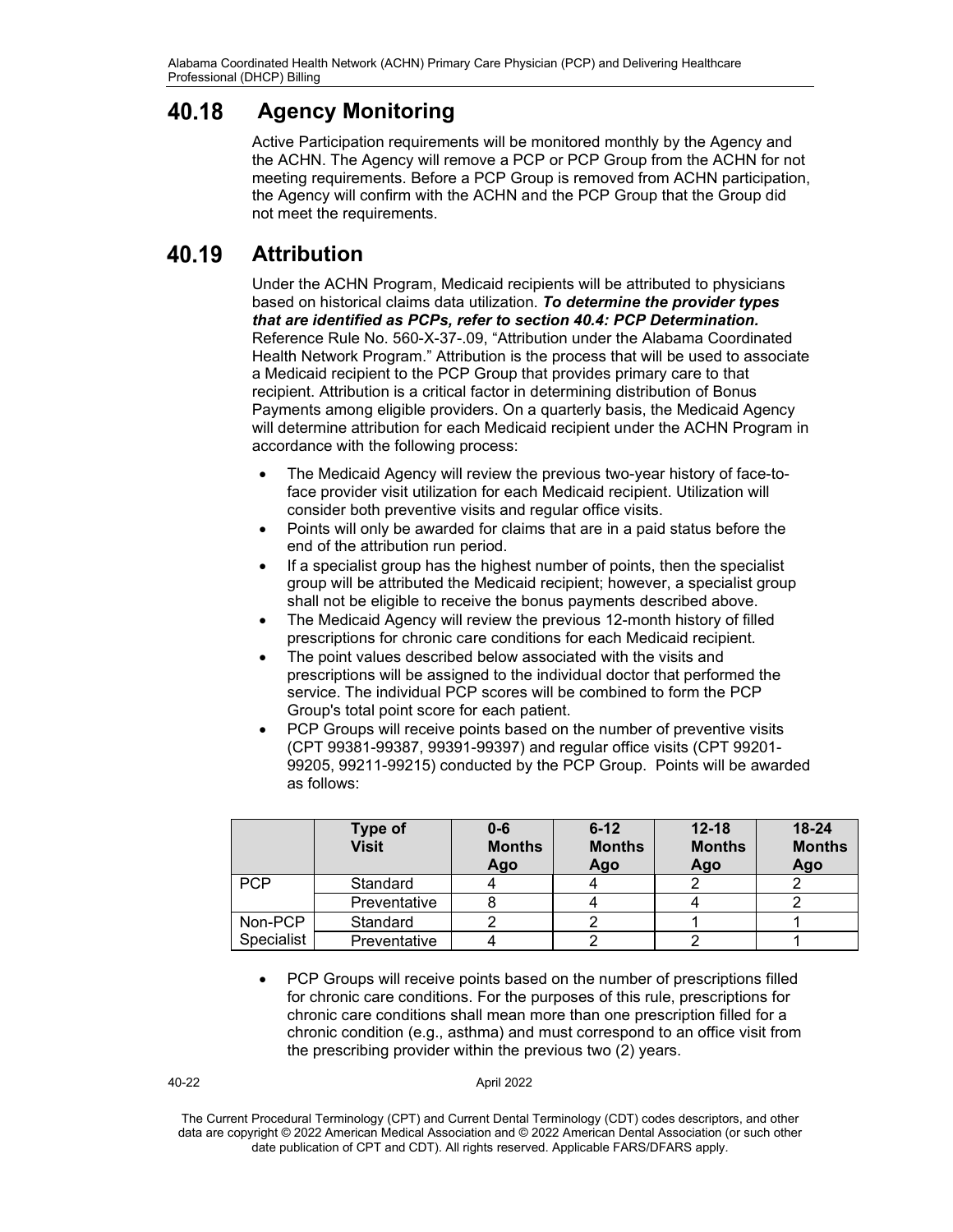## 40.18 Agency Monitoring

Active Participation requirements will be monitored monthly by the Agency and the ACHN. The Agency will remove a PCP or PCP Group from the ACHN for not meeting requirements. Before a PCP Group is removed from ACHN participation, the Agency will confirm with the ACHN and the PCP Group that the Group did not meet the requirements.

## 40.19 Attribution

Under the ACHN Program, Medicaid recipients will be attributed to physicians based on historical claims data utilization. ***To determine the provider types that are identified as PCPs, refer to section 40.4: PCP Determination.*** Reference Rule No. 560-X-37-.09, "Attribution under the Alabama Coordinated Health Network Program." Attribution is the process that will be used to associate a Medicaid recipient to the PCP Group that provides primary care to that recipient. Attribution is a critical factor in determining distribution of Bonus Payments among eligible providers. On a quarterly basis, the Medicaid Agency will determine attribution for each Medicaid recipient under the ACHN Program in accordance with the following process:

- The Medicaid Agency will review the previous two-year history of face-to-face provider visit utilization for each Medicaid recipient. Utilization will consider both preventive visits and regular office visits.
- Points will only be awarded for claims that are in a paid status before the end of the attribution run period.
- If a specialist group has the highest number of points, then the specialist group will be attributed the Medicaid recipient; however, a specialist group shall not be eligible to receive the bonus payments described above.
- The Medicaid Agency will review the previous 12-month history of filled prescriptions for chronic care conditions for each Medicaid recipient.
- The point values described below associated with the visits and prescriptions will be assigned to the individual doctor that performed the service. The individual PCP scores will be combined to form the PCP Group's total point score for each patient.
- PCP Groups will receive points based on the number of preventive visits (CPT 99381-99387, 99391-99397) and regular office visits (CPT 99201-99205, 99211-99215) conducted by the PCP Group. Points will be awarded as follows:

| | Type of Visit | 0-6 Months Ago | 6-12 Months Ago | 12-18 Months Ago | 18-24 Months Ago |
|---|---|---|---|---|---|
| PCP | Standard | 4 | 4 | 2 | 2 |
| | Preventative | 8 | 4 | 4 | 2 |
| Non-PCP Specialist | Standard | 2 | 2 | 1 | 1 |
| | Preventative | 4 | 2 | 2 | 1 |

- PCP Groups will receive points based on the number of prescriptions filled for chronic care conditions. For the purposes of this rule, prescriptions for chronic care conditions shall mean more than one prescription filled for a chronic condition (e.g., asthma) and must correspond to an office visit from the prescribing provider within the previous two (2) years.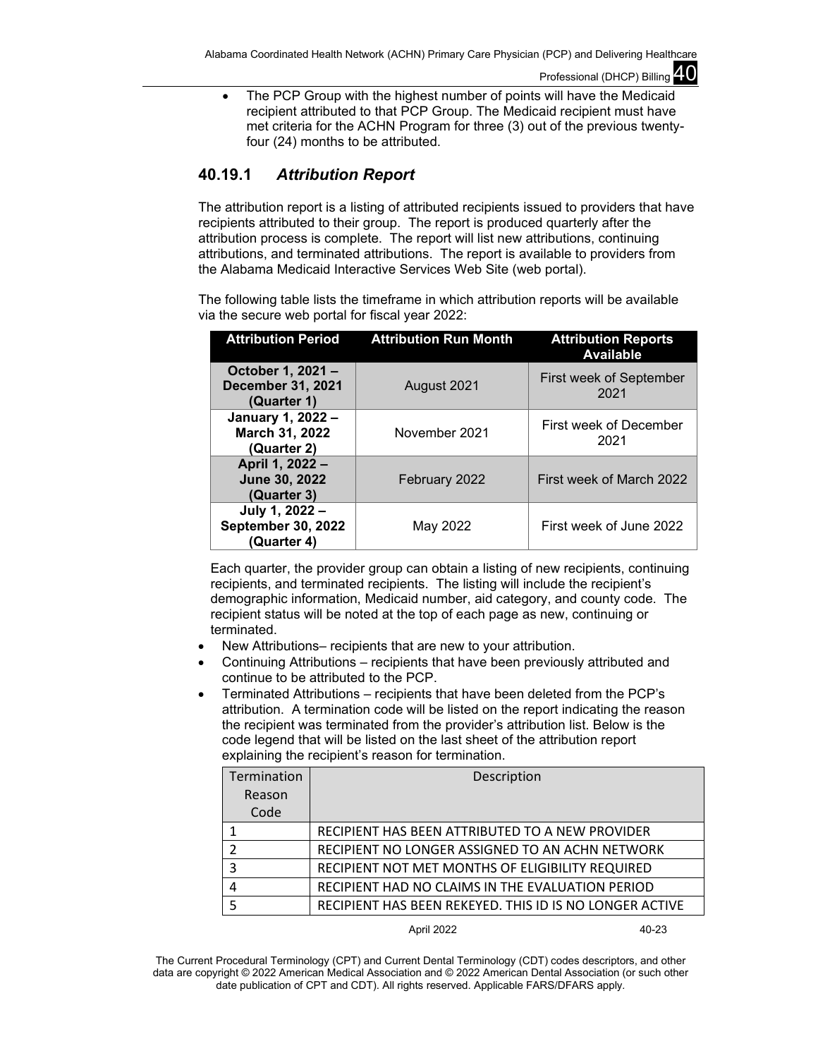- The PCP Group with the highest number of points will have the Medicaid recipient attributed to that PCP Group. The Medicaid recipient must have met criteria for the ACHN Program for three (3) out of the previous twenty-four (24) months to be attributed.

### 40.19.1 *Attribution Report*

The attribution report is a listing of attributed recipients issued to providers that have recipients attributed to their group. The report is produced quarterly after the attribution process is complete. The report will list new attributions, continuing attributions, and terminated attributions. The report is available to providers from the Alabama Medicaid Interactive Services Web Site (web portal).

The following table lists the timeframe in which attribution reports will be available via the secure web portal for fiscal year 2022:

| Attribution Period | Attribution Run Month | Attribution Reports Available |
|---|---|---|
| **October 1, 2021 – December 31, 2021 (Quarter 1)** | August 2021 | First week of September 2021 |
| **January 1, 2022 – March 31, 2022 (Quarter 2)** | November 2021 | First week of December 2021 |
| **April 1, 2022 – June 30, 2022 (Quarter 3)** | February 2022 | First week of March 2022 |
| **July 1, 2022 – September 30, 2022 (Quarter 4)** | May 2022 | First week of June 2022 |

Each quarter, the provider group can obtain a listing of new recipients, continuing recipients, and terminated recipients. The listing will include the recipient's demographic information, Medicaid number, aid category, and county code. The recipient status will be noted at the top of each page as new, continuing or terminated.

- New Attributions– recipients that are new to your attribution.
- Continuing Attributions – recipients that have been previously attributed and continue to be attributed to the PCP.
- Terminated Attributions – recipients that have been deleted from the PCP's attribution. A termination code will be listed on the report indicating the reason the recipient was terminated from the provider's attribution list. Below is the code legend that will be listed on the last sheet of the attribution report explaining the recipient's reason for termination.

| Termination Reason Code | Description |
|---|---|
| 1 | RECIPIENT HAS BEEN ATTRIBUTED TO A NEW PROVIDER |
| 2 | RECIPIENT NO LONGER ASSIGNED TO AN ACHN NETWORK |
| 3 | RECIPIENT NOT MET MONTHS OF ELIGIBILITY REQUIRED |
| 4 | RECIPIENT HAD NO CLAIMS IN THE EVALUATION PERIOD |
| 5 | RECIPIENT HAS BEEN REKEYED. THIS ID IS NO LONGER ACTIVE |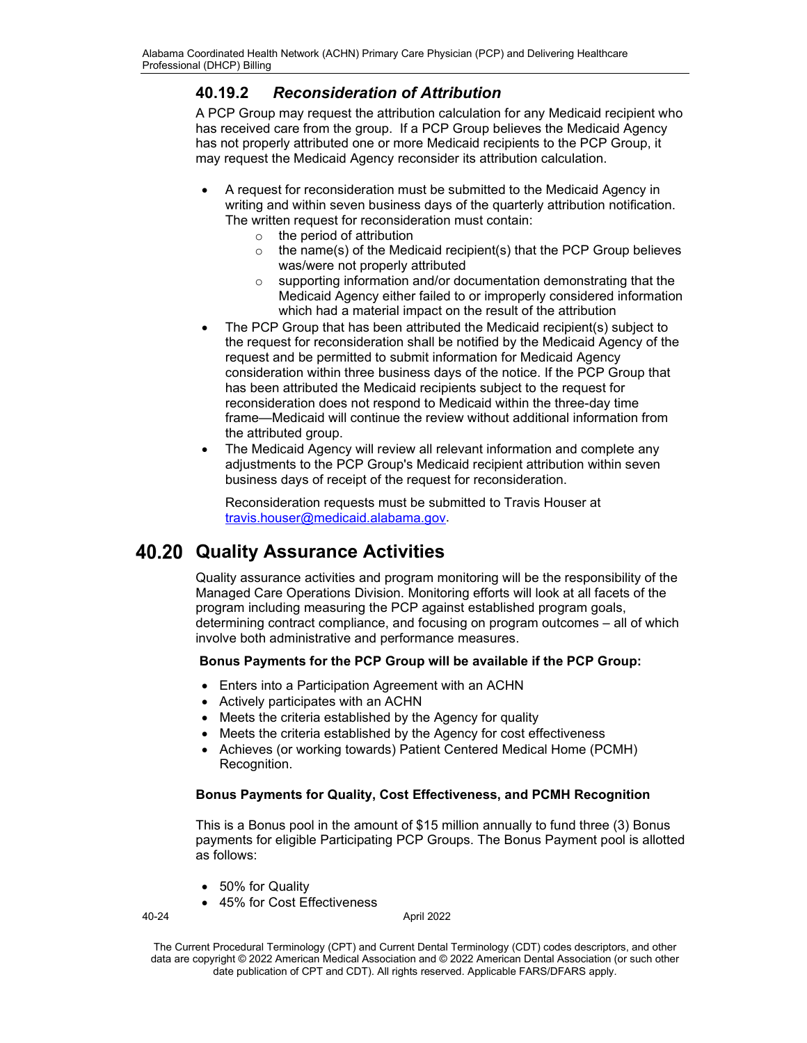### 40.19.2 *Reconsideration of Attribution*

A PCP Group may request the attribution calculation for any Medicaid recipient who has received care from the group. If a PCP Group believes the Medicaid Agency has not properly attributed one or more Medicaid recipients to the PCP Group, it may request the Medicaid Agency reconsider its attribution calculation.

- A request for reconsideration must be submitted to the Medicaid Agency in writing and within seven business days of the quarterly attribution notification. The written request for reconsideration must contain:
  - the period of attribution
  - the name(s) of the Medicaid recipient(s) that the PCP Group believes was/were not properly attributed
  - supporting information and/or documentation demonstrating that the Medicaid Agency either failed to or improperly considered information which had a material impact on the result of the attribution
- The PCP Group that has been attributed the Medicaid recipient(s) subject to the request for reconsideration shall be notified by the Medicaid Agency of the request and be permitted to submit information for Medicaid Agency consideration within three business days of the notice. If the PCP Group that has been attributed the Medicaid recipients subject to the request for reconsideration does not respond to Medicaid within the three-day time frame—Medicaid will continue the review without additional information from the attributed group.
- The Medicaid Agency will review all relevant information and complete any adjustments to the PCP Group's Medicaid recipient attribution within seven business days of receipt of the request for reconsideration.

  Reconsideration requests must be submitted to Travis Houser at travis.houser@medicaid.alabama.gov.

## 40.20 Quality Assurance Activities

Quality assurance activities and program monitoring will be the responsibility of the Managed Care Operations Division. Monitoring efforts will look at all facets of the program including measuring the PCP against established program goals, determining contract compliance, and focusing on program outcomes – all of which involve both administrative and performance measures.

**Bonus Payments for the PCP Group will be available if the PCP Group:**

- Enters into a Participation Agreement with an ACHN
- Actively participates with an ACHN
- Meets the criteria established by the Agency for quality
- Meets the criteria established by the Agency for cost effectiveness
- Achieves (or working towards) Patient Centered Medical Home (PCMH) Recognition.

**Bonus Payments for Quality, Cost Effectiveness, and PCMH Recognition**

This is a Bonus pool in the amount of $15 million annually to fund three (3) Bonus payments for eligible Participating PCP Groups. The Bonus Payment pool is allotted as follows:

- 50% for Quality
- 45% for Cost Effectiveness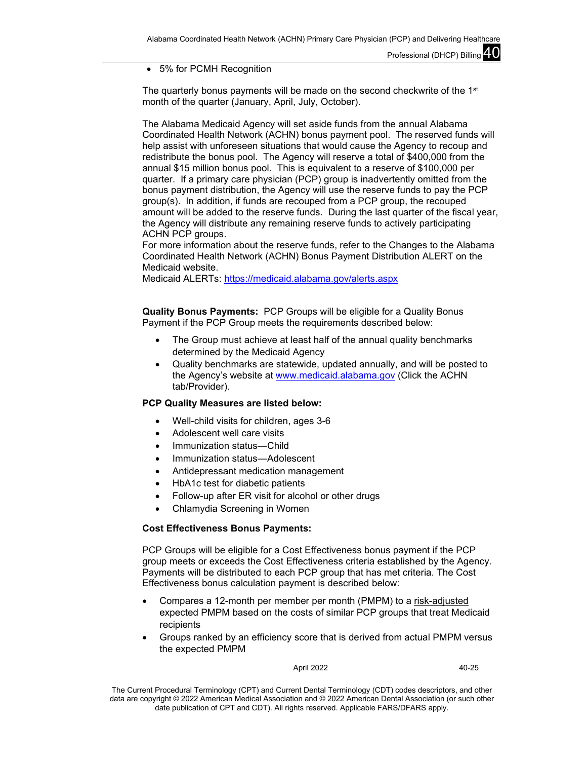- 5% for PCMH Recognition

The quarterly bonus payments will be made on the second checkwrite of the 1st month of the quarter (January, April, July, October).

The Alabama Medicaid Agency will set aside funds from the annual Alabama Coordinated Health Network (ACHN) bonus payment pool. The reserved funds will help assist with unforeseen situations that would cause the Agency to recoup and redistribute the bonus pool. The Agency will reserve a total of $400,000 from the annual $15 million bonus pool. This is equivalent to a reserve of $100,000 per quarter. If a primary care physician (PCP) group is inadvertently omitted from the bonus payment distribution, the Agency will use the reserve funds to pay the PCP group(s). In addition, if funds are recouped from a PCP group, the recouped amount will be added to the reserve funds. During the last quarter of the fiscal year, the Agency will distribute any remaining reserve funds to actively participating ACHN PCP groups.
For more information about the reserve funds, refer to the Changes to the Alabama Coordinated Health Network (ACHN) Bonus Payment Distribution ALERT on the Medicaid website.
Medicaid ALERTs: https://medicaid.alabama.gov/alerts.aspx

**Quality Bonus Payments:** PCP Groups will be eligible for a Quality Bonus Payment if the PCP Group meets the requirements described below:

- The Group must achieve at least half of the annual quality benchmarks determined by the Medicaid Agency
- Quality benchmarks are statewide, updated annually, and will be posted to the Agency's website at www.medicaid.alabama.gov (Click the ACHN tab/Provider).

**PCP Quality Measures are listed below:**

- Well-child visits for children, ages 3-6
- Adolescent well care visits
- Immunization status—Child
- Immunization status—Adolescent
- Antidepressant medication management
- HbA1c test for diabetic patients
- Follow-up after ER visit for alcohol or other drugs
- Chlamydia Screening in Women

**Cost Effectiveness Bonus Payments:**

PCP Groups will be eligible for a Cost Effectiveness bonus payment if the PCP group meets or exceeds the Cost Effectiveness criteria established by the Agency. Payments will be distributed to each PCP group that has met criteria. The Cost Effectiveness bonus calculation payment is described below:

- Compares a 12-month per member per month (PMPM) to a risk-adjusted expected PMPM based on the costs of similar PCP groups that treat Medicaid recipients
- Groups ranked by an efficiency score that is derived from actual PMPM versus the expected PMPM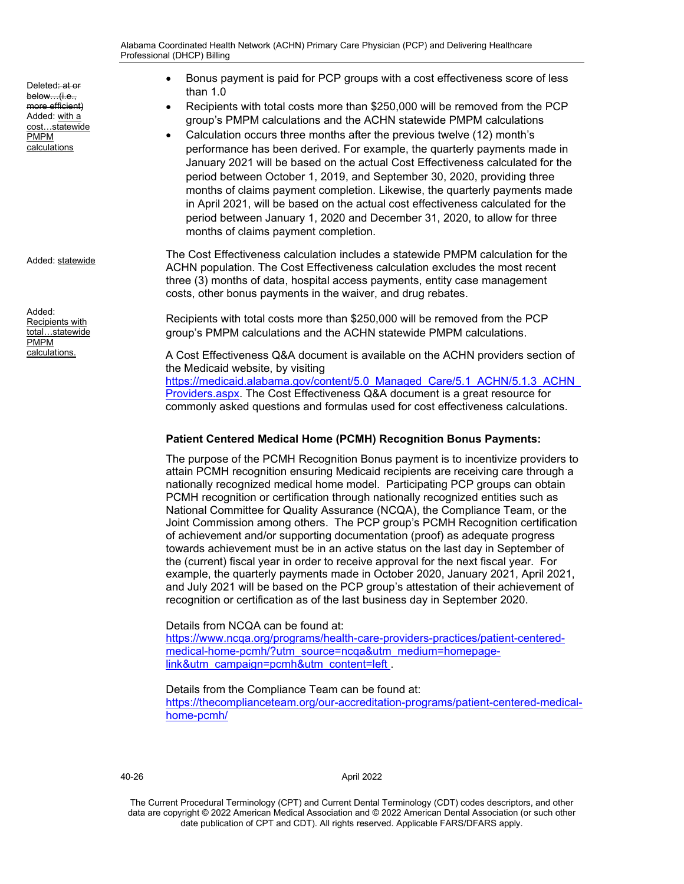Deleted: at or below…(i.e., more efficient)
Added: with a cost…statewide PMPM calculations

- Bonus payment is paid for PCP groups with a cost effectiveness score of less than 1.0
- Recipients with total costs more than $250,000 will be removed from the PCP group's PMPM calculations and the ACHN statewide PMPM calculations
- Calculation occurs three months after the previous twelve (12) month's performance has been derived. For example, the quarterly payments made in January 2021 will be based on the actual Cost Effectiveness calculated for the period between October 1, 2019, and September 30, 2020, providing three months of claims payment completion. Likewise, the quarterly payments made in April 2021, will be based on the actual cost effectiveness calculated for the period between January 1, 2020 and December 31, 2020, to allow for three months of claims payment completion.

Added: statewide

The Cost Effectiveness calculation includes a statewide PMPM calculation for the ACHN population. The Cost Effectiveness calculation excludes the most recent three (3) months of data, hospital access payments, entity case management costs, other bonus payments in the waiver, and drug rebates.

Added: Recipients with total…statewide PMPM calculations.

Recipients with total costs more than $250,000 will be removed from the PCP group's PMPM calculations and the ACHN statewide PMPM calculations.

A Cost Effectiveness Q&A document is available on the ACHN providers section of the Medicaid website, by visiting https://medicaid.alabama.gov/content/5.0_Managed_Care/5.1_ACHN/5.1.3_ACHN_Providers.aspx. The Cost Effectiveness Q&A document is a great resource for commonly asked questions and formulas used for cost effectiveness calculations.

**Patient Centered Medical Home (PCMH) Recognition Bonus Payments:**

The purpose of the PCMH Recognition Bonus payment is to incentivize providers to attain PCMH recognition ensuring Medicaid recipients are receiving care through a nationally recognized medical home model. Participating PCP groups can obtain PCMH recognition or certification through nationally recognized entities such as National Committee for Quality Assurance (NCQA), the Compliance Team, or the Joint Commission among others. The PCP group's PCMH Recognition certification of achievement and/or supporting documentation (proof) as adequate progress towards achievement must be in an active status on the last day in September of the (current) fiscal year in order to receive approval for the next fiscal year. For example, the quarterly payments made in October 2020, January 2021, April 2021, and July 2021 will be based on the PCP group's attestation of their achievement of recognition or certification as of the last business day in September 2020.

Details from NCQA can be found at:
https://www.ncqa.org/programs/health-care-providers-practices/patient-centered-medical-home-pcmh/?utm_source=ncqa&utm_medium=homepage-link&utm_campaign=pcmh&utm_content=left .

Details from the Compliance Team can be found at:
https://thecomplianceteam.org/our-accreditation-programs/patient-centered-medical-home-pcmh/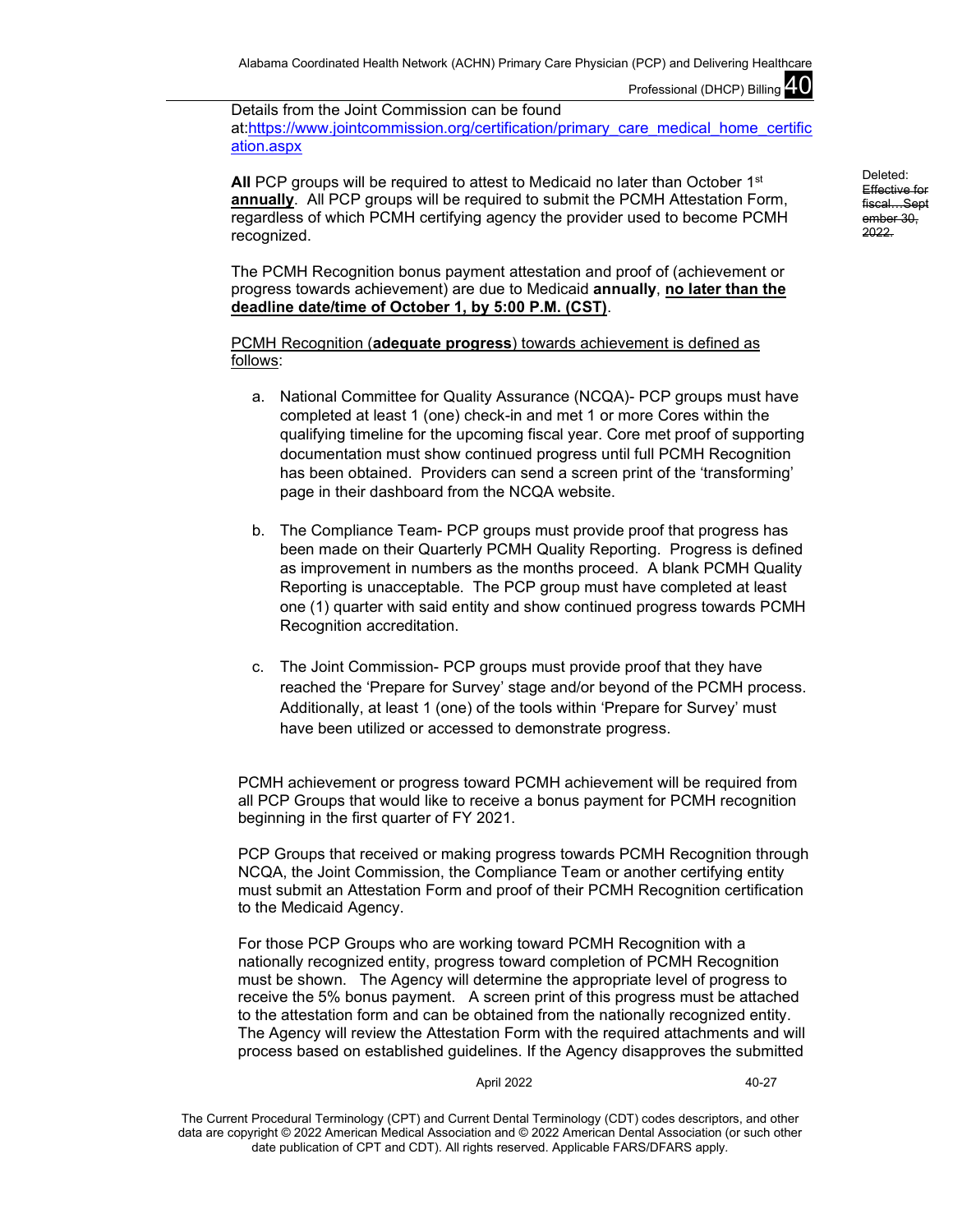Details from the Joint Commission can be found at:https://www.jointcommission.org/certification/primary_care_medical_home_certification.aspx

**All** PCP groups will be required to attest to Medicaid no later than October 1st **annually**. All PCP groups will be required to submit the PCMH Attestation Form, regardless of which PCMH certifying agency the provider used to become PCMH recognized.

Deleted: ~~Effective for fiscal…September 30, 2022.~~

The PCMH Recognition bonus payment attestation and proof of (achievement or progress towards achievement) are due to Medicaid **annually**, **no later than the deadline date/time of October 1, by 5:00 P.M. (CST)**.

PCMH Recognition (**adequate progress**) towards achievement is defined as follows:

a. National Committee for Quality Assurance (NCQA)- PCP groups must have completed at least 1 (one) check-in and met 1 or more Cores within the qualifying timeline for the upcoming fiscal year. Core met proof of supporting documentation must show continued progress until full PCMH Recognition has been obtained. Providers can send a screen print of the 'transforming' page in their dashboard from the NCQA website.

b. The Compliance Team- PCP groups must provide proof that progress has been made on their Quarterly PCMH Quality Reporting. Progress is defined as improvement in numbers as the months proceed. A blank PCMH Quality Reporting is unacceptable. The PCP group must have completed at least one (1) quarter with said entity and show continued progress towards PCMH Recognition accreditation.

c. The Joint Commission- PCP groups must provide proof that they have reached the 'Prepare for Survey' stage and/or beyond of the PCMH process. Additionally, at least 1 (one) of the tools within 'Prepare for Survey' must have been utilized or accessed to demonstrate progress.

PCMH achievement or progress toward PCMH achievement will be required from all PCP Groups that would like to receive a bonus payment for PCMH recognition beginning in the first quarter of FY 2021.

PCP Groups that received or making progress towards PCMH Recognition through NCQA, the Joint Commission, the Compliance Team or another certifying entity must submit an Attestation Form and proof of their PCMH Recognition certification to the Medicaid Agency.

For those PCP Groups who are working toward PCMH Recognition with a nationally recognized entity, progress toward completion of PCMH Recognition must be shown. The Agency will determine the appropriate level of progress to receive the 5% bonus payment. A screen print of this progress must be attached to the attestation form and can be obtained from the nationally recognized entity. The Agency will review the Attestation Form with the required attachments and will process based on established guidelines. If the Agency disapproves the submitted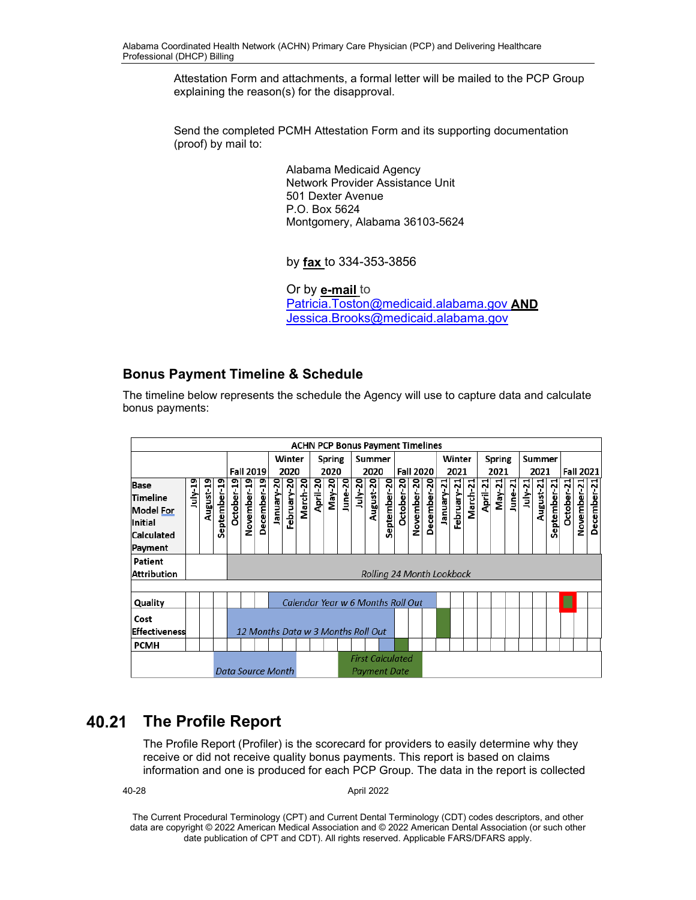Attestation Form and attachments, a formal letter will be mailed to the PCP Group explaining the reason(s) for the disapproval.

Send the completed PCMH Attestation Form and its supporting documentation (proof) by mail to:

Alabama Medicaid Agency
Network Provider Assistance Unit
501 Dexter Avenue
P.O. Box 5624
Montgomery, Alabama 36103-5624

by **fax** to 334-353-3856

Or by **e-mail** to
Patricia.Toston@medicaid.alabama.gov **AND**
Jessica.Brooks@medicaid.alabama.gov

## Bonus Payment Timeline & Schedule

The timeline below represents the schedule the Agency will use to capture data and calculate bonus payments:

| ACHN PCP Bonus Payment Timelines | | | | | | | | | | | | | | | | | | | | | | | | | | | | | |
|---|---|---|---|---|---|---|---|---|---|---|---|---|---|---|---|---|---|---|---|---|---|---|---|---|---|---|---|---|---|
| | | | | Fall 2019 | | | Winter 2020 | | | Spring 2020 | | | Summer 2020 | | | Fall 2020 | | | Winter 2021 | | | Spring 2021 | | | Summer 2021 | | | Fall 2021 | |
| Base Timeline Model For Initial Calculated Payment | July-19 | August-19 | September-19 | October-19 | November-19 | December-19 | January-20 | February-20 | March-20 | April-20 | May-20 | June-20 | July-20 | August-20 | September-20 | October-20 | November-20 | December-20 | January-21 | February-21 | March-21 | April-21 | May-21 | June-21 | July-21 | August-21 | September-21 | October-21 | November-21 | December-21 |
| Patient Attribution | | | | *Rolling 24 Month Lookback* | | | | | | | | | | | | | | | | | | | | | | | | | | |
| Quality | | | | | | | *Calendar Year w 6 Months Roll Out* | | | | | | | | | | | | | | | | | | | | | First Calculated Payment Date | | |
| Cost Effectiveness | | | | *12 Months Data w 3 Months Roll Out* | | | | | | | | | | | | | | | First Calculated Payment Date | | | | | | | | | | | |
| PCMH | | | | | | | | | | | | | | | Data Source Month | First Calculated Payment Date | | | | | | | | | | | | | | |
| | | | *Data Source Month* | | | | | | | | First Calculated Payment Date | | | | | | | | | | | | | | | | | | | |

# 40.21 The Profile Report

The Profile Report (Profiler) is the scorecard for providers to easily determine why they receive or did not receive quality bonus payments. This report is based on claims information and one is produced for each PCP Group. The data in the report is collected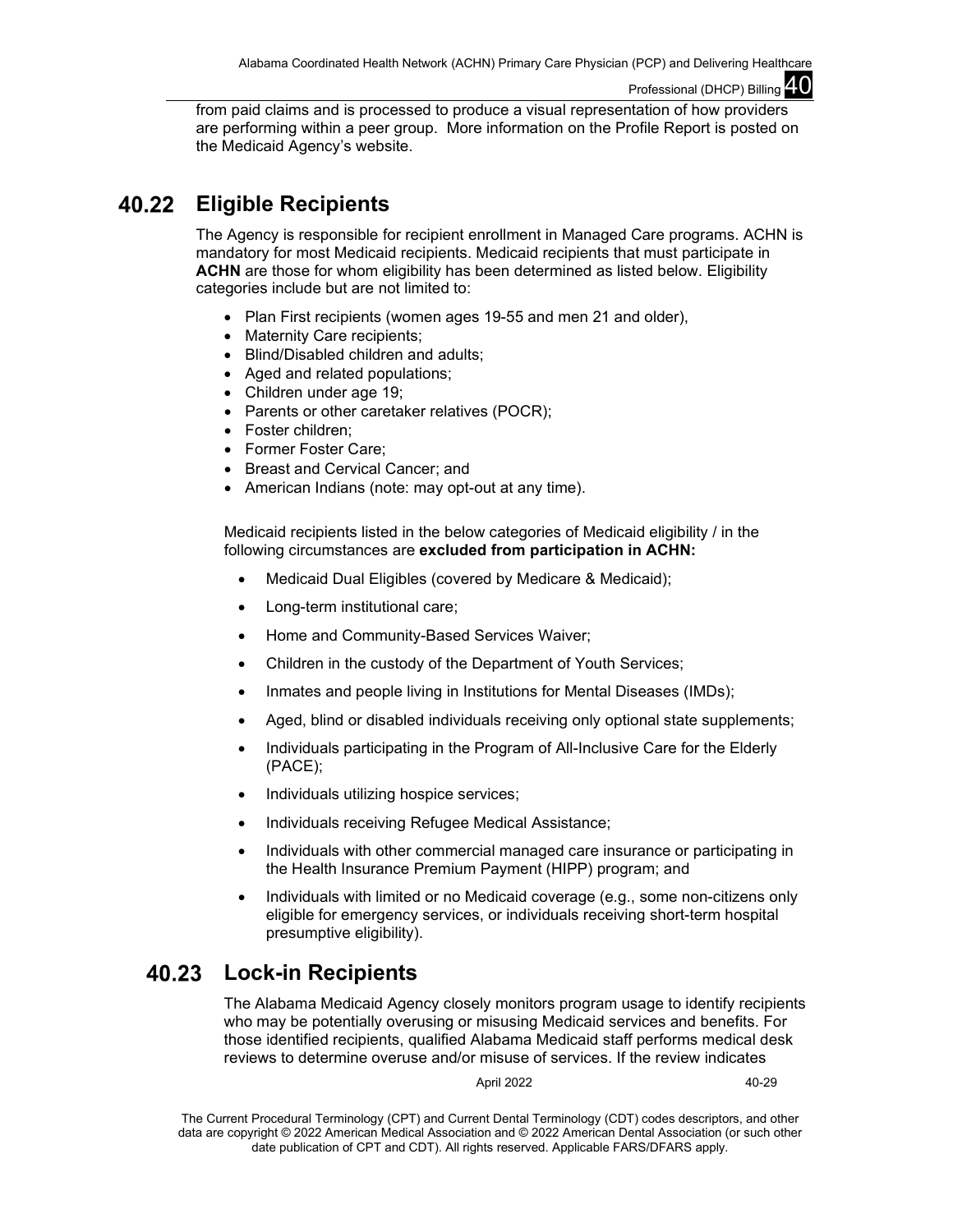from paid claims and is processed to produce a visual representation of how providers are performing within a peer group. More information on the Profile Report is posted on the Medicaid Agency's website.

## 40.22 Eligible Recipients

The Agency is responsible for recipient enrollment in Managed Care programs. ACHN is mandatory for most Medicaid recipients. Medicaid recipients that must participate in **ACHN** are those for whom eligibility has been determined as listed below. Eligibility categories include but are not limited to:

- Plan First recipients (women ages 19-55 and men 21 and older),
- Maternity Care recipients;
- Blind/Disabled children and adults;
- Aged and related populations;
- Children under age 19;
- Parents or other caretaker relatives (POCR);
- Foster children;
- Former Foster Care;
- Breast and Cervical Cancer; and
- American Indians (note: may opt-out at any time).

Medicaid recipients listed in the below categories of Medicaid eligibility / in the following circumstances are **excluded from participation in ACHN:**

- Medicaid Dual Eligibles (covered by Medicare & Medicaid);
- Long-term institutional care;
- Home and Community-Based Services Waiver;
- Children in the custody of the Department of Youth Services;
- Inmates and people living in Institutions for Mental Diseases (IMDs);
- Aged, blind or disabled individuals receiving only optional state supplements;
- Individuals participating in the Program of All-Inclusive Care for the Elderly (PACE);
- Individuals utilizing hospice services;
- Individuals receiving Refugee Medical Assistance;
- Individuals with other commercial managed care insurance or participating in the Health Insurance Premium Payment (HIPP) program; and
- Individuals with limited or no Medicaid coverage (e.g., some non-citizens only eligible for emergency services, or individuals receiving short-term hospital presumptive eligibility).

## 40.23 Lock-in Recipients

The Alabama Medicaid Agency closely monitors program usage to identify recipients who may be potentially overusing or misusing Medicaid services and benefits. For those identified recipients, qualified Alabama Medicaid staff performs medical desk reviews to determine overuse and/or misuse of services. If the review indicates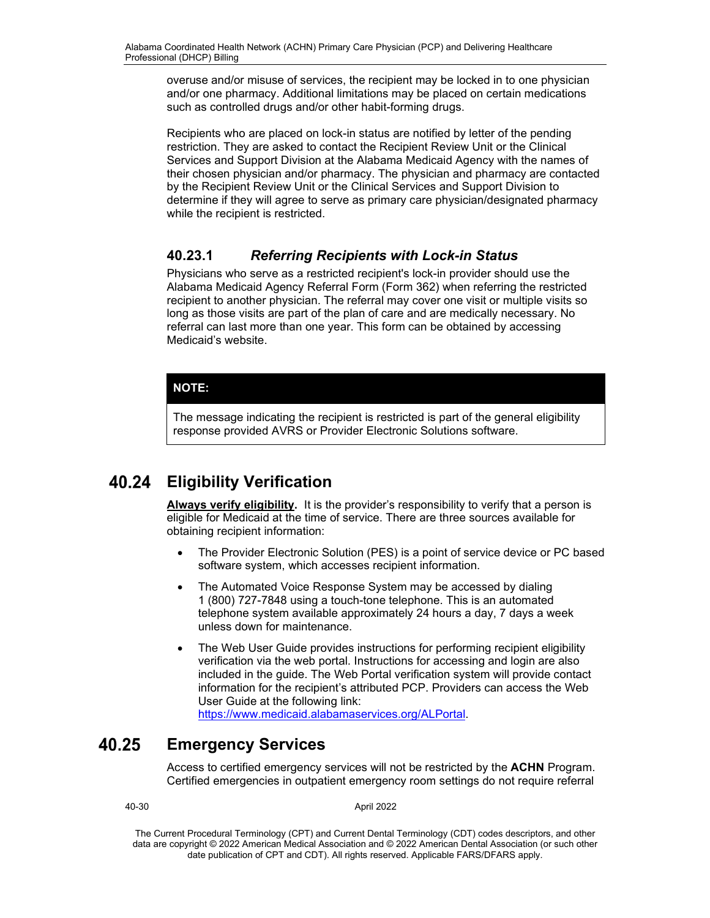overuse and/or misuse of services, the recipient may be locked in to one physician and/or one pharmacy. Additional limitations may be placed on certain medications such as controlled drugs and/or other habit-forming drugs.

Recipients who are placed on lock-in status are notified by letter of the pending restriction. They are asked to contact the Recipient Review Unit or the Clinical Services and Support Division at the Alabama Medicaid Agency with the names of their chosen physician and/or pharmacy. The physician and pharmacy are contacted by the Recipient Review Unit or the Clinical Services and Support Division to determine if they will agree to serve as primary care physician/designated pharmacy while the recipient is restricted.

### 40.23.1 *Referring Recipients with Lock-in Status*

Physicians who serve as a restricted recipient's lock-in provider should use the Alabama Medicaid Agency Referral Form (Form 362) when referring the restricted recipient to another physician. The referral may cover one visit or multiple visits so long as those visits are part of the plan of care and are medically necessary. No referral can last more than one year. This form can be obtained by accessing Medicaid's website.

> **NOTE:**
>
> The message indicating the recipient is restricted is part of the general eligibility response provided AVRS or Provider Electronic Solutions software.

## 40.24 Eligibility Verification

**Always verify eligibility.** It is the provider's responsibility to verify that a person is eligible for Medicaid at the time of service. There are three sources available for obtaining recipient information:

- The Provider Electronic Solution (PES) is a point of service device or PC based software system, which accesses recipient information.
- The Automated Voice Response System may be accessed by dialing 1 (800) 727-7848 using a touch-tone telephone. This is an automated telephone system available approximately 24 hours a day, 7 days a week unless down for maintenance.
- The Web User Guide provides instructions for performing recipient eligibility verification via the web portal. Instructions for accessing and login are also included in the guide. The Web Portal verification system will provide contact information for the recipient's attributed PCP. Providers can access the Web User Guide at the following link: https://www.medicaid.alabamaservices.org/ALPortal.

## 40.25 Emergency Services

Access to certified emergency services will not be restricted by the **ACHN** Program. Certified emergencies in outpatient emergency room settings do not require referral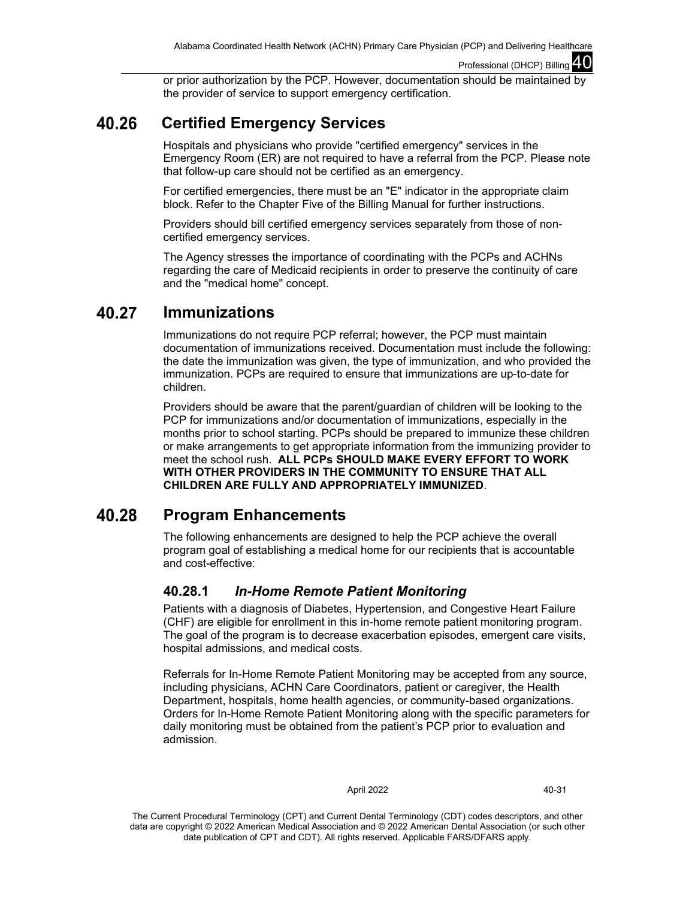or prior authorization by the PCP. However, documentation should be maintained by the provider of service to support emergency certification.

## 40.26 Certified Emergency Services

Hospitals and physicians who provide "certified emergency" services in the Emergency Room (ER) are not required to have a referral from the PCP. Please note that follow-up care should not be certified as an emergency.

For certified emergencies, there must be an "E" indicator in the appropriate claim block. Refer to the Chapter Five of the Billing Manual for further instructions.

Providers should bill certified emergency services separately from those of non-certified emergency services.

The Agency stresses the importance of coordinating with the PCPs and ACHNs regarding the care of Medicaid recipients in order to preserve the continuity of care and the "medical home" concept.

## 40.27 Immunizations

Immunizations do not require PCP referral; however, the PCP must maintain documentation of immunizations received. Documentation must include the following: the date the immunization was given, the type of immunization, and who provided the immunization. PCPs are required to ensure that immunizations are up-to-date for children.

Providers should be aware that the parent/guardian of children will be looking to the PCP for immunizations and/or documentation of immunizations, especially in the months prior to school starting. PCPs should be prepared to immunize these children or make arrangements to get appropriate information from the immunizing provider to meet the school rush. **ALL PCPs SHOULD MAKE EVERY EFFORT TO WORK WITH OTHER PROVIDERS IN THE COMMUNITY TO ENSURE THAT ALL CHILDREN ARE FULLY AND APPROPRIATELY IMMUNIZED**.

## 40.28 Program Enhancements

The following enhancements are designed to help the PCP achieve the overall program goal of establishing a medical home for our recipients that is accountable and cost-effective:

### 40.28.1 *In-Home Remote Patient Monitoring*

Patients with a diagnosis of Diabetes, Hypertension, and Congestive Heart Failure (CHF) are eligible for enrollment in this in-home remote patient monitoring program. The goal of the program is to decrease exacerbation episodes, emergent care visits, hospital admissions, and medical costs.

Referrals for In-Home Remote Patient Monitoring may be accepted from any source, including physicians, ACHN Care Coordinators, patient or caregiver, the Health Department, hospitals, home health agencies, or community-based organizations. Orders for In-Home Remote Patient Monitoring along with the specific parameters for daily monitoring must be obtained from the patient's PCP prior to evaluation and admission.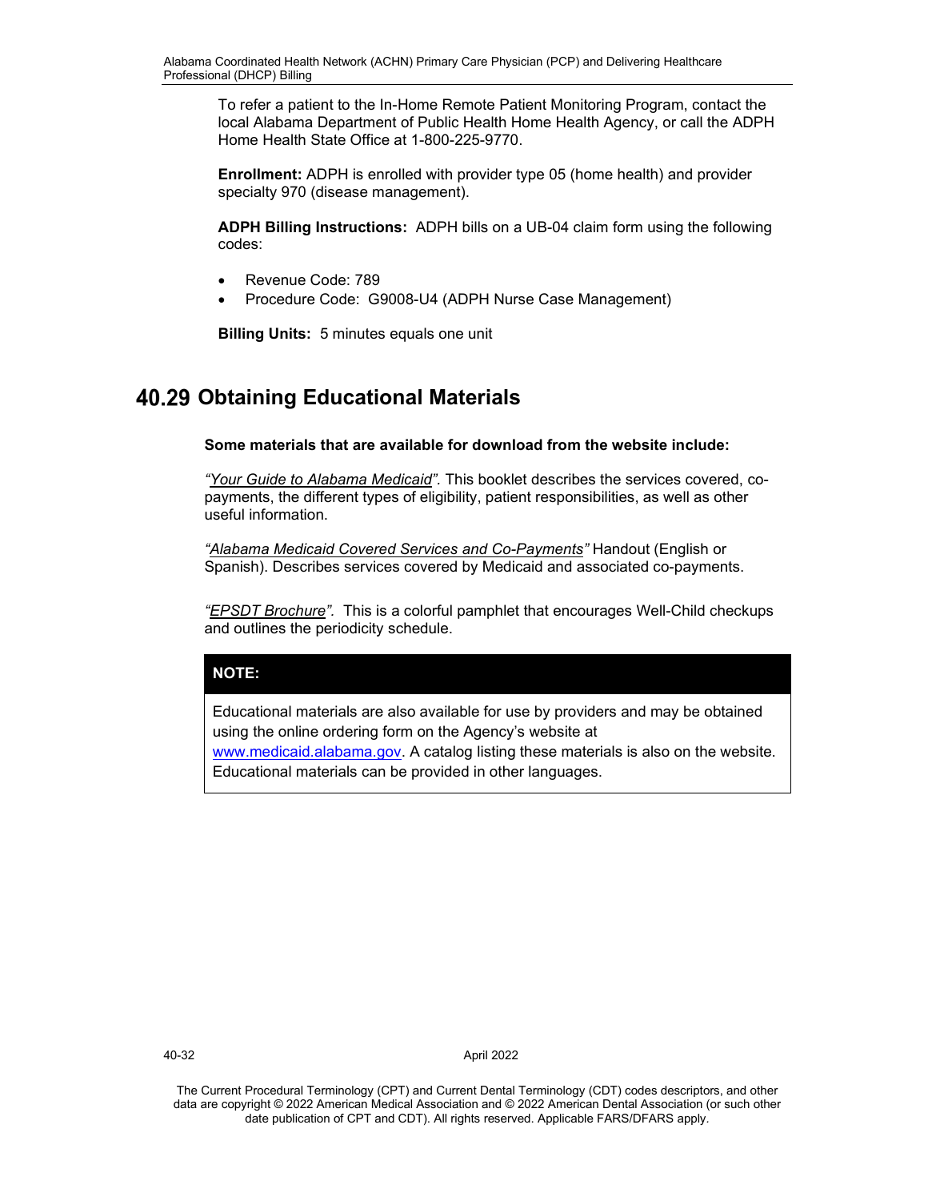To refer a patient to the In-Home Remote Patient Monitoring Program, contact the local Alabama Department of Public Health Home Health Agency, or call the ADPH Home Health State Office at 1-800-225-9770.

**Enrollment:** ADPH is enrolled with provider type 05 (home health) and provider specialty 970 (disease management).

**ADPH Billing Instructions:** ADPH bills on a UB-04 claim form using the following codes:

- Revenue Code: 789
- Procedure Code: G9008-U4 (ADPH Nurse Case Management)

**Billing Units:** 5 minutes equals one unit

## 40.29 Obtaining Educational Materials

**Some materials that are available for download from the website include:**

*"Your Guide to Alabama Medicaid"*. This booklet describes the services covered, co-payments, the different types of eligibility, patient responsibilities, as well as other useful information.

*"Alabama Medicaid Covered Services and Co-Payments"* Handout (English or Spanish). Describes services covered by Medicaid and associated co-payments.

*"EPSDT Brochure"*. This is a colorful pamphlet that encourages Well-Child checkups and outlines the periodicity schedule.

**NOTE:**

Educational materials are also available for use by providers and may be obtained using the online ordering form on the Agency's website at www.medicaid.alabama.gov. A catalog listing these materials is also on the website. Educational materials can be provided in other languages.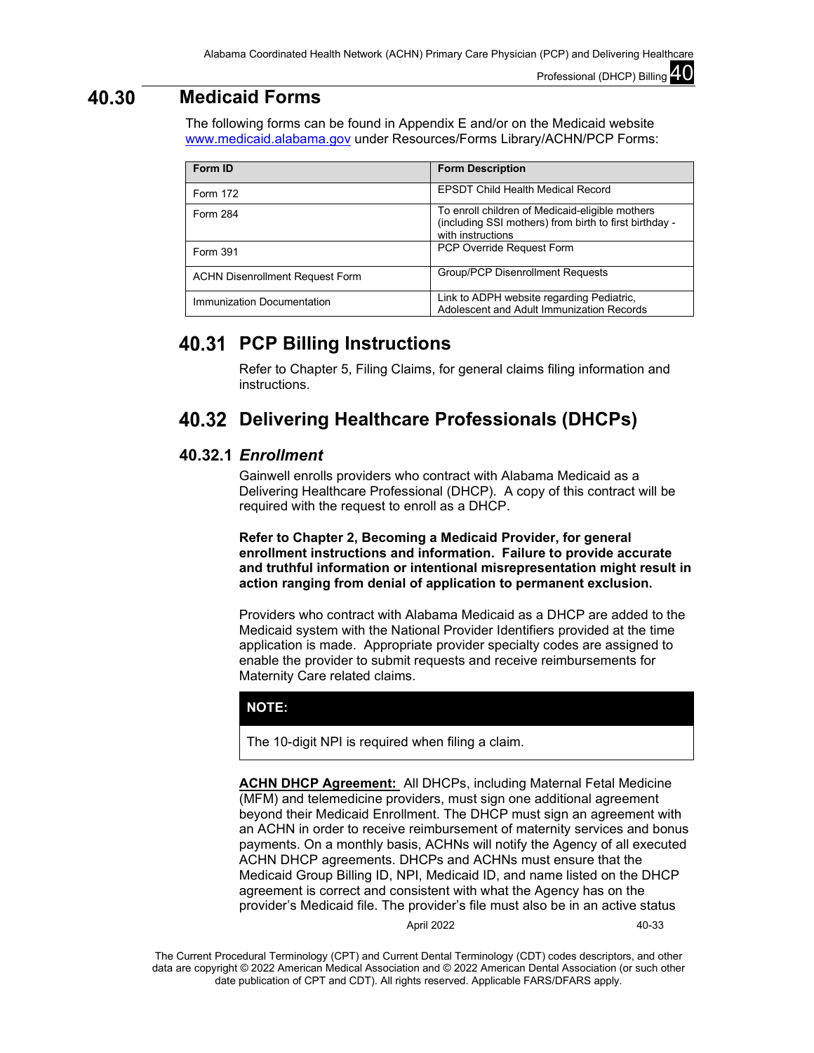## 40.30 Medicaid Forms

The following forms can be found in Appendix E and/or on the Medicaid website www.medicaid.alabama.gov under Resources/Forms Library/ACHN/PCP Forms:

| Form ID | Form Description |
|---|---|
| Form 172 | EPSDT Child Health Medical Record |
| Form 284 | To enroll children of Medicaid-eligible mothers (including SSI mothers) from birth to first birthday - with instructions |
| Form 391 | PCP Override Request Form |
| ACHN Disenrollment Request Form | Group/PCP Disenrollment Requests |
| Immunization Documentation | Link to ADPH website regarding Pediatric, Adolescent and Adult Immunization Records |

## 40.31 PCP Billing Instructions

Refer to Chapter 5, Filing Claims, for general claims filing information and instructions.

## 40.32 Delivering Healthcare Professionals (DHCPs)

### 40.32.1 *Enrollment*

Gainwell enrolls providers who contract with Alabama Medicaid as a Delivering Healthcare Professional (DHCP). A copy of this contract will be required with the request to enroll as a DHCP.

**Refer to Chapter 2, Becoming a Medicaid Provider, for general enrollment instructions and information. Failure to provide accurate and truthful information or intentional misrepresentation might result in action ranging from denial of application to permanent exclusion.**

Providers who contract with Alabama Medicaid as a DHCP are added to the Medicaid system with the National Provider Identifiers provided at the time application is made. Appropriate provider specialty codes are assigned to enable the provider to submit requests and receive reimbursements for Maternity Care related claims.

**NOTE:**

The 10-digit NPI is required when filing a claim.

**ACHN DHCP Agreement:** All DHCPs, including Maternal Fetal Medicine (MFM) and telemedicine providers, must sign one additional agreement beyond their Medicaid Enrollment. The DHCP must sign an agreement with an ACHN in order to receive reimbursement of maternity services and bonus payments. On a monthly basis, ACHNs will notify the Agency of all executed ACHN DHCP agreements. DHCPs and ACHNs must ensure that the Medicaid Group Billing ID, NPI, Medicaid ID, and name listed on the DHCP agreement is correct and consistent with what the Agency has on the provider's Medicaid file. The provider's file must also be in an active status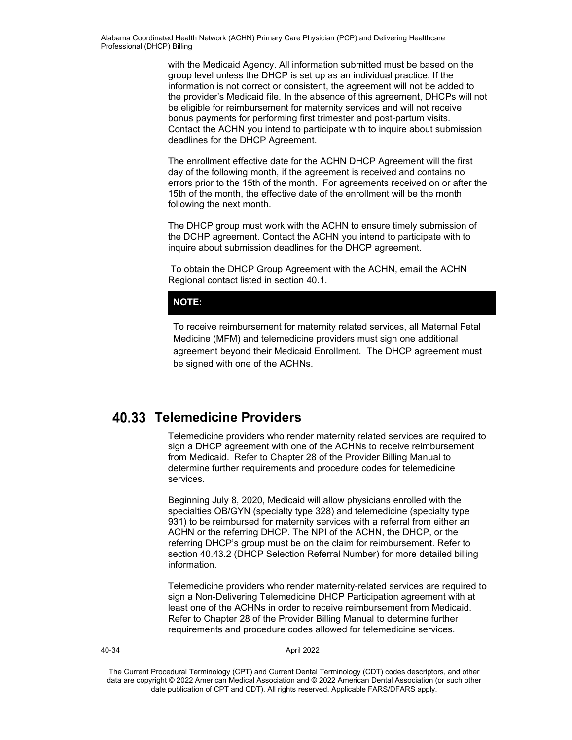with the Medicaid Agency. All information submitted must be based on the group level unless the DHCP is set up as an individual practice. If the information is not correct or consistent, the agreement will not be added to the provider's Medicaid file. In the absence of this agreement, DHCPs will not be eligible for reimbursement for maternity services and will not receive bonus payments for performing first trimester and post-partum visits. Contact the ACHN you intend to participate with to inquire about submission deadlines for the DHCP Agreement.

The enrollment effective date for the ACHN DHCP Agreement will the first day of the following month, if the agreement is received and contains no errors prior to the 15th of the month. For agreements received on or after the 15th of the month, the effective date of the enrollment will be the month following the next month.

The DHCP group must work with the ACHN to ensure timely submission of the DCHP agreement. Contact the ACHN you intend to participate with to inquire about submission deadlines for the DHCP agreement.

To obtain the DHCP Group Agreement with the ACHN, email the ACHN Regional contact listed in section 40.1.

> **NOTE:**
>
> To receive reimbursement for maternity related services, all Maternal Fetal Medicine (MFM) and telemedicine providers must sign one additional agreement beyond their Medicaid Enrollment. The DHCP agreement must be signed with one of the ACHNs.

## 40.33 Telemedicine Providers

Telemedicine providers who render maternity related services are required to sign a DHCP agreement with one of the ACHNs to receive reimbursement from Medicaid. Refer to Chapter 28 of the Provider Billing Manual to determine further requirements and procedure codes for telemedicine services.

Beginning July 8, 2020, Medicaid will allow physicians enrolled with the specialties OB/GYN (specialty type 328) and telemedicine (specialty type 931) to be reimbursed for maternity services with a referral from either an ACHN or the referring DHCP. The NPI of the ACHN, the DHCP, or the referring DHCP's group must be on the claim for reimbursement. Refer to section 40.43.2 (DHCP Selection Referral Number) for more detailed billing information.

Telemedicine providers who render maternity-related services are required to sign a Non-Delivering Telemedicine DHCP Participation agreement with at least one of the ACHNs in order to receive reimbursement from Medicaid. Refer to Chapter 28 of the Provider Billing Manual to determine further requirements and procedure codes allowed for telemedicine services.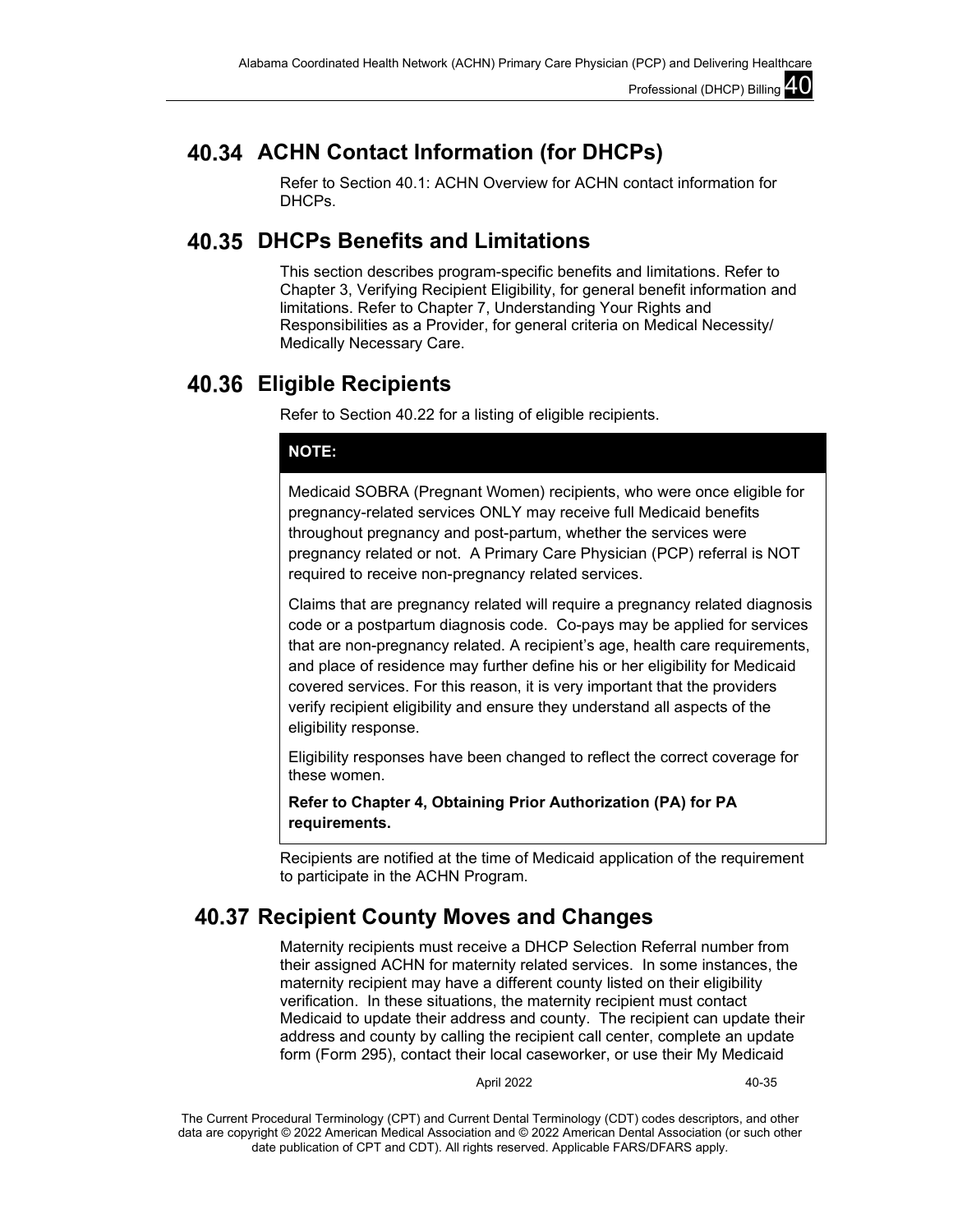## 40.34 ACHN Contact Information (for DHCPs)

Refer to Section 40.1: ACHN Overview for ACHN contact information for DHCPs.

## 40.35 DHCPs Benefits and Limitations

This section describes program-specific benefits and limitations. Refer to Chapter 3, Verifying Recipient Eligibility, for general benefit information and limitations. Refer to Chapter 7, Understanding Your Rights and Responsibilities as a Provider, for general criteria on Medical Necessity/ Medically Necessary Care.

## 40.36 Eligible Recipients

Refer to Section 40.22 for a listing of eligible recipients.

> **NOTE:**
>
> Medicaid SOBRA (Pregnant Women) recipients, who were once eligible for pregnancy-related services ONLY may receive full Medicaid benefits throughout pregnancy and post-partum, whether the services were pregnancy related or not. A Primary Care Physician (PCP) referral is NOT required to receive non-pregnancy related services.
>
> Claims that are pregnancy related will require a pregnancy related diagnosis code or a postpartum diagnosis code. Co-pays may be applied for services that are non-pregnancy related. A recipient's age, health care requirements, and place of residence may further define his or her eligibility for Medicaid covered services. For this reason, it is very important that the providers verify recipient eligibility and ensure they understand all aspects of the eligibility response.
>
> Eligibility responses have been changed to reflect the correct coverage for these women.
>
> **Refer to Chapter 4, Obtaining Prior Authorization (PA) for PA requirements.**

Recipients are notified at the time of Medicaid application of the requirement to participate in the ACHN Program.

## 40.37 Recipient County Moves and Changes

Maternity recipients must receive a DHCP Selection Referral number from their assigned ACHN for maternity related services. In some instances, the maternity recipient may have a different county listed on their eligibility verification. In these situations, the maternity recipient must contact Medicaid to update their address and county. The recipient can update their address and county by calling the recipient call center, complete an update form (Form 295), contact their local caseworker, or use their My Medicaid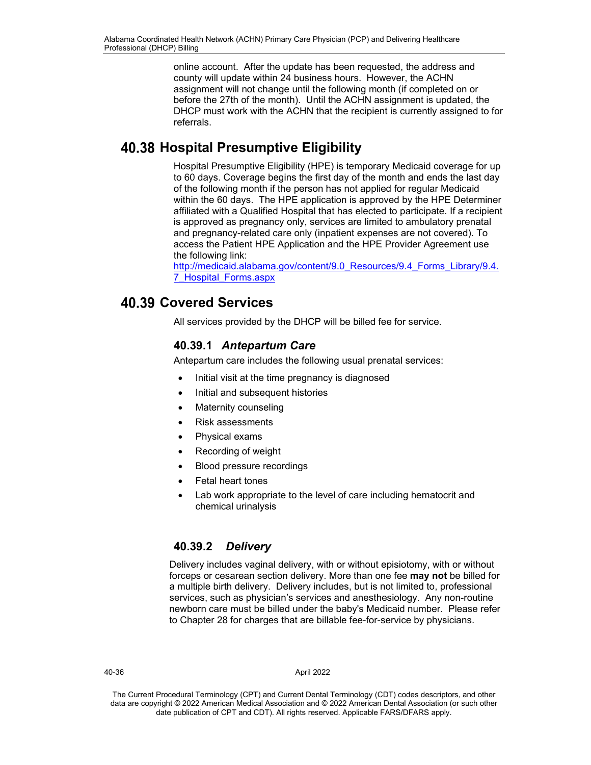online account. After the update has been requested, the address and county will update within 24 business hours. However, the ACHN assignment will not change until the following month (if completed on or before the 27th of the month). Until the ACHN assignment is updated, the DHCP must work with the ACHN that the recipient is currently assigned to for referrals.

## 40.38 Hospital Presumptive Eligibility

Hospital Presumptive Eligibility (HPE) is temporary Medicaid coverage for up to 60 days. Coverage begins the first day of the month and ends the last day of the following month if the person has not applied for regular Medicaid within the 60 days. The HPE application is approved by the HPE Determiner affiliated with a Qualified Hospital that has elected to participate. If a recipient is approved as pregnancy only, services are limited to ambulatory prenatal and pregnancy-related care only (inpatient expenses are not covered). To access the Patient HPE Application and the HPE Provider Agreement use the following link:
[http://medicaid.alabama.gov/content/9.0_Resources/9.4_Forms_Library/9.4.7_Hospital_Forms.aspx](http://medicaid.alabama.gov/content/9.0_Resources/9.4_Forms_Library/9.4.7_Hospital_Forms.aspx)

## 40.39 Covered Services

All services provided by the DHCP will be billed fee for service.

### 40.39.1 *Antepartum Care*

Antepartum care includes the following usual prenatal services:

- Initial visit at the time pregnancy is diagnosed
- Initial and subsequent histories
- Maternity counseling
- Risk assessments
- Physical exams
- Recording of weight
- Blood pressure recordings
- Fetal heart tones
- Lab work appropriate to the level of care including hematocrit and chemical urinalysis

### 40.39.2 *Delivery*

Delivery includes vaginal delivery, with or without episiotomy, with or without forceps or cesarean section delivery. More than one fee **may not** be billed for a multiple birth delivery. Delivery includes, but is not limited to, professional services, such as physician's services and anesthesiology. Any non-routine newborn care must be billed under the baby's Medicaid number. Please refer to Chapter 28 for charges that are billable fee-for-service by physicians.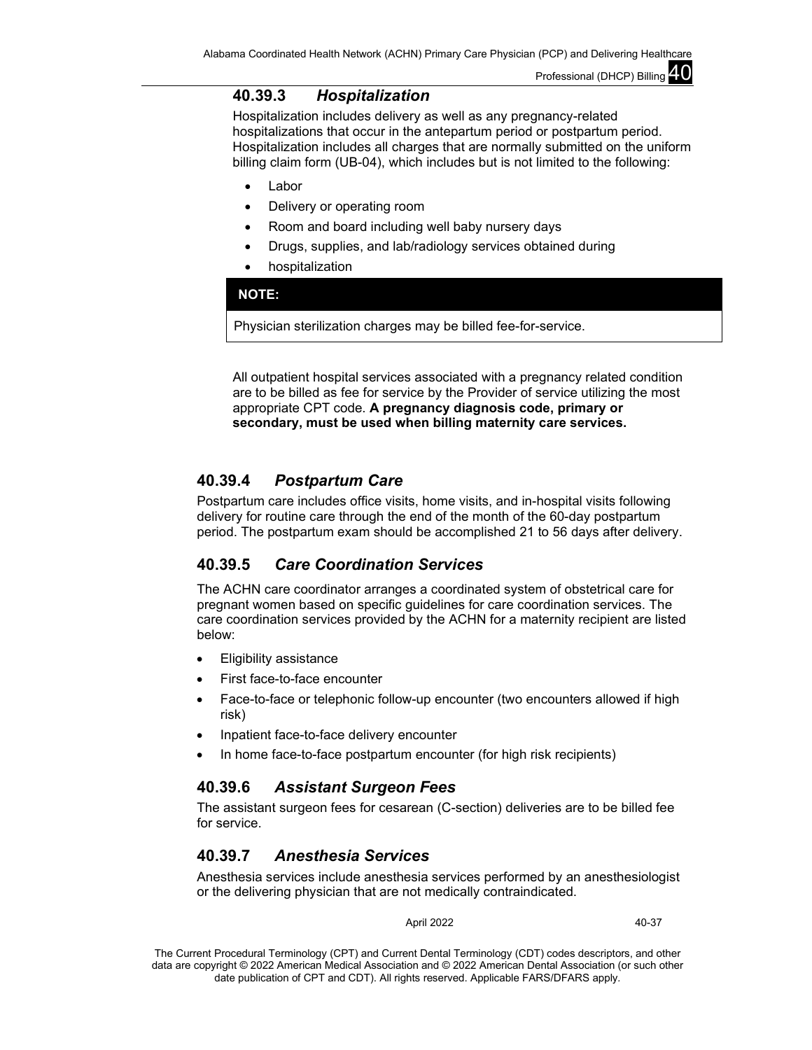### 40.39.3 *Hospitalization*

Hospitalization includes delivery as well as any pregnancy-related hospitalizations that occur in the antepartum period or postpartum period. Hospitalization includes all charges that are normally submitted on the uniform billing claim form (UB-04), which includes but is not limited to the following:

- Labor
- Delivery or operating room
- Room and board including well baby nursery days
- Drugs, supplies, and lab/radiology services obtained during
- hospitalization

| **NOTE:** |
|---|
| Physician sterilization charges may be billed fee-for-service. |

All outpatient hospital services associated with a pregnancy related condition are to be billed as fee for service by the Provider of service utilizing the most appropriate CPT code. **A pregnancy diagnosis code, primary or secondary, must be used when billing maternity care services.**

### 40.39.4 *Postpartum Care*

Postpartum care includes office visits, home visits, and in-hospital visits following delivery for routine care through the end of the month of the 60-day postpartum period. The postpartum exam should be accomplished 21 to 56 days after delivery.

### 40.39.5 *Care Coordination Services*

The ACHN care coordinator arranges a coordinated system of obstetrical care for pregnant women based on specific guidelines for care coordination services. The care coordination services provided by the ACHN for a maternity recipient are listed below:

- Eligibility assistance
- First face-to-face encounter
- Face-to-face or telephonic follow-up encounter (two encounters allowed if high risk)
- Inpatient face-to-face delivery encounter
- In home face-to-face postpartum encounter (for high risk recipients)

### 40.39.6 *Assistant Surgeon Fees*

The assistant surgeon fees for cesarean (C-section) deliveries are to be billed fee for service.

### 40.39.7 *Anesthesia Services*

Anesthesia services include anesthesia services performed by an anesthesiologist or the delivering physician that are not medically contraindicated.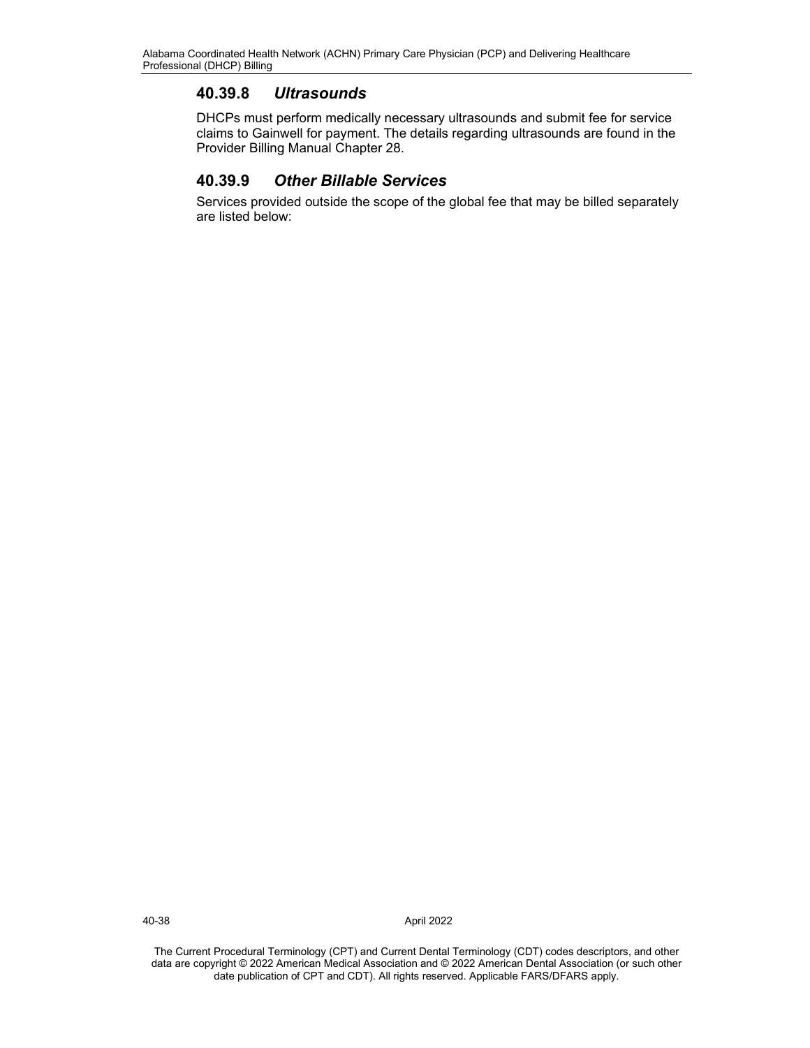### 40.39.8 *Ultrasounds*

DHCPs must perform medically necessary ultrasounds and submit fee for service claims to Gainwell for payment. The details regarding ultrasounds are found in the Provider Billing Manual Chapter 28.

### 40.39.9 *Other Billable Services*

Services provided outside the scope of the global fee that may be billed separately are listed below: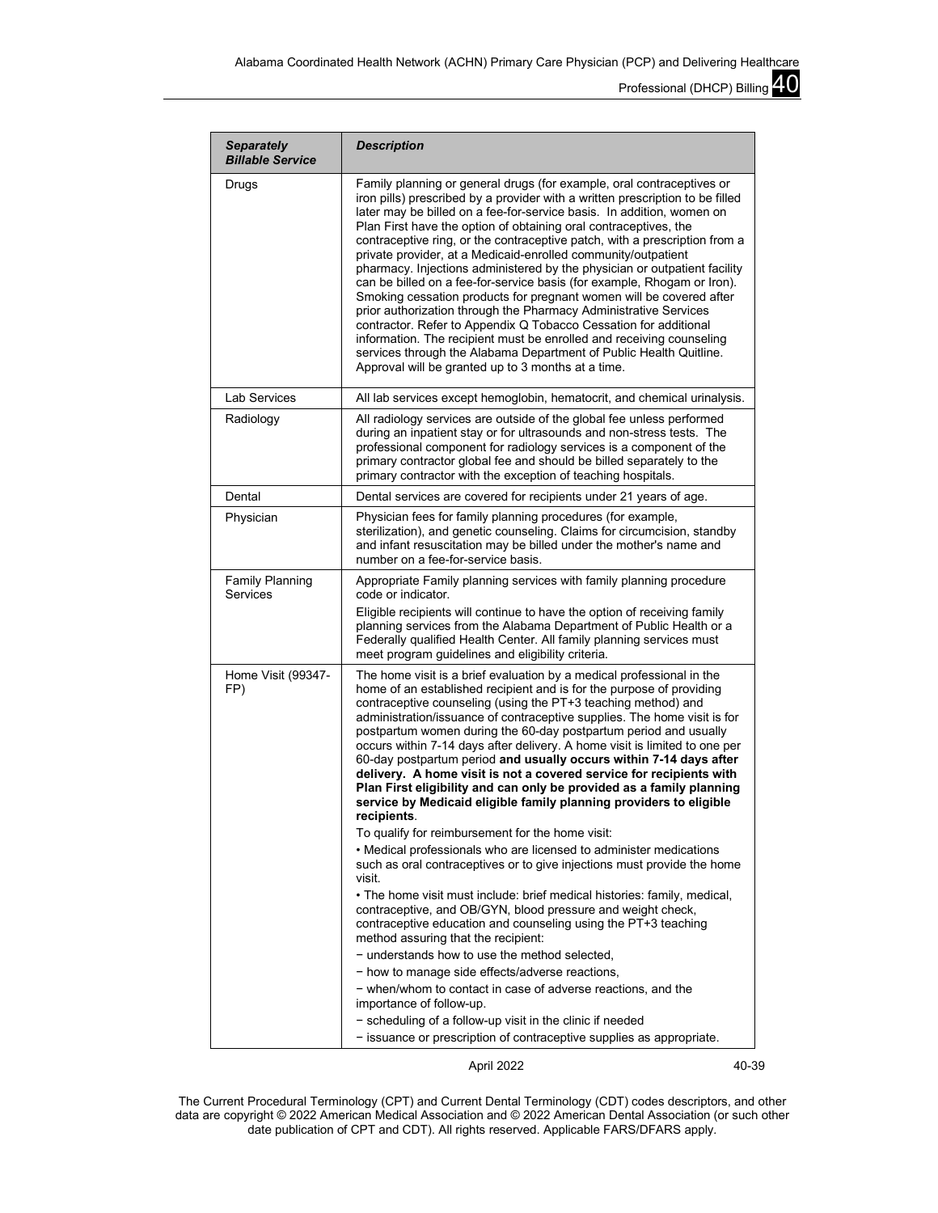| *Separately Billable Service* | *Description* |
|---|---|
| Drugs | Family planning or general drugs (for example, oral contraceptives or iron pills) prescribed by a provider with a written prescription to be filled later may be billed on a fee-for-service basis. In addition, women on Plan First have the option of obtaining oral contraceptives, the contraceptive ring, or the contraceptive patch, with a prescription from a private provider, at a Medicaid-enrolled community/outpatient pharmacy. Injections administered by the physician or outpatient facility can be billed on a fee-for-service basis (for example, Rhogam or Iron). Smoking cessation products for pregnant women will be covered after prior authorization through the Pharmacy Administrative Services contractor. Refer to Appendix Q Tobacco Cessation for additional information. The recipient must be enrolled and receiving counseling services through the Alabama Department of Public Health Quitline. Approval will be granted up to 3 months at a time. |
| Lab Services | All lab services except hemoglobin, hematocrit, and chemical urinalysis. |
| Radiology | All radiology services are outside of the global fee unless performed during an inpatient stay or for ultrasounds and non-stress tests. The professional component for radiology services is a component of the primary contractor global fee and should be billed separately to the primary contractor with the exception of teaching hospitals. |
| Dental | Dental services are covered for recipients under 21 years of age. |
| Physician | Physician fees for family planning procedures (for example, sterilization), and genetic counseling. Claims for circumcision, standby and infant resuscitation may be billed under the mother's name and number on a fee-for-service basis. |
| Family Planning Services | Appropriate Family planning services with family planning procedure code or indicator.<br>Eligible recipients will continue to have the option of receiving family planning services from the Alabama Department of Public Health or a Federally qualified Health Center. All family planning services must meet program guidelines and eligibility criteria. |
| Home Visit (99347-FP) | The home visit is a brief evaluation by a medical professional in the home of an established recipient and is for the purpose of providing contraceptive counseling (using the PT+3 teaching method) and administration/issuance of contraceptive supplies. The home visit is for postpartum women during the 60-day postpartum period and usually occurs within 7-14 days after delivery. A home visit is limited to one per 60-day postpartum period **and usually occurs within 7-14 days after delivery. A home visit is not a covered service for recipients with Plan First eligibility and can only be provided as a family planning service by Medicaid eligible family planning providers to eligible recipients**.<br>To qualify for reimbursement for the home visit:<br>• Medical professionals who are licensed to administer medications such as oral contraceptives or to give injections must provide the home visit.<br>• The home visit must include: brief medical histories: family, medical, contraceptive, and OB/GYN, blood pressure and weight check, contraceptive education and counseling using the PT+3 teaching method assuring that the recipient:<br>− understands how to use the method selected,<br>− how to manage side effects/adverse reactions,<br>− when/whom to contact in case of adverse reactions, and the importance of follow-up.<br>− scheduling of a follow-up visit in the clinic if needed<br>− issuance or prescription of contraceptive supplies as appropriate. |

April 2022

The Current Procedural Terminology (CPT) and Current Dental Terminology (CDT) codes descriptors, and other data are copyright © 2022 American Medical Association and © 2022 American Dental Association (or such other date publication of CPT and CDT). All rights reserved. Applicable FARS/DFARS apply.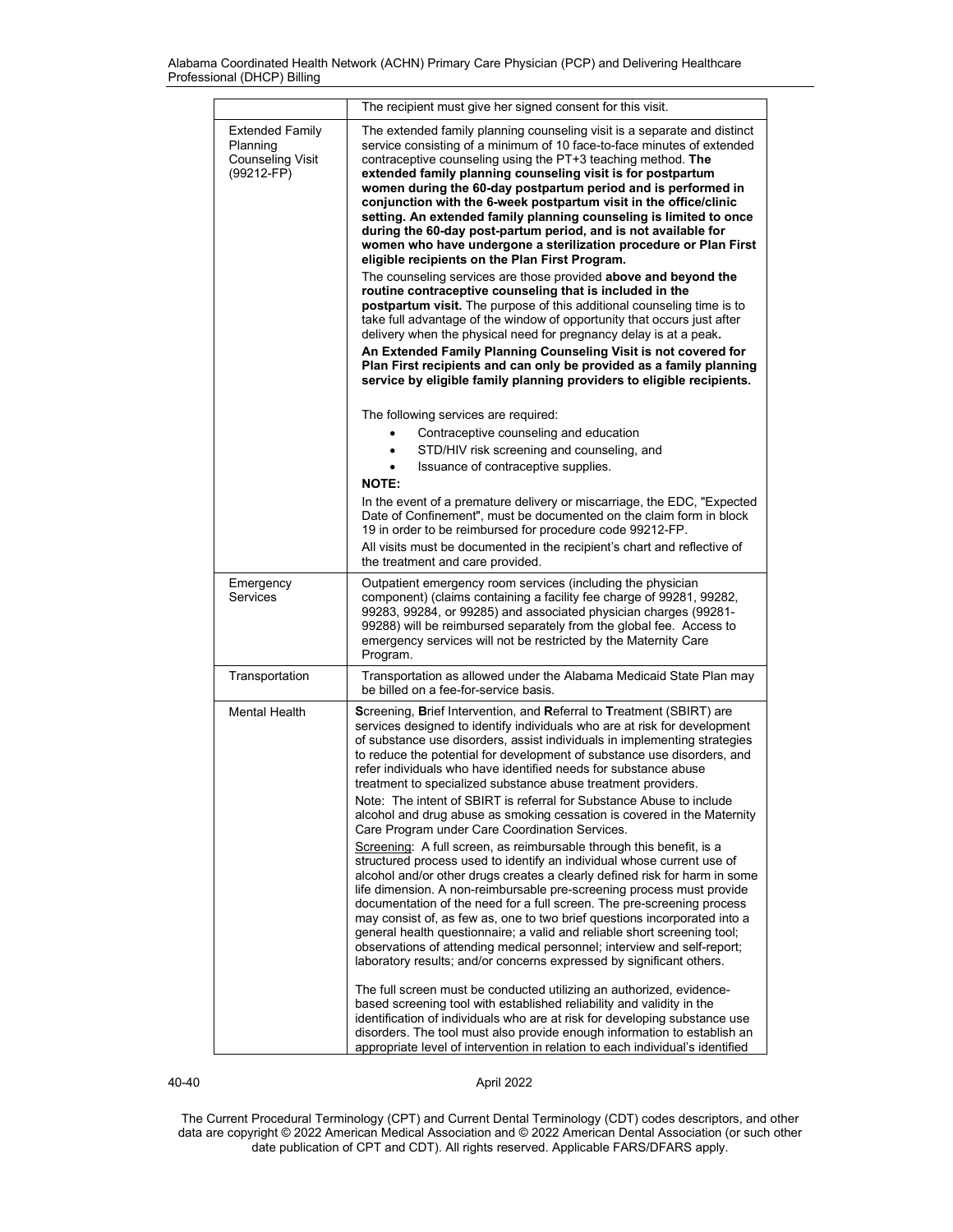| | |
|---|---|
| | The recipient must give her signed consent for this visit. |
| Extended Family Planning Counseling Visit (99212-FP) | The extended family planning counseling visit is a separate and distinct service consisting of a minimum of 10 face-to-face minutes of extended contraceptive counseling using the PT+3 teaching method. **The extended family planning counseling visit is for postpartum women during the 60-day postpartum period and is performed in conjunction with the 6-week postpartum visit in the office/clinic setting. An extended family planning counseling is limited to once during the 60-day post-partum period, and is not available for women who have undergone a sterilization procedure or Plan First eligible recipients on the Plan First Program.**<br><br>The counseling services are those provided **above and beyond the routine contraceptive counseling that is included in the postpartum visit.** The purpose of this additional counseling time is to take full advantage of the window of opportunity that occurs just after delivery when the physical need for pregnancy delay is at a peak**.**<br><br>**An Extended Family Planning Counseling Visit is not covered for Plan First recipients and can only be provided as a family planning service by eligible family planning providers to eligible recipients.**<br><br>The following services are required:<br>• Contraceptive counseling and education<br>• STD/HIV risk screening and counseling, and<br>• Issuance of contraceptive supplies.<br><br>**NOTE:**<br>In the event of a premature delivery or miscarriage, the EDC, "Expected Date of Confinement", must be documented on the claim form in block 19 in order to be reimbursed for procedure code 99212-FP.<br>All visits must be documented in the recipient's chart and reflective of the treatment and care provided. |
| Emergency Services | Outpatient emergency room services (including the physician component) (claims containing a facility fee charge of 99281, 99282, 99283, 99284, or 99285) and associated physician charges (99281-99288) will be reimbursed separately from the global fee. Access to emergency services will not be restricted by the Maternity Care Program. |
| Transportation | Transportation as allowed under the Alabama Medicaid State Plan may be billed on a fee-for-service basis. |
| Mental Health | **S**creening, **B**rief Intervention, and **R**eferral to **T**reatment (SBIRT) are services designed to identify individuals who are at risk for development of substance use disorders, assist individuals in implementing strategies to reduce the potential for development of substance use disorders, and refer individuals who have identified needs for substance abuse treatment to specialized substance abuse treatment providers.<br><br>Note: The intent of SBIRT is referral for Substance Abuse to include alcohol and drug abuse as smoking cessation is covered in the Maternity Care Program under Care Coordination Services.<br><br>Screening: A full screen, as reimbursable through this benefit, is a structured process used to identify an individual whose current use of alcohol and/or other drugs creates a clearly defined risk for harm in some life dimension. A non-reimbursable pre-screening process must provide documentation of the need for a full screen. The pre-screening process may consist of, as few as, one to two brief questions incorporated into a general health questionnaire; a valid and reliable short screening tool; observations of attending medical personnel; interview and self-report; laboratory results; and/or concerns expressed by significant others.<br><br>The full screen must be conducted utilizing an authorized, evidence-based screening tool with established reliability and validity in the identification of individuals who are at risk for developing substance use disorders. The tool must also provide enough information to establish an appropriate level of intervention in relation to each individual's identified |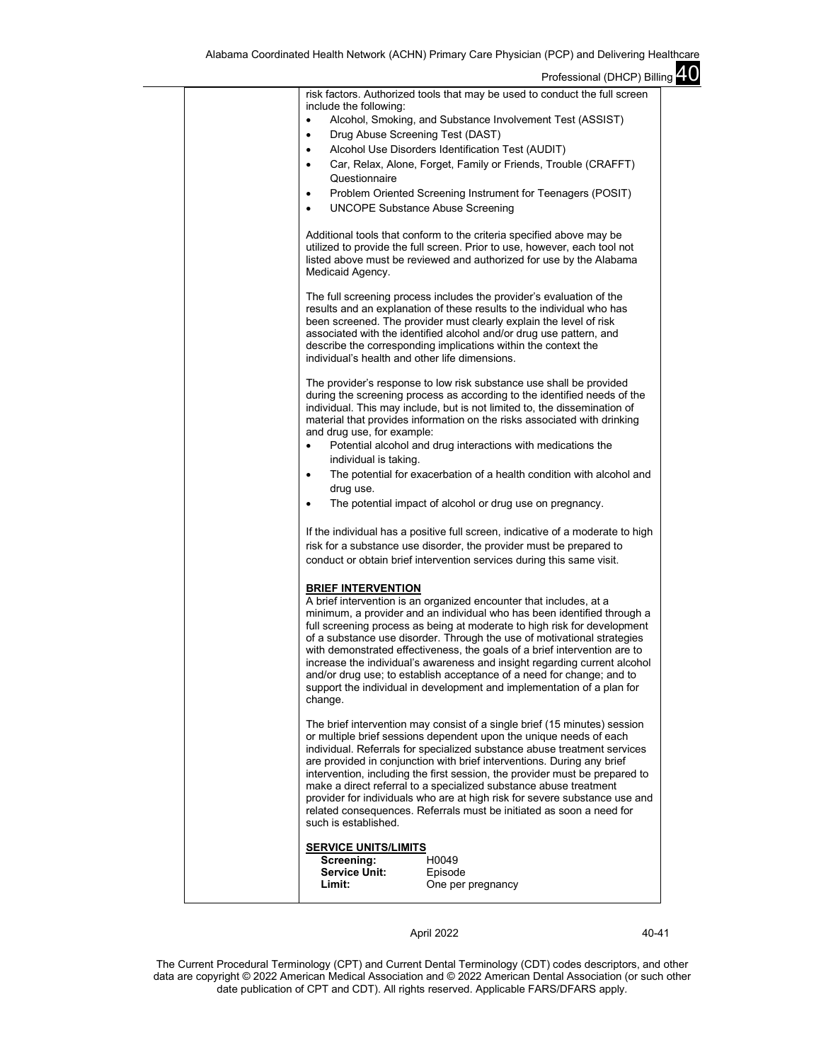risk factors. Authorized tools that may be used to conduct the full screen include the following:

- Alcohol, Smoking, and Substance Involvement Test (ASSIST)
- Drug Abuse Screening Test (DAST)
- Alcohol Use Disorders Identification Test (AUDIT)
- Car, Relax, Alone, Forget, Family or Friends, Trouble (CRAFFT) Questionnaire
- Problem Oriented Screening Instrument for Teenagers (POSIT)
- UNCOPE Substance Abuse Screening

Additional tools that conform to the criteria specified above may be utilized to provide the full screen. Prior to use, however, each tool not listed above must be reviewed and authorized for use by the Alabama Medicaid Agency.

The full screening process includes the provider's evaluation of the results and an explanation of these results to the individual who has been screened. The provider must clearly explain the level of risk associated with the identified alcohol and/or drug use pattern, and describe the corresponding implications within the context the individual's health and other life dimensions.

The provider's response to low risk substance use shall be provided during the screening process as according to the identified needs of the individual. This may include, but is not limited to, the dissemination of material that provides information on the risks associated with drinking and drug use, for example:

- Potential alcohol and drug interactions with medications the individual is taking.
- The potential for exacerbation of a health condition with alcohol and drug use.
- The potential impact of alcohol or drug use on pregnancy.

If the individual has a positive full screen, indicative of a moderate to high risk for a substance use disorder, the provider must be prepared to conduct or obtain brief intervention services during this same visit.

**BRIEF INTERVENTION**

A brief intervention is an organized encounter that includes, at a minimum, a provider and an individual who has been identified through a full screening process as being at moderate to high risk for development of a substance use disorder. Through the use of motivational strategies with demonstrated effectiveness, the goals of a brief intervention are to increase the individual's awareness and insight regarding current alcohol and/or drug use; to establish acceptance of a need for change; and to support the individual in development and implementation of a plan for change.

The brief intervention may consist of a single brief (15 minutes) session or multiple brief sessions dependent upon the unique needs of each individual. Referrals for specialized substance abuse treatment services are provided in conjunction with brief interventions. During any brief intervention, including the first session, the provider must be prepared to make a direct referral to a specialized substance abuse treatment provider for individuals who are at high risk for severe substance use and related consequences. Referrals must be initiated as soon a need for such is established.

**SERVICE UNITS/LIMITS**

| | |
|---|---|
| **Screening:** | H0049 |
| **Service Unit:** | Episode |
| **Limit:** | One per pregnancy |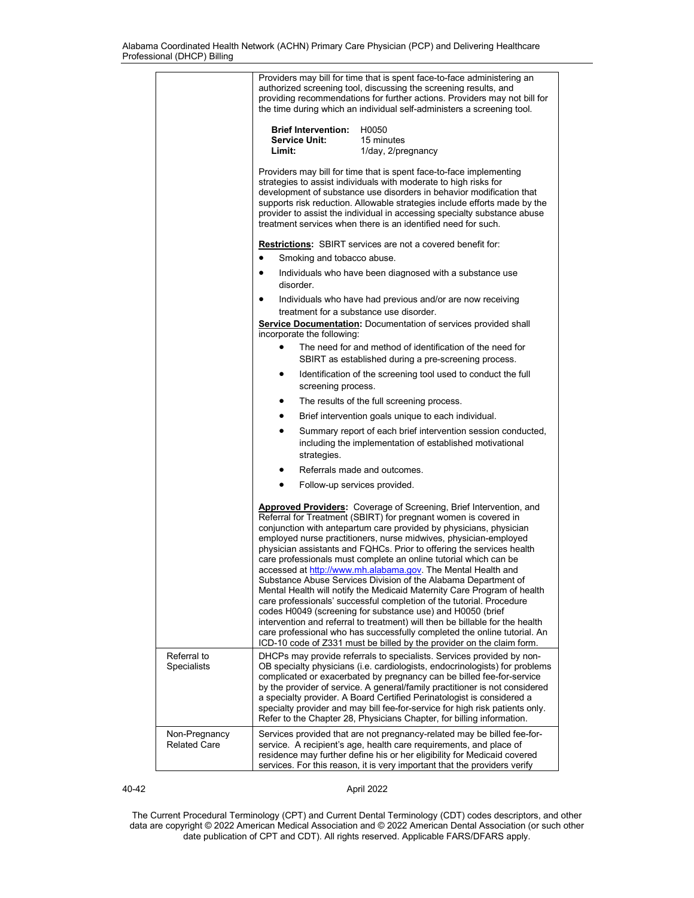| | |
|---|---|
| | Providers may bill for time that is spent face-to-face administering an authorized screening tool, discussing the screening results, and providing recommendations for further actions. Providers may not bill for the time during which an individual self-administers a screening tool.<br><br>**Brief Intervention:** H0050<br>**Service Unit:** 15 minutes<br>**Limit:** 1/day, 2/pregnancy<br><br>Providers may bill for time that is spent face-to-face implementing strategies to assist individuals with moderate to high risks for development of substance use disorders in behavior modification that supports risk reduction. Allowable strategies include efforts made by the provider to assist the individual in accessing specialty substance abuse treatment services when there is an identified need for such.<br><br>**Restrictions:** SBIRT services are not a covered benefit for:<br>• Smoking and tobacco abuse.<br>• Individuals who have been diagnosed with a substance use disorder.<br>• Individuals who have had previous and/or are now receiving treatment for a substance use disorder.<br><br>**Service Documentation:** Documentation of services provided shall incorporate the following:<br>• The need for and method of identification of the need for SBIRT as established during a pre-screening process.<br>• Identification of the screening tool used to conduct the full screening process.<br>• The results of the full screening process.<br>• Brief intervention goals unique to each individual.<br>• Summary report of each brief intervention session conducted, including the implementation of established motivational strategies.<br>• Referrals made and outcomes.<br>• Follow-up services provided.<br><br>**Approved Providers:** Coverage of Screening, Brief Intervention, and Referral for Treatment (SBIRT) for pregnant women is covered in conjunction with antepartum care provided by physicians, physician employed nurse practitioners, nurse midwives, physician-employed physician assistants and FQHCs. Prior to offering the services health care professionals must complete an online tutorial which can be accessed at http://www.mh.alabama.gov. The Mental Health and Substance Abuse Services Division of the Alabama Department of Mental Health will notify the Medicaid Maternity Care Program of health care professionals' successful completion of the tutorial. Procedure codes H0049 (screening for substance use) and H0050 (brief intervention and referral to treatment) will then be billable for the health care professional who has successfully completed the online tutorial. An ICD-10 code of Z331 must be billed by the provider on the claim form. |
| Referral to Specialists | DHCPs may provide referrals to specialists. Services provided by non-OB specialty physicians (i.e. cardiologists, endocrinologists) for problems complicated or exacerbated by pregnancy can be billed fee-for-service by the provider of service. A general/family practitioner is not considered a specialty provider. A Board Certified Perinatologist is considered a specialty provider and may bill fee-for-service for high risk patients only. Refer to the Chapter 28, Physicians Chapter, for billing information. |
| Non-Pregnancy Related Care | Services provided that are not pregnancy-related may be billed fee-for-service. A recipient's age, health care requirements, and place of residence may further define his or her eligibility for Medicaid covered services. For this reason, it is very important that the providers verify |

The Current Procedural Terminology (CPT) and Current Dental Terminology (CDT) codes descriptors, and other data are copyright © 2022 American Medical Association and © 2022 American Dental Association (or such other date publication of CPT and CDT). All rights reserved. Applicable FARS/DFARS apply.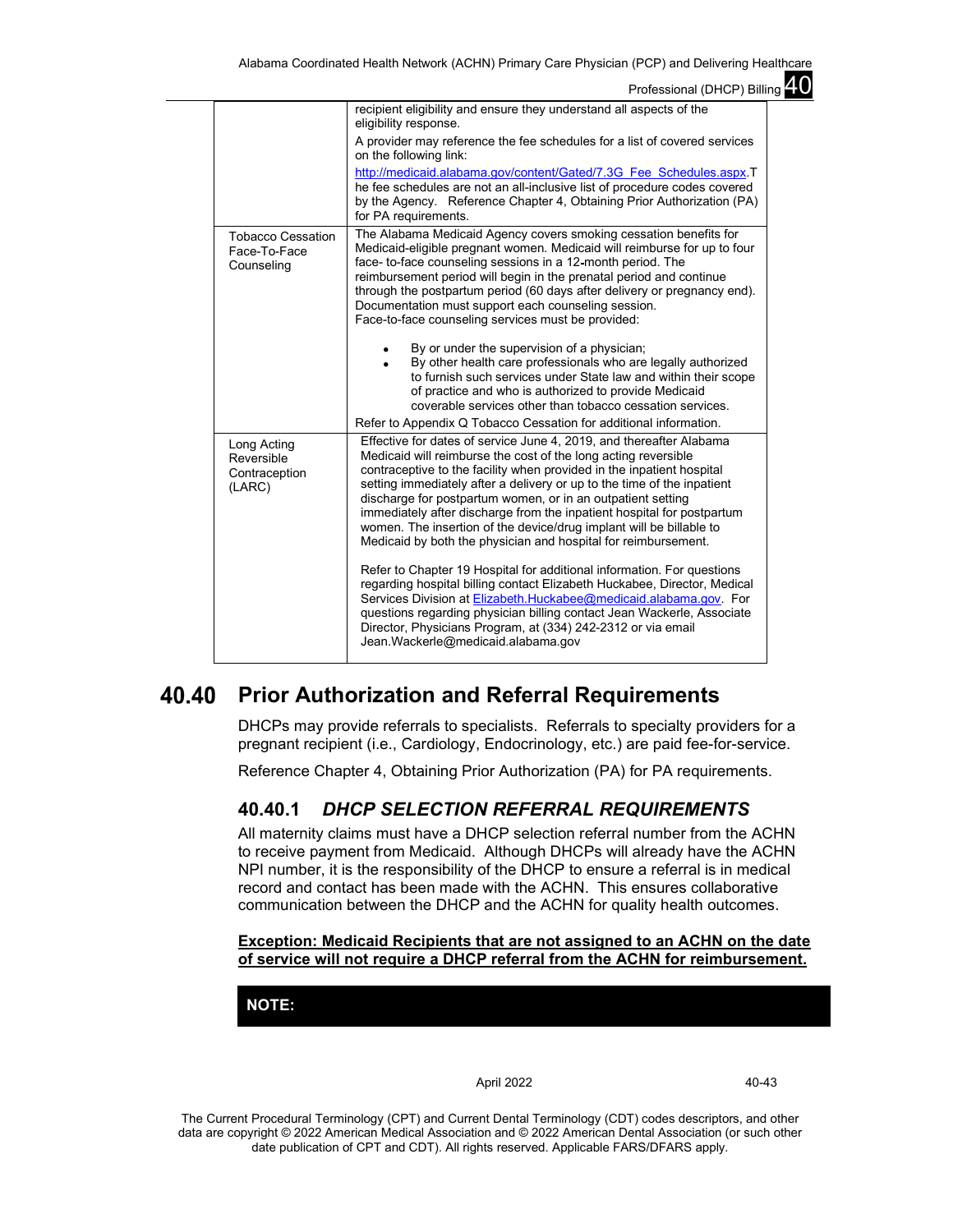| | |
|---|---|
| | recipient eligibility and ensure they understand all aspects of the eligibility response.<br><br>A provider may reference the fee schedules for a list of covered services on the following link:<br><br>http://medicaid.alabama.gov/content/Gated/7.3G_Fee_Schedules.aspx.The fee schedules are not an all-inclusive list of procedure codes covered by the Agency. Reference Chapter 4, Obtaining Prior Authorization (PA) for PA requirements. |
| Tobacco Cessation Face-To-Face Counseling | The Alabama Medicaid Agency covers smoking cessation benefits for Medicaid-eligible pregnant women. Medicaid will reimburse for up to four face- to-face counseling sessions in a 12-month period. The reimbursement period will begin in the prenatal period and continue through the postpartum period (60 days after delivery or pregnancy end). Documentation must support each counseling session.<br>Face-to-face counseling services must be provided:<br><br>• By or under the supervision of a physician;<br>• By other health care professionals who are legally authorized to furnish such services under State law and within their scope of practice and who is authorized to provide Medicaid coverable services other than tobacco cessation services.<br><br>Refer to Appendix Q Tobacco Cessation for additional information. |
| Long Acting Reversible Contraception (LARC) | Effective for dates of service June 4, 2019, and thereafter Alabama Medicaid will reimburse the cost of the long acting reversible contraceptive to the facility when provided in the inpatient hospital setting immediately after a delivery or up to the time of the inpatient discharge for postpartum women, or in an outpatient setting immediately after discharge from the inpatient hospital for postpartum women. The insertion of the device/drug implant will be billable to Medicaid by both the physician and hospital for reimbursement.<br><br>Refer to Chapter 19 Hospital for additional information. For questions regarding hospital billing contact Elizabeth Huckabee, Director, Medical Services Division at Elizabeth.Huckabee@medicaid.alabama.gov. For questions regarding physician billing contact Jean Wackerle, Associate Director, Physicians Program, at (334) 242-2312 or via email Jean.Wackerle@medicaid.alabama.gov |

## 40.40 Prior Authorization and Referral Requirements

DHCPs may provide referrals to specialists. Referrals to specialty providers for a pregnant recipient (i.e., Cardiology, Endocrinology, etc.) are paid fee-for-service.

Reference Chapter 4, Obtaining Prior Authorization (PA) for PA requirements.

### 40.40.1 *DHCP SELECTION REFERRAL REQUIREMENTS*

All maternity claims must have a DHCP selection referral number from the ACHN to receive payment from Medicaid. Although DHCPs will already have the ACHN NPI number, it is the responsibility of the DHCP to ensure a referral is in medical record and contact has been made with the ACHN. This ensures collaborative communication between the DHCP and the ACHN for quality health outcomes.

**Exception: Medicaid Recipients that are not assigned to an ACHN on the date of service will not require a DHCP referral from the ACHN for reimbursement.**

**NOTE:**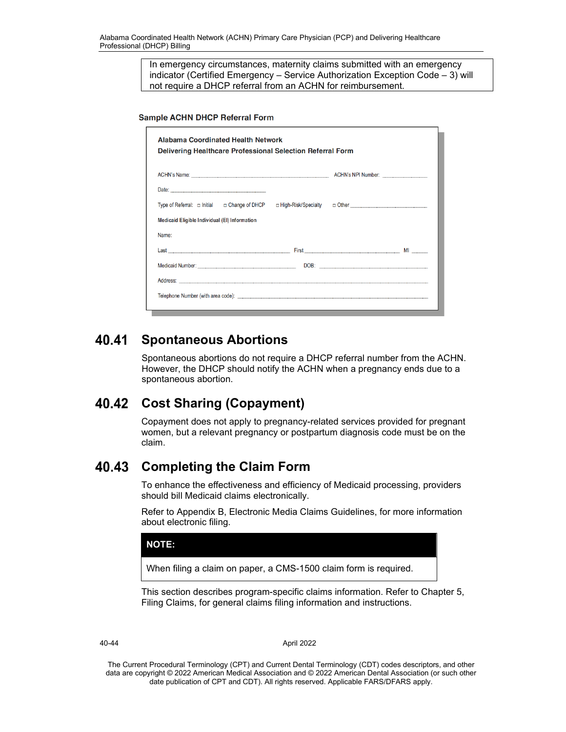In emergency circumstances, maternity claims submitted with an emergency indicator (Certified Emergency – Service Authorization Exception Code – 3) will not require a DHCP referral from an ACHN for reimbursement.

**Sample ACHN DHCP Referral Form**

**Alabama Coordinated Health Network**
**Delivering Healthcare Professional Selection Referral Form**

ACHN's Name: ______________________ ACHN's NPI Number: ____________

Date: ______________________

Type of Referral: ☐ Initial ☐ Change of DHCP ☐ High-Risk/Specialty ☐ Other ____________

**Medicaid Eligible Individual (EI) Information**

Name:

Last ______________________ First ______________________ MI _____

Medicaid Number: ______________________ DOB: ______________________

Address: ______________________

Telephone Number (with area code): ______________________

## 40.41 Spontaneous Abortions

Spontaneous abortions do not require a DHCP referral number from the ACHN. However, the DHCP should notify the ACHN when a pregnancy ends due to a spontaneous abortion.

## 40.42 Cost Sharing (Copayment)

Copayment does not apply to pregnancy-related services provided for pregnant women, but a relevant pregnancy or postpartum diagnosis code must be on the claim.

## 40.43 Completing the Claim Form

To enhance the effectiveness and efficiency of Medicaid processing, providers should bill Medicaid claims electronically.

Refer to Appendix B, Electronic Media Claims Guidelines, for more information about electronic filing.

**NOTE:**

When filing a claim on paper, a CMS-1500 claim form is required.

This section describes program-specific claims information. Refer to Chapter 5, Filing Claims, for general claims filing information and instructions.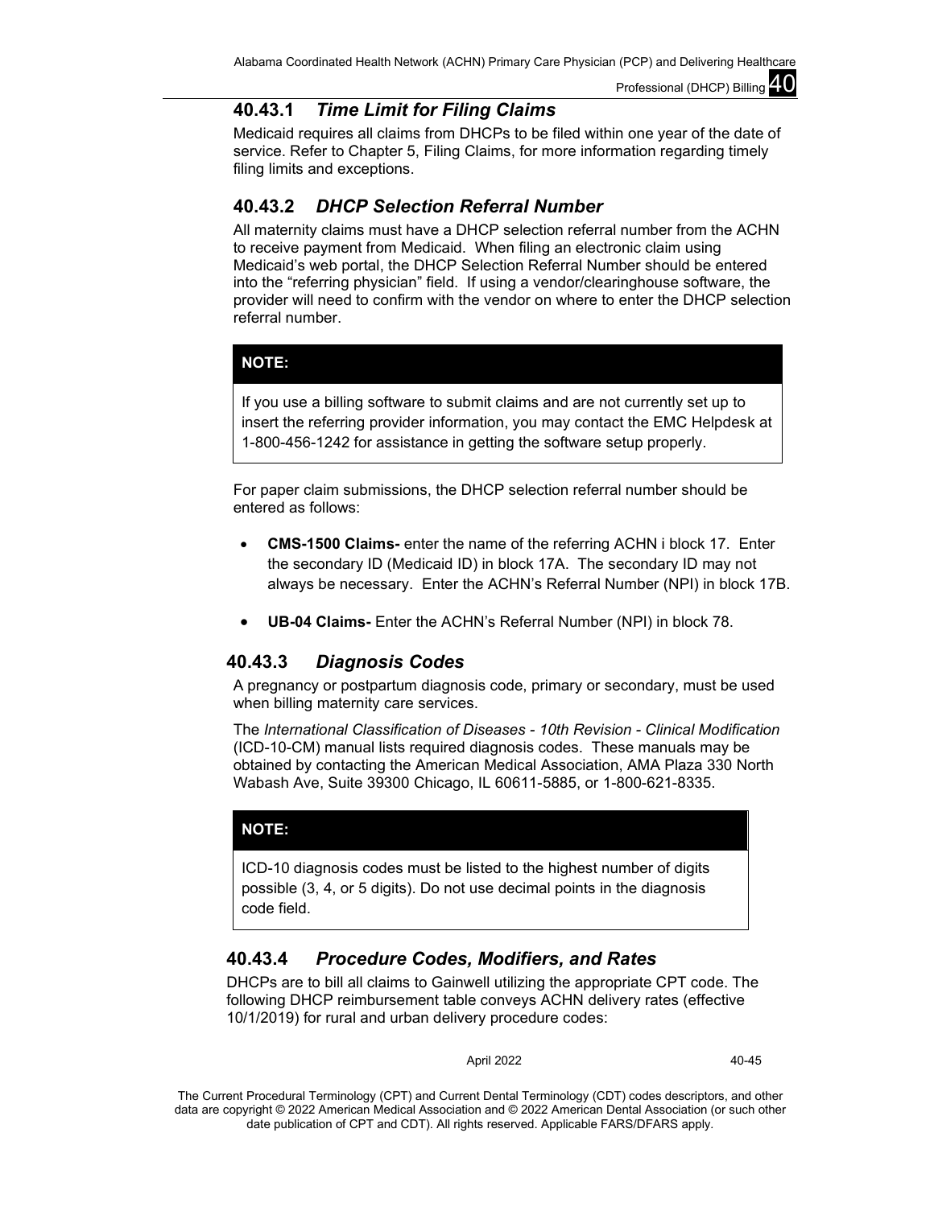### 40.43.1 *Time Limit for Filing Claims*

Medicaid requires all claims from DHCPs to be filed within one year of the date of service. Refer to Chapter 5, Filing Claims, for more information regarding timely filing limits and exceptions.

### 40.43.2 *DHCP Selection Referral Number*

All maternity claims must have a DHCP selection referral number from the ACHN to receive payment from Medicaid. When filing an electronic claim using Medicaid's web portal, the DHCP Selection Referral Number should be entered into the "referring physician" field. If using a vendor/clearinghouse software, the provider will need to confirm with the vendor on where to enter the DHCP selection referral number.

| **NOTE:** |
|---|
| If you use a billing software to submit claims and are not currently set up to insert the referring provider information, you may contact the EMC Helpdesk at 1-800-456-1242 for assistance in getting the software setup properly. |

For paper claim submissions, the DHCP selection referral number should be entered as follows:

- **CMS-1500 Claims-** enter the name of the referring ACHN i block 17. Enter the secondary ID (Medicaid ID) in block 17A. The secondary ID may not always be necessary. Enter the ACHN's Referral Number (NPI) in block 17B.
- **UB-04 Claims-** Enter the ACHN's Referral Number (NPI) in block 78.

### 40.43.3 *Diagnosis Codes*

A pregnancy or postpartum diagnosis code, primary or secondary, must be used when billing maternity care services.

The *International Classification of Diseases - 10th Revision - Clinical Modification* (ICD-10-CM) manual lists required diagnosis codes. These manuals may be obtained by contacting the American Medical Association, AMA Plaza 330 North Wabash Ave, Suite 39300 Chicago, IL 60611-5885, or 1-800-621-8335.

| **NOTE:** |
|---|
| ICD-10 diagnosis codes must be listed to the highest number of digits possible (3, 4, or 5 digits). Do not use decimal points in the diagnosis code field. |

### 40.43.4 *Procedure Codes, Modifiers, and Rates*

DHCPs are to bill all claims to Gainwell utilizing the appropriate CPT code. The following DHCP reimbursement table conveys ACHN delivery rates (effective 10/1/2019) for rural and urban delivery procedure codes: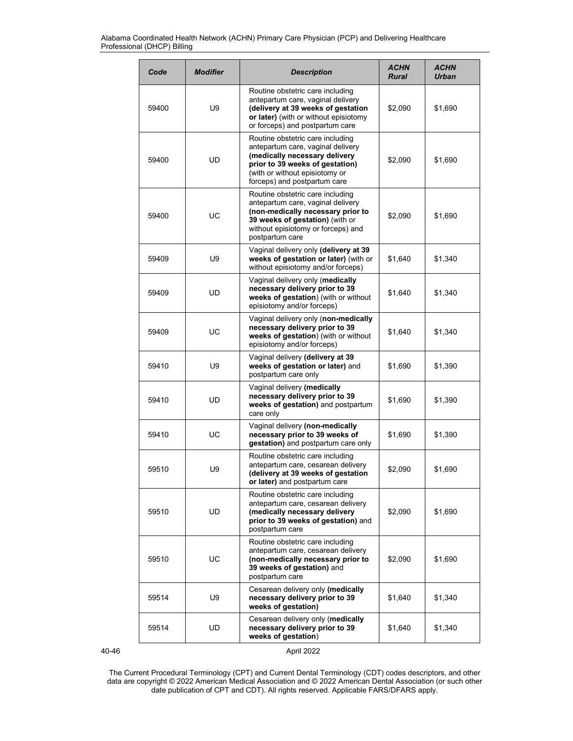| Code | Modifier | Description | ACHN Rural | ACHN Urban |
|---|---|---|---|---|
| 59400 | U9 | Routine obstetric care including antepartum care, vaginal delivery **(delivery at 39 weeks of gestation or later)** (with or without episiotomy or forceps) and postpartum care | $2,090 | $1,690 |
| 59400 | UD | Routine obstetric care including antepartum care, vaginal delivery **(medically necessary delivery prior to 39 weeks of gestation)** (with or without episiotomy or forceps) and postpartum care | $2,090 | $1,690 |
| 59400 | UC | Routine obstetric care including antepartum care, vaginal delivery **(non-medically necessary prior to 39 weeks of gestation)** (with or without episiotomy or forceps) and postpartum care | $2,090 | $1,690 |
| 59409 | U9 | Vaginal delivery only **(delivery at 39 weeks of gestation or later)** (with or without episiotomy and/or forceps) | $1,640 | $1,340 |
| 59409 | UD | Vaginal delivery only (**medically necessary delivery prior to 39 weeks of gestation**) (with or without episiotomy and/or forceps) | $1,640 | $1,340 |
| 59409 | UC | Vaginal delivery only (**non-medically necessary delivery prior to 39 weeks of gestation**) (with or without episiotomy and/or forceps) | $1,640 | $1,340 |
| 59410 | U9 | Vaginal delivery **(delivery at 39 weeks of gestation or later)** and postpartum care only | $1,690 | $1,390 |
| 59410 | UD | Vaginal delivery **(medically necessary delivery prior to 39 weeks of gestation)** and postpartum care only | $1,690 | $1,390 |
| 59410 | UC | Vaginal delivery **(non-medically necessary prior to 39 weeks of gestation)** and postpartum care only | $1,690 | $1,390 |
| 59510 | U9 | Routine obstetric care including antepartum care, cesarean delivery **(delivery at 39 weeks of gestation or later)** and postpartum care | $2,090 | $1,690 |
| 59510 | UD | Routine obstetric care including antepartum care, cesarean delivery **(medically necessary delivery prior to 39 weeks of gestation)** and postpartum care | $2,090 | $1,690 |
| 59510 | UC | Routine obstetric care including antepartum care, cesarean delivery **(non-medically necessary prior to 39 weeks of gestation)** and postpartum care | $2,090 | $1,690 |
| 59514 | U9 | Cesarean delivery only **(medically necessary delivery prior to 39 weeks of gestation)** | $1,640 | $1,340 |
| 59514 | UD | Cesarean delivery only (**medically necessary delivery prior to 39 weeks of gestation**) | $1,640 | $1,340 |

The Current Procedural Terminology (CPT) and Current Dental Terminology (CDT) codes descriptors, and other data are copyright © 2022 American Medical Association and © 2022 American Dental Association (or such other date publication of CPT and CDT). All rights reserved. Applicable FARS/DFARS apply.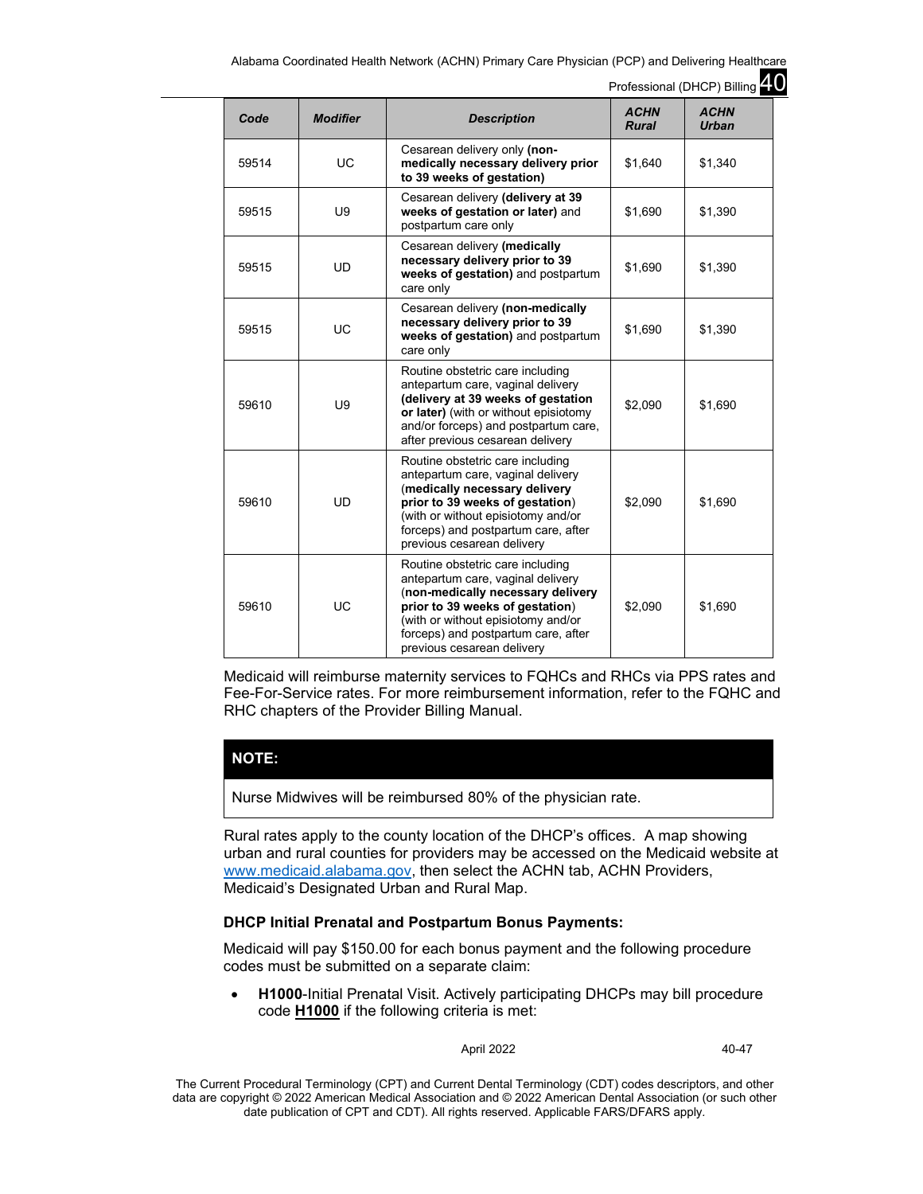| Code | Modifier | Description | ACHN Rural | ACHN Urban |
|---|---|---|---|---|
| 59514 | UC | Cesarean delivery only **(non-medically necessary delivery prior to 39 weeks of gestation)** | $1,640 | $1,340 |
| 59515 | U9 | Cesarean delivery **(delivery at 39 weeks of gestation or later)** and postpartum care only | $1,690 | $1,390 |
| 59515 | UD | Cesarean delivery **(medically necessary delivery prior to 39 weeks of gestation)** and postpartum care only | $1,690 | $1,390 |
| 59515 | UC | Cesarean delivery **(non-medically necessary delivery prior to 39 weeks of gestation)** and postpartum care only | $1,690 | $1,390 |
| 59610 | U9 | Routine obstetric care including antepartum care, vaginal delivery **(delivery at 39 weeks of gestation or later)** (with or without episiotomy and/or forceps) and postpartum care, after previous cesarean delivery | $2,090 | $1,690 |
| 59610 | UD | Routine obstetric care including antepartum care, vaginal delivery (**medically necessary delivery prior to 39 weeks of gestation**) (with or without episiotomy and/or forceps) and postpartum care, after previous cesarean delivery | $2,090 | $1,690 |
| 59610 | UC | Routine obstetric care including antepartum care, vaginal delivery (**non-medically necessary delivery prior to 39 weeks of gestation**) (with or without episiotomy and/or forceps) and postpartum care, after previous cesarean delivery | $2,090 | $1,690 |

Medicaid will reimburse maternity services to FQHCs and RHCs via PPS rates and Fee-For-Service rates. For more reimbursement information, refer to the FQHC and RHC chapters of the Provider Billing Manual.

**NOTE:**

Nurse Midwives will be reimbursed 80% of the physician rate.

Rural rates apply to the county location of the DHCP's offices. A map showing urban and rural counties for providers may be accessed on the Medicaid website at www.medicaid.alabama.gov, then select the ACHN tab, ACHN Providers, Medicaid's Designated Urban and Rural Map.

**DHCP Initial Prenatal and Postpartum Bonus Payments:**

Medicaid will pay $150.00 for each bonus payment and the following procedure codes must be submitted on a separate claim:

- **H1000**-Initial Prenatal Visit. Actively participating DHCPs may bill procedure code **H1000** if the following criteria is met: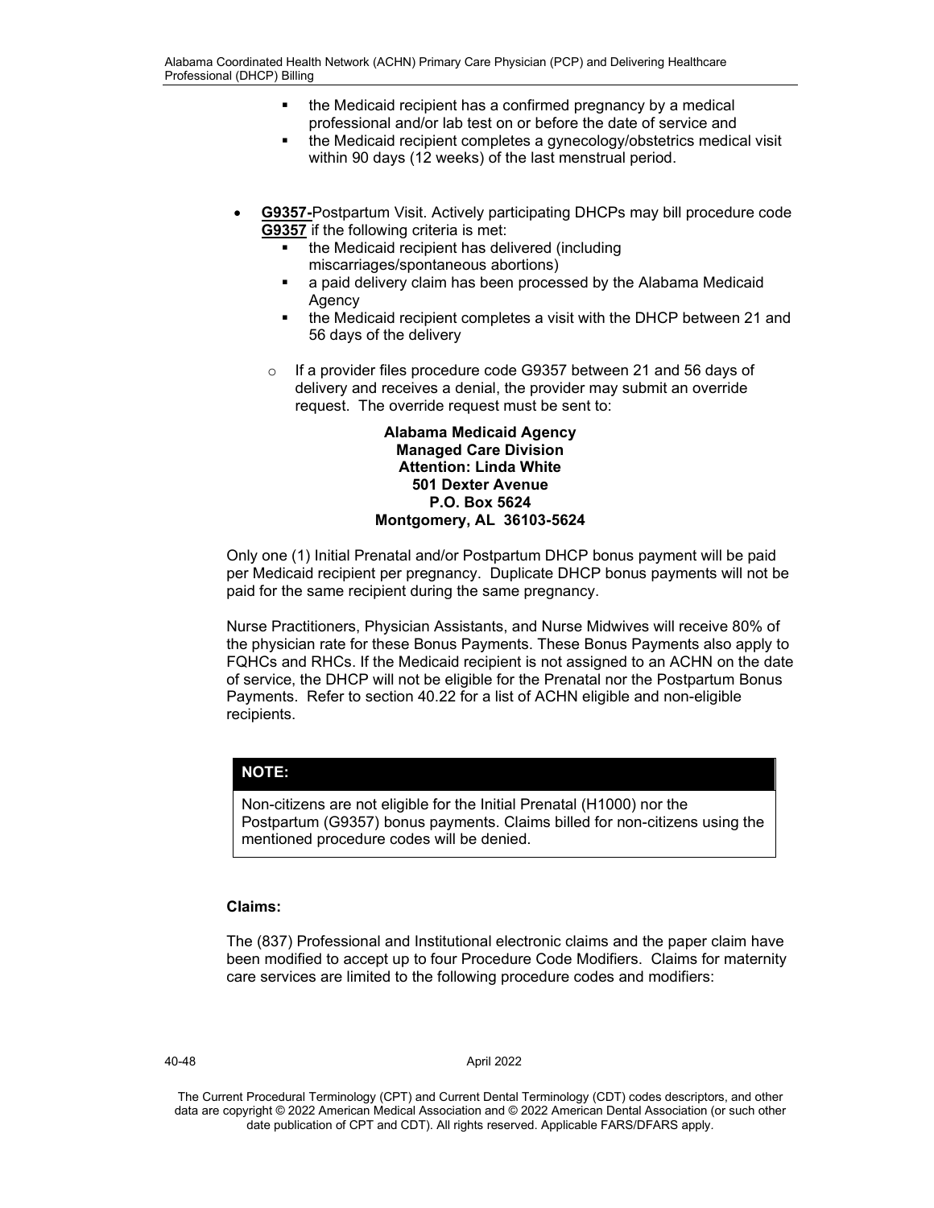- the Medicaid recipient has a confirmed pregnancy by a medical professional and/or lab test on or before the date of service and
    - the Medicaid recipient completes a gynecology/obstetrics medical visit within 90 days (12 weeks) of the last menstrual period.

- **G9357-**Postpartum Visit. Actively participating DHCPs may bill procedure code **G9357** if the following criteria is met:
    - the Medicaid recipient has delivered (including miscarriages/spontaneous abortions)
    - a paid delivery claim has been processed by the Alabama Medicaid Agency
    - the Medicaid recipient completes a visit with the DHCP between 21 and 56 days of the delivery

    - If a provider files procedure code G9357 between 21 and 56 days of delivery and receives a denial, the provider may submit an override request. The override request must be sent to:

      **Alabama Medicaid Agency**
      **Managed Care Division**
      **Attention: Linda White**
      **501 Dexter Avenue**
      **P.O. Box 5624**
      **Montgomery, AL 36103-5624**

Only one (1) Initial Prenatal and/or Postpartum DHCP bonus payment will be paid per Medicaid recipient per pregnancy. Duplicate DHCP bonus payments will not be paid for the same recipient during the same pregnancy.

Nurse Practitioners, Physician Assistants, and Nurse Midwives will receive 80% of the physician rate for these Bonus Payments. These Bonus Payments also apply to FQHCs and RHCs. If the Medicaid recipient is not assigned to an ACHN on the date of service, the DHCP will not be eligible for the Prenatal nor the Postpartum Bonus Payments. Refer to section 40.22 for a list of ACHN eligible and non-eligible recipients.

> **NOTE:**
>
> Non-citizens are not eligible for the Initial Prenatal (H1000) nor the Postpartum (G9357) bonus payments. Claims billed for non-citizens using the mentioned procedure codes will be denied.

**Claims:**

The (837) Professional and Institutional electronic claims and the paper claim have been modified to accept up to four Procedure Code Modifiers. Claims for maternity care services are limited to the following procedure codes and modifiers: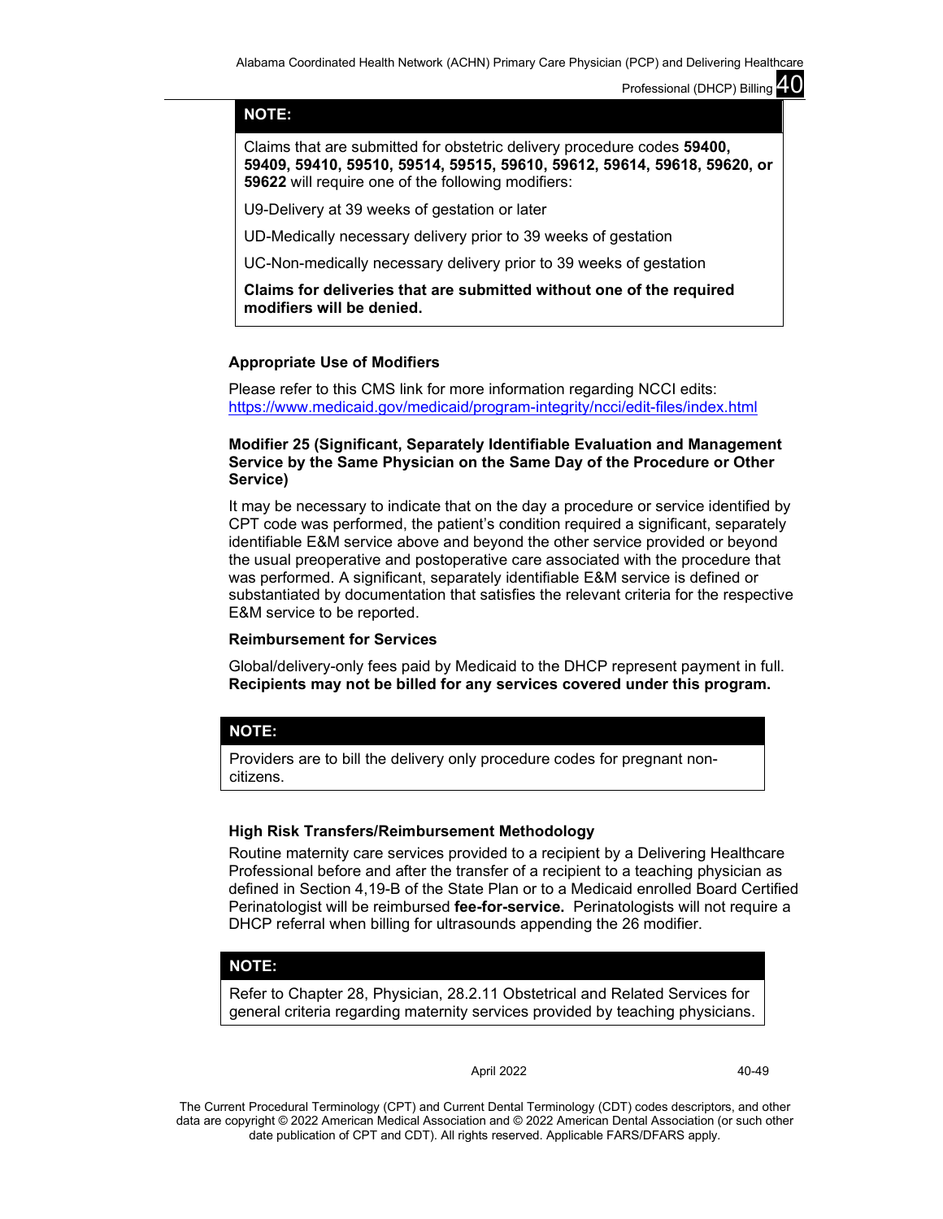**NOTE:**

Claims that are submitted for obstetric delivery procedure codes **59400, 59409, 59410, 59510, 59514, 59515, 59610, 59612, 59614, 59618, 59620, or 59622** will require one of the following modifiers:

U9-Delivery at 39 weeks of gestation or later

UD-Medically necessary delivery prior to 39 weeks of gestation

UC-Non-medically necessary delivery prior to 39 weeks of gestation

**Claims for deliveries that are submitted without one of the required modifiers will be denied.**

### Appropriate Use of Modifiers

Please refer to this CMS link for more information regarding NCCI edits: https://www.medicaid.gov/medicaid/program-integrity/ncci/edit-files/index.html

#### Modifier 25 (Significant, Separately Identifiable Evaluation and Management Service by the Same Physician on the Same Day of the Procedure or Other Service)

It may be necessary to indicate that on the day a procedure or service identified by CPT code was performed, the patient's condition required a significant, separately identifiable E&M service above and beyond the other service provided or beyond the usual preoperative and postoperative care associated with the procedure that was performed. A significant, separately identifiable E&M service is defined or substantiated by documentation that satisfies the relevant criteria for the respective E&M service to be reported.

### Reimbursement for Services

Global/delivery-only fees paid by Medicaid to the DHCP represent payment in full. **Recipients may not be billed for any services covered under this program.**

**NOTE:**

Providers are to bill the delivery only procedure codes for pregnant non-citizens.

### High Risk Transfers/Reimbursement Methodology

Routine maternity care services provided to a recipient by a Delivering Healthcare Professional before and after the transfer of a recipient to a teaching physician as defined in Section 4,19-B of the State Plan or to a Medicaid enrolled Board Certified Perinatologist will be reimbursed **fee-for-service.** Perinatologists will not require a DHCP referral when billing for ultrasounds appending the 26 modifier.

**NOTE:**

Refer to Chapter 28, Physician, 28.2.11 Obstetrical and Related Services for general criteria regarding maternity services provided by teaching physicians.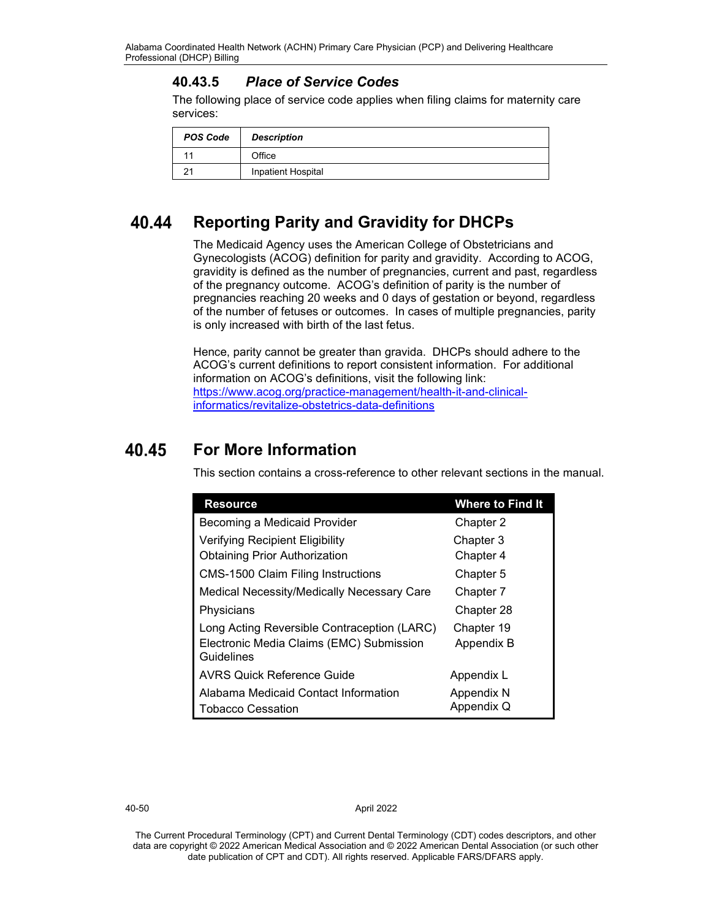### 40.43.5 *Place of Service Codes*

The following place of service code applies when filing claims for maternity care services:

| *POS Code* | *Description* |
|---|---|
| 11 | Office |
| 21 | Inpatient Hospital |

## 40.44 Reporting Parity and Gravidity for DHCPs

The Medicaid Agency uses the American College of Obstetricians and Gynecologists (ACOG) definition for parity and gravidity. According to ACOG, gravidity is defined as the number of pregnancies, current and past, regardless of the pregnancy outcome. ACOG's definition of parity is the number of pregnancies reaching 20 weeks and 0 days of gestation or beyond, regardless of the number of fetuses or outcomes. In cases of multiple pregnancies, parity is only increased with birth of the last fetus.

Hence, parity cannot be greater than gravida. DHCPs should adhere to the ACOG's current definitions to report consistent information. For additional information on ACOG's definitions, visit the following link: https://www.acog.org/practice-management/health-it-and-clinical-informatics/revitalize-obstetrics-data-definitions

## 40.45 For More Information

This section contains a cross-reference to other relevant sections in the manual.

| Resource | Where to Find It |
|---|---|
| Becoming a Medicaid Provider | Chapter 2 |
| Verifying Recipient Eligibility | Chapter 3 |
| Obtaining Prior Authorization | Chapter 4 |
| CMS-1500 Claim Filing Instructions | Chapter 5 |
| Medical Necessity/Medically Necessary Care | Chapter 7 |
| Physicians | Chapter 28 |
| Long Acting Reversible Contraception (LARC) | Chapter 19 |
| Electronic Media Claims (EMC) Submission Guidelines | Appendix B |
| AVRS Quick Reference Guide | Appendix L |
| Alabama Medicaid Contact Information | Appendix N |
| Tobacco Cessation | Appendix Q |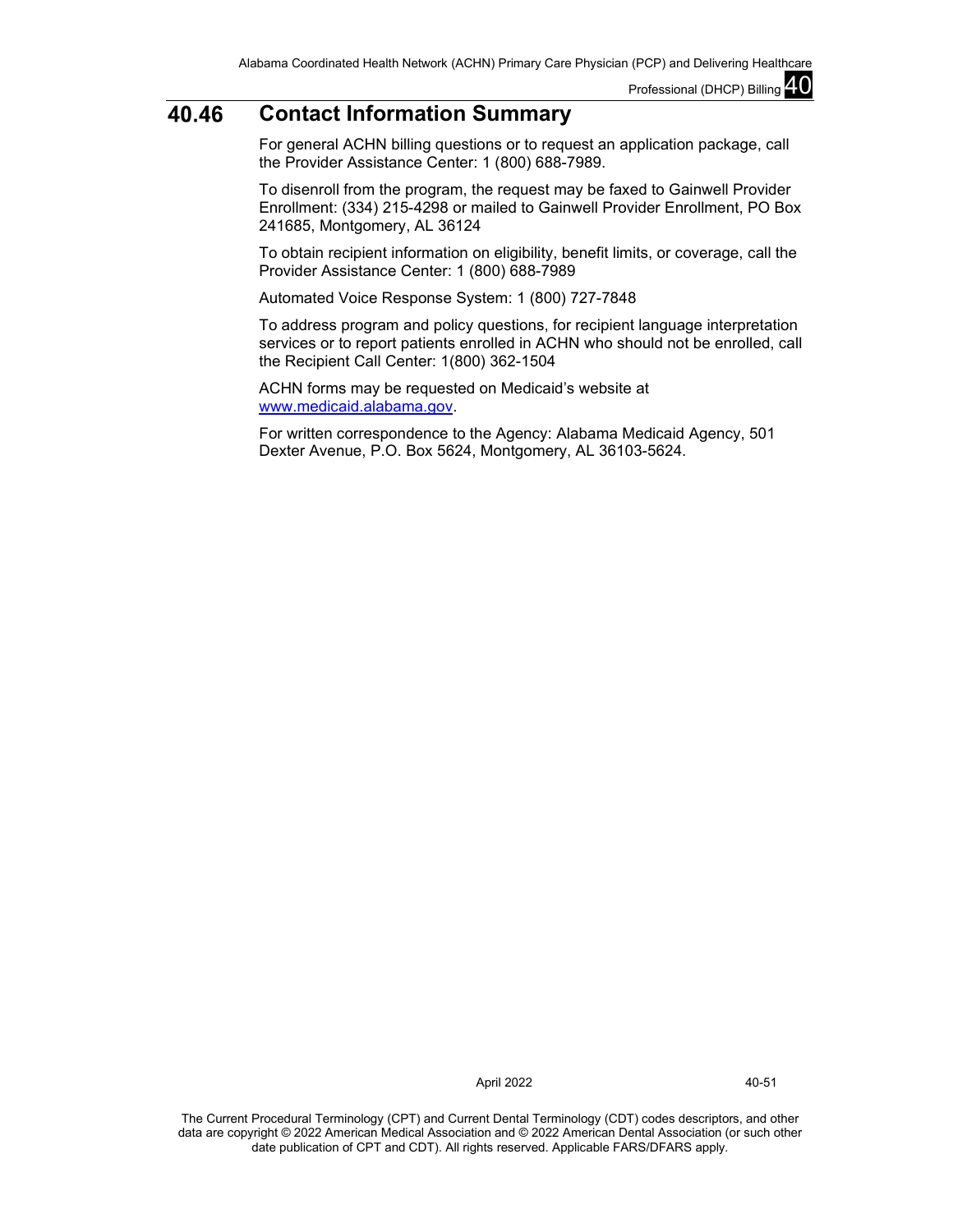## 40.46 Contact Information Summary

For general ACHN billing questions or to request an application package, call the Provider Assistance Center: 1 (800) 688-7989.

To disenroll from the program, the request may be faxed to Gainwell Provider Enrollment: (334) 215-4298 or mailed to Gainwell Provider Enrollment, PO Box 241685, Montgomery, AL 36124

To obtain recipient information on eligibility, benefit limits, or coverage, call the Provider Assistance Center: 1 (800) 688-7989

Automated Voice Response System: 1 (800) 727-7848

To address program and policy questions, for recipient language interpretation services or to report patients enrolled in ACHN who should not be enrolled, call the Recipient Call Center: 1(800) 362-1504

ACHN forms may be requested on Medicaid's website at www.medicaid.alabama.gov.

For written correspondence to the Agency: Alabama Medicaid Agency, 501 Dexter Avenue, P.O. Box 5624, Montgomery, AL 36103-5624.